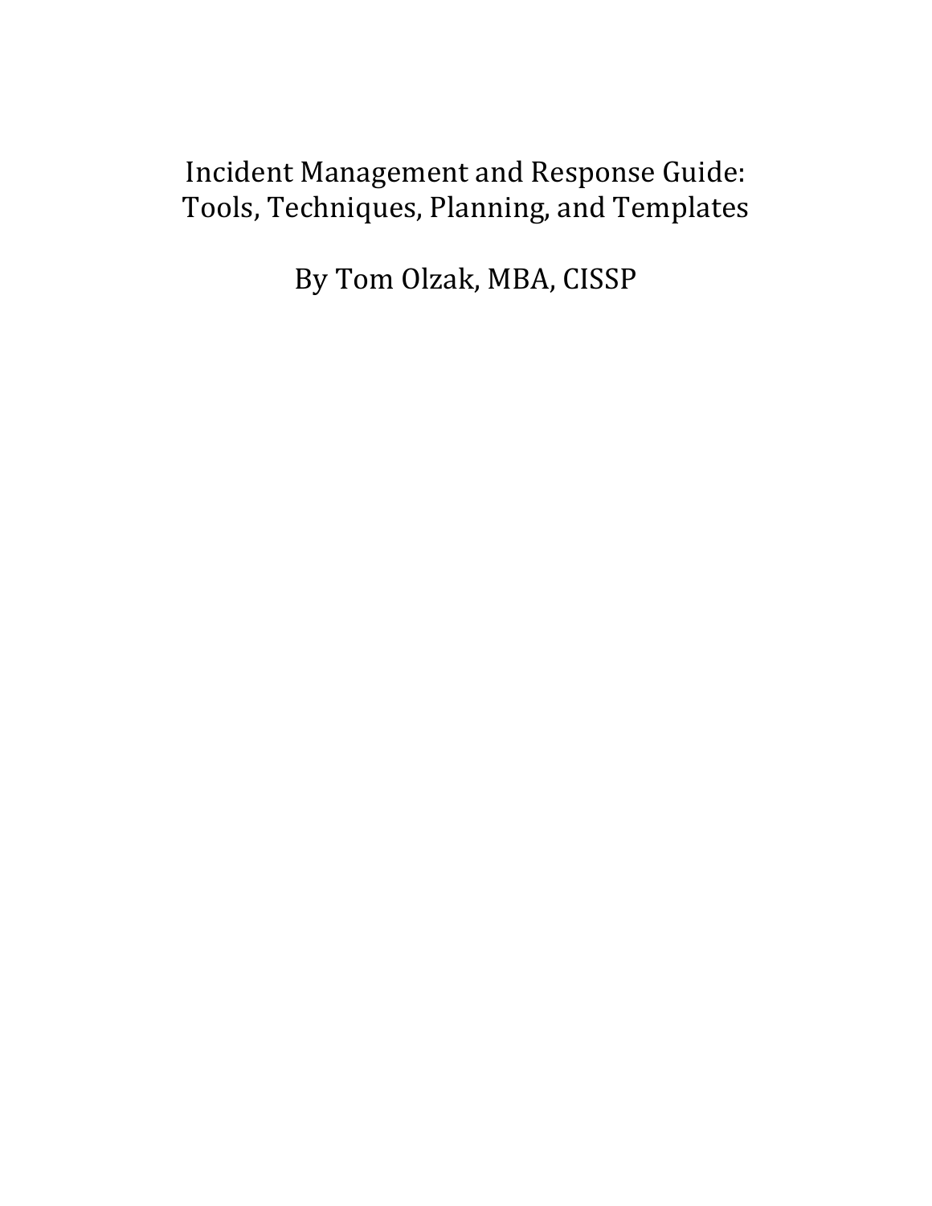# Incident Management and Response Guide: Tools, Techniques, Planning, and Templates

By Tom Olzak, MBA, CISSP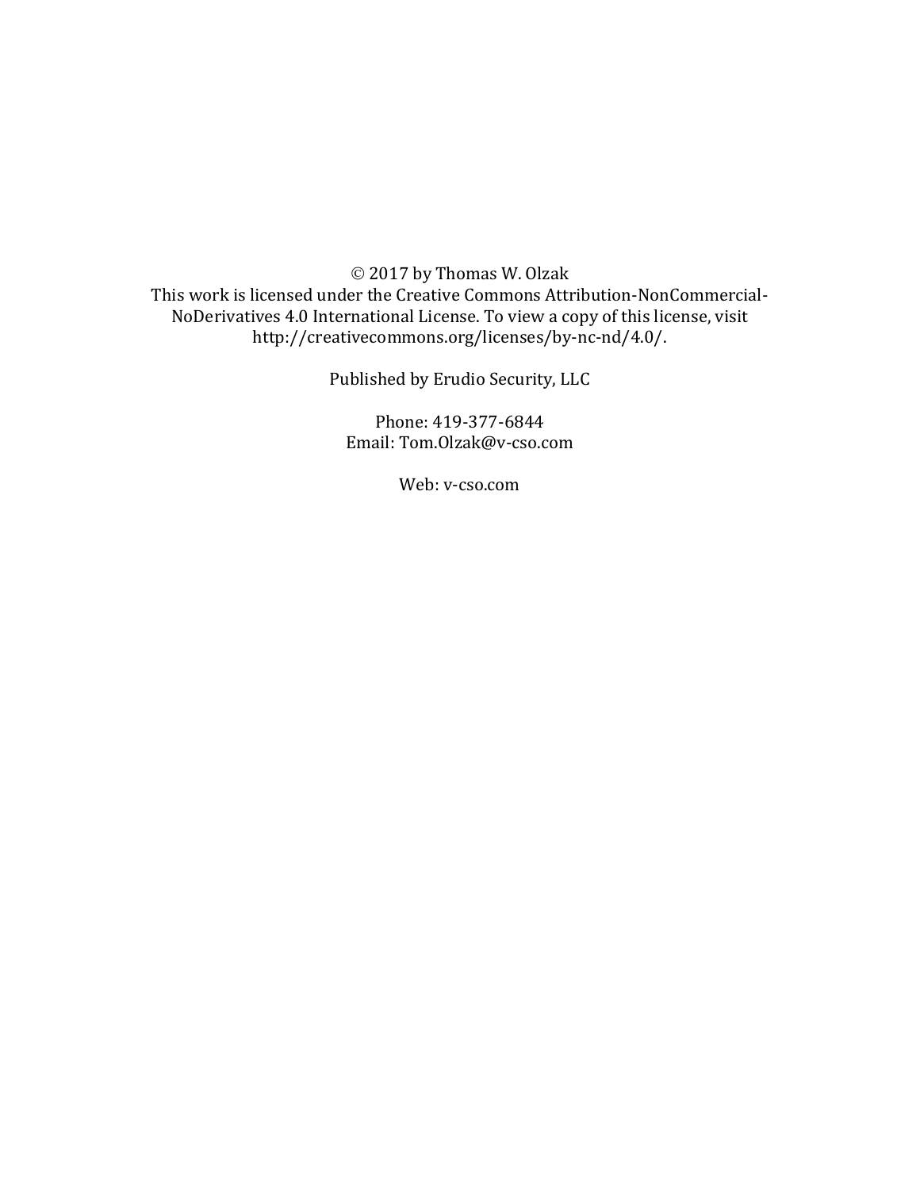© 2017 by Thomas W. Olzak
This work is licensed under the Creative Commons Attribution-NonCommercial-NoDerivatives 4.0 International License. To view a copy of this license, visit http://creativecommons.org/licenses/by-nc-nd/4.0/.

Published by Erudio Security, LLC

Phone: 419-377-6844
Email: Tom.Olzak@v-cso.com

Web: v-cso.com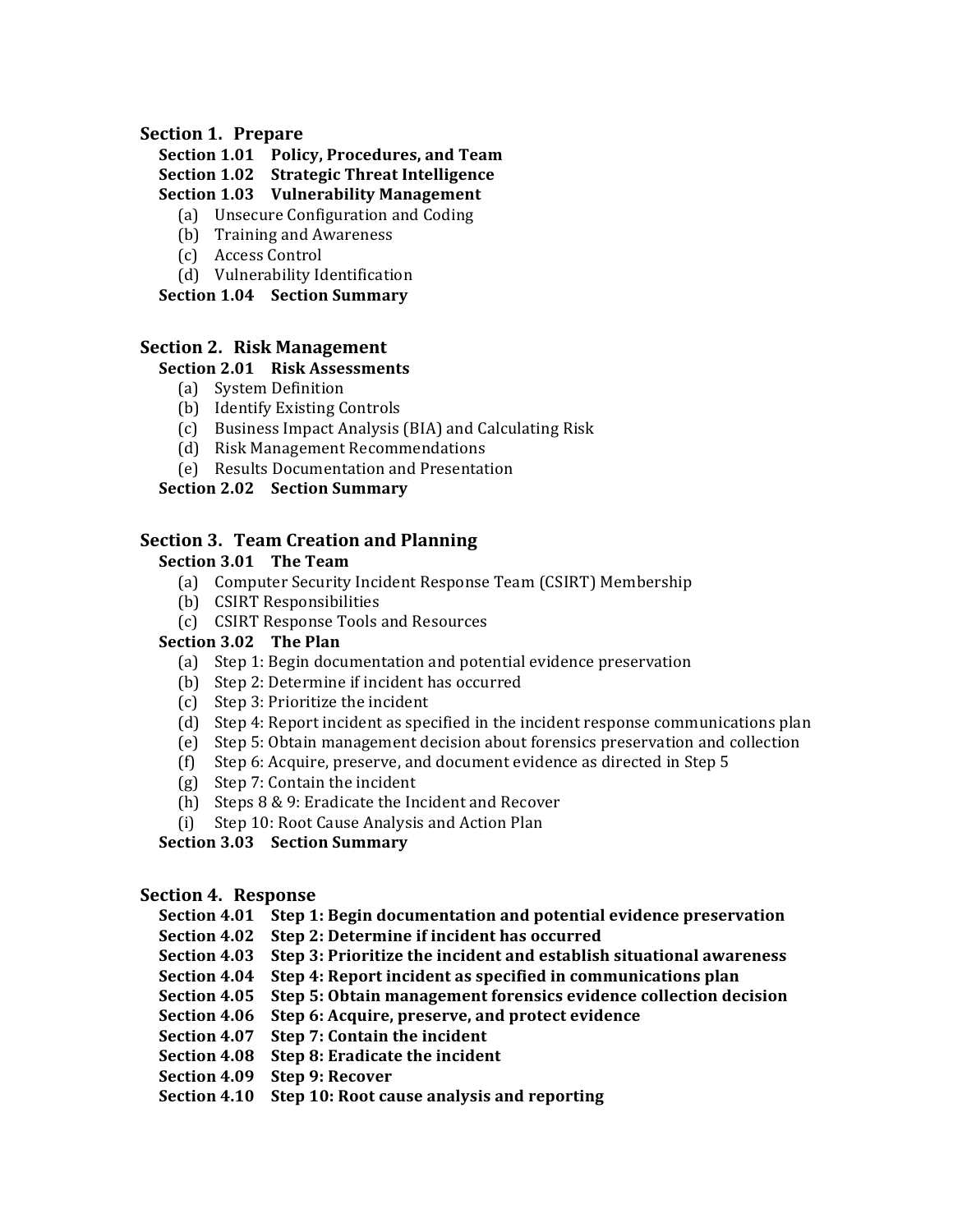## Section 1. Prepare

### Section 1.01 Policy, Procedures, and Team

### Section 1.02 Strategic Threat Intelligence

### Section 1.03 Vulnerability Management

- (a) Unsecure Configuration and Coding
- (b) Training and Awareness
- (c) Access Control
- (d) Vulnerability Identification

### Section 1.04 Section Summary

## Section 2. Risk Management

### Section 2.01 Risk Assessments

- (a) System Definition
- (b) Identify Existing Controls
- (c) Business Impact Analysis (BIA) and Calculating Risk
- (d) Risk Management Recommendations
- (e) Results Documentation and Presentation

### Section 2.02 Section Summary

## Section 3. Team Creation and Planning

### Section 3.01 The Team

- (a) Computer Security Incident Response Team (CSIRT) Membership
- (b) CSIRT Responsibilities
- (c) CSIRT Response Tools and Resources

### Section 3.02 The Plan

- (a) Step 1: Begin documentation and potential evidence preservation
- (b) Step 2: Determine if incident has occurred
- (c) Step 3: Prioritize the incident
- (d) Step 4: Report incident as specified in the incident response communications plan
- (e) Step 5: Obtain management decision about forensics preservation and collection
- (f) Step 6: Acquire, preserve, and document evidence as directed in Step 5
- (g) Step 7: Contain the incident
- (h) Steps 8 & 9: Eradicate the Incident and Recover
- (i) Step 10: Root Cause Analysis and Action Plan

### Section 3.03 Section Summary

## Section 4. Response

### Section 4.01 Step 1: Begin documentation and potential evidence preservation

### Section 4.02 Step 2: Determine if incident has occurred

### Section 4.03 Step 3: Prioritize the incident and establish situational awareness

### Section 4.04 Step 4: Report incident as specified in communications plan

### Section 4.05 Step 5: Obtain management forensics evidence collection decision

### Section 4.06 Step 6: Acquire, preserve, and protect evidence

### Section 4.07 Step 7: Contain the incident

### Section 4.08 Step 8: Eradicate the incident

### Section 4.09 Step 9: Recover

### Section 4.10 Step 10: Root cause analysis and reporting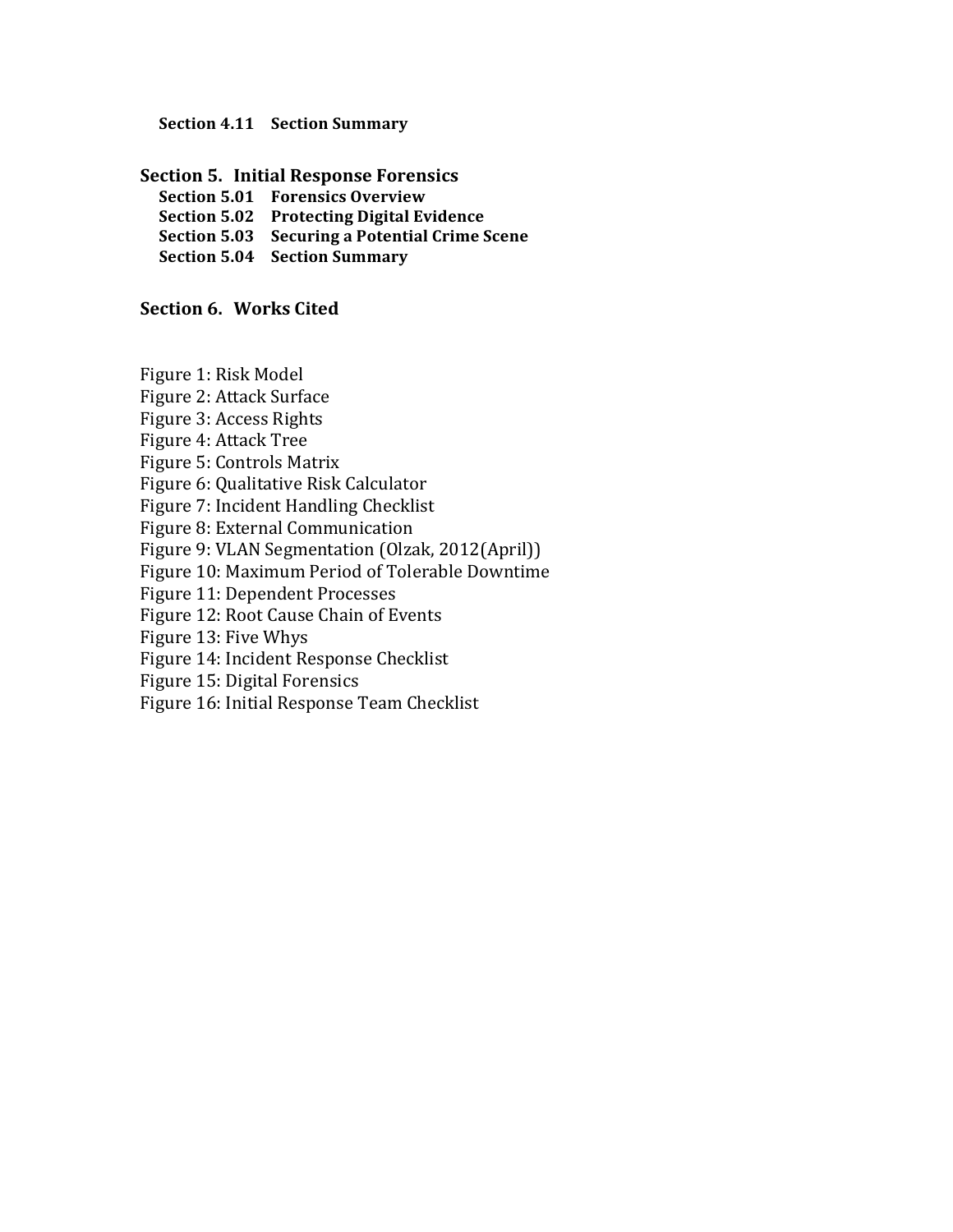**Section 4.11 Section Summary**

**Section 5. Initial Response Forensics**

**Section 5.01 Forensics Overview**
**Section 5.02 Protecting Digital Evidence**
**Section 5.03 Securing a Potential Crime Scene**
**Section 5.04 Section Summary**

**Section 6. Works Cited**

Figure 1: Risk Model
Figure 2: Attack Surface
Figure 3: Access Rights
Figure 4: Attack Tree
Figure 5: Controls Matrix
Figure 6: Qualitative Risk Calculator
Figure 7: Incident Handling Checklist
Figure 8: External Communication
Figure 9: VLAN Segmentation (Olzak, 2012(April))
Figure 10: Maximum Period of Tolerable Downtime
Figure 11: Dependent Processes
Figure 12: Root Cause Chain of Events
Figure 13: Five Whys
Figure 14: Incident Response Checklist
Figure 15: Digital Forensics
Figure 16: Initial Response Team Checklist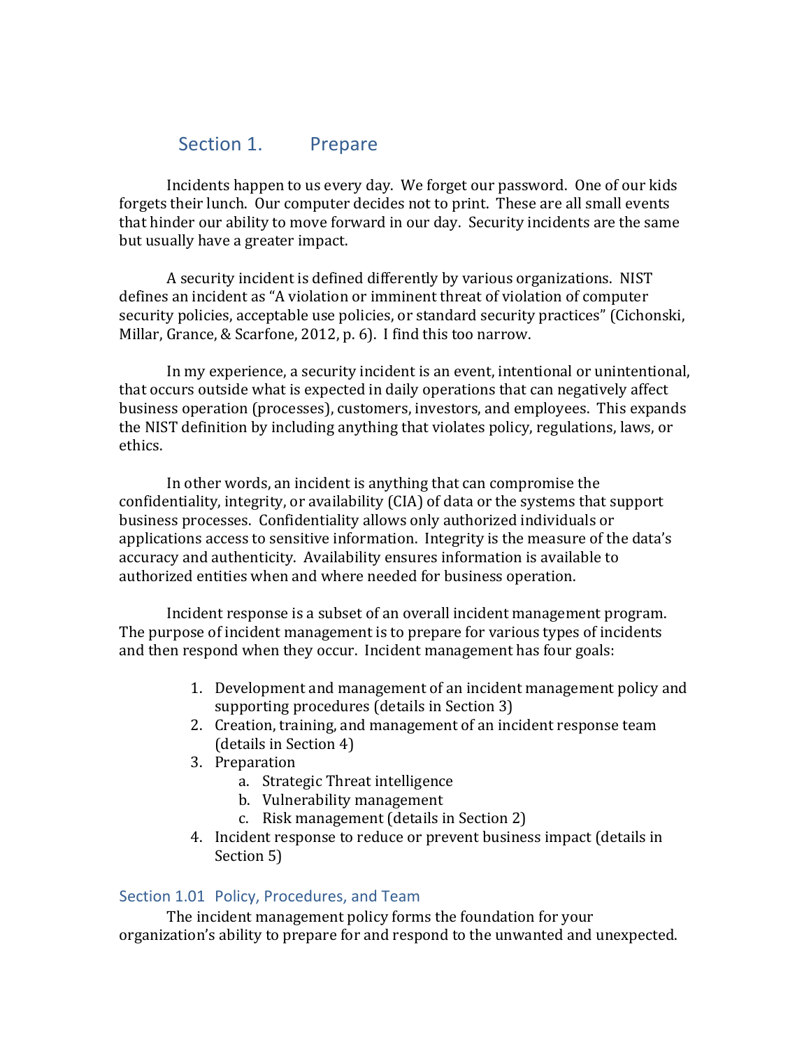# Section 1. Prepare

Incidents happen to us every day. We forget our password. One of our kids forgets their lunch. Our computer decides not to print. These are all small events that hinder our ability to move forward in our day. Security incidents are the same but usually have a greater impact.

A security incident is defined differently by various organizations. NIST defines an incident as "A violation or imminent threat of violation of computer security policies, acceptable use policies, or standard security practices" (Cichonski, Millar, Grance, & Scarfone, 2012, p. 6). I find this too narrow.

In my experience, a security incident is an event, intentional or unintentional, that occurs outside what is expected in daily operations that can negatively affect business operation (processes), customers, investors, and employees. This expands the NIST definition by including anything that violates policy, regulations, laws, or ethics.

In other words, an incident is anything that can compromise the confidentiality, integrity, or availability (CIA) of data or the systems that support business processes. Confidentiality allows only authorized individuals or applications access to sensitive information. Integrity is the measure of the data's accuracy and authenticity. Availability ensures information is available to authorized entities when and where needed for business operation.

Incident response is a subset of an overall incident management program. The purpose of incident management is to prepare for various types of incidents and then respond when they occur. Incident management has four goals:

1. Development and management of an incident management policy and supporting procedures (details in Section 3)
2. Creation, training, and management of an incident response team (details in Section 4)
3. Preparation
   a. Strategic Threat intelligence
   b. Vulnerability management
   c. Risk management (details in Section 2)
4. Incident response to reduce or prevent business impact (details in Section 5)

## Section 1.01 Policy, Procedures, and Team

The incident management policy forms the foundation for your organization's ability to prepare for and respond to the unwanted and unexpected.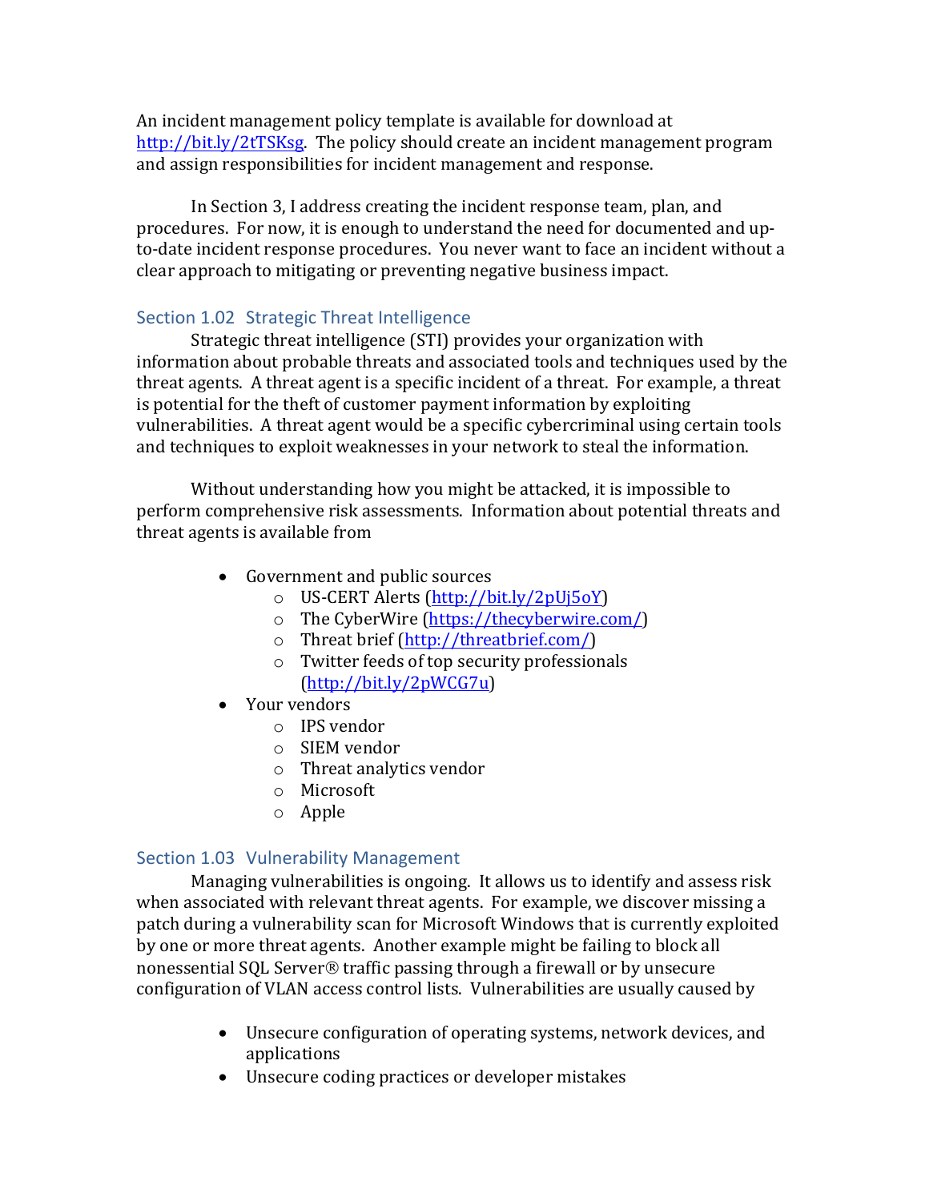An incident management policy template is available for download at http://bit.ly/2tTSKsg. The policy should create an incident management program and assign responsibilities for incident management and response.

In Section 3, I address creating the incident response team, plan, and procedures. For now, it is enough to understand the need for documented and up-to-date incident response procedures. You never want to face an incident without a clear approach to mitigating or preventing negative business impact.

### Section 1.02 Strategic Threat Intelligence

Strategic threat intelligence (STI) provides your organization with information about probable threats and associated tools and techniques used by the threat agents. A threat agent is a specific incident of a threat. For example, a threat is potential for the theft of customer payment information by exploiting vulnerabilities. A threat agent would be a specific cybercriminal using certain tools and techniques to exploit weaknesses in your network to steal the information.

Without understanding how you might be attacked, it is impossible to perform comprehensive risk assessments. Information about potential threats and threat agents is available from

- Government and public sources
  - US-CERT Alerts (http://bit.ly/2pUj5oY)
  - The CyberWire (https://thecyberwire.com/)
  - Threat brief (http://threatbrief.com/)
  - Twitter feeds of top security professionals (http://bit.ly/2pWCG7u)
- Your vendors
  - IPS vendor
  - SIEM vendor
  - Threat analytics vendor
  - Microsoft
  - Apple

### Section 1.03 Vulnerability Management

Managing vulnerabilities is ongoing. It allows us to identify and assess risk when associated with relevant threat agents. For example, we discover missing a patch during a vulnerability scan for Microsoft Windows that is currently exploited by one or more threat agents. Another example might be failing to block all nonessential SQL Server® traffic passing through a firewall or by unsecure configuration of VLAN access control lists. Vulnerabilities are usually caused by

- Unsecure configuration of operating systems, network devices, and applications
- Unsecure coding practices or developer mistakes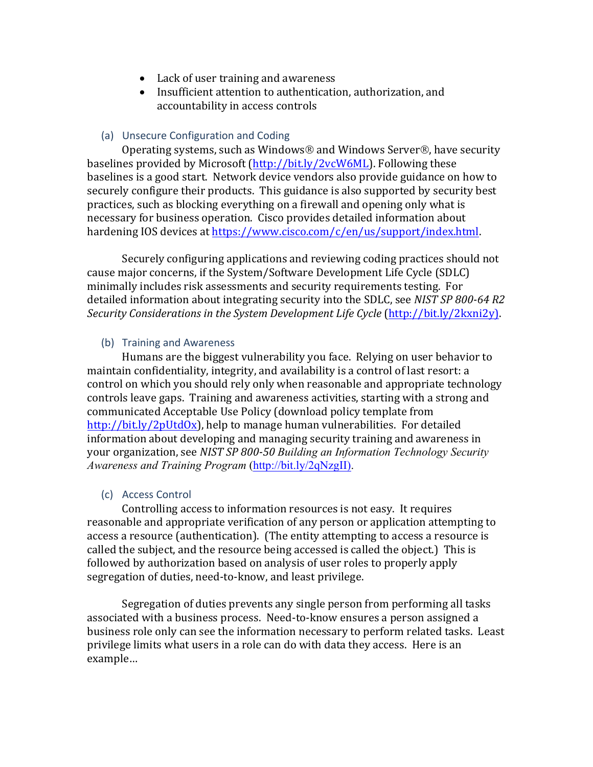- Lack of user training and awareness
- Insufficient attention to authentication, authorization, and accountability in access controls

### (a) Unsecure Configuration and Coding

Operating systems, such as Windows® and Windows Server®, have security baselines provided by Microsoft (http://bit.ly/2vcW6ML). Following these baselines is a good start. Network device vendors also provide guidance on how to securely configure their products. This guidance is also supported by security best practices, such as blocking everything on a firewall and opening only what is necessary for business operation. Cisco provides detailed information about hardening IOS devices at https://www.cisco.com/c/en/us/support/index.html.

Securely configuring applications and reviewing coding practices should not cause major concerns, if the System/Software Development Life Cycle (SDLC) minimally includes risk assessments and security requirements testing. For detailed information about integrating security into the SDLC, see *NIST SP 800-64 R2 Security Considerations in the System Development Life Cycle* (http://bit.ly/2kxni2y).

### (b) Training and Awareness

Humans are the biggest vulnerability you face. Relying on user behavior to maintain confidentiality, integrity, and availability is a control of last resort: a control on which you should rely only when reasonable and appropriate technology controls leave gaps. Training and awareness activities, starting with a strong and communicated Acceptable Use Policy (download policy template from http://bit.ly/2pUtdOx), help to manage human vulnerabilities. For detailed information about developing and managing security training and awareness in your organization, see *NIST SP 800-50 Building an Information Technology Security Awareness and Training Program* (http://bit.ly/2qNzgII).

### (c) Access Control

Controlling access to information resources is not easy. It requires reasonable and appropriate verification of any person or application attempting to access a resource (authentication). (The entity attempting to access a resource is called the subject, and the resource being accessed is called the object.) This is followed by authorization based on analysis of user roles to properly apply segregation of duties, need-to-know, and least privilege.

Segregation of duties prevents any single person from performing all tasks associated with a business process. Need-to-know ensures a person assigned a business role only can see the information necessary to perform related tasks. Least privilege limits what users in a role can do with data they access. Here is an example…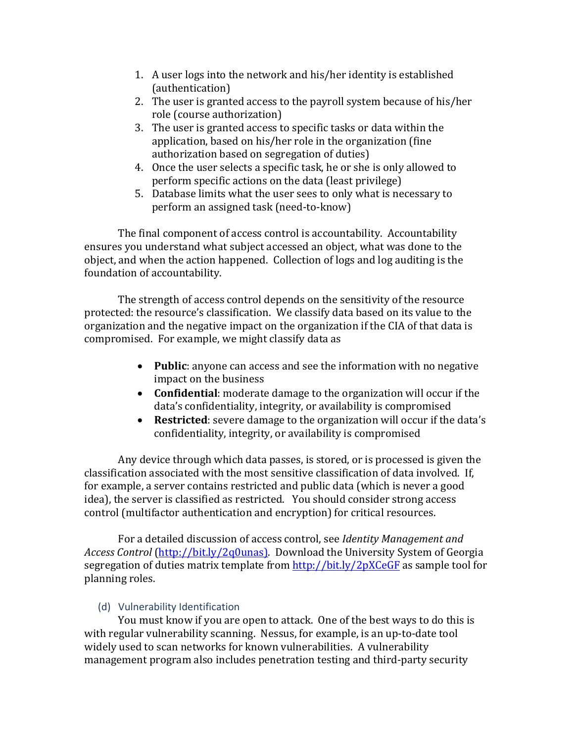1. A user logs into the network and his/her identity is established (authentication)
2. The user is granted access to the payroll system because of his/her role (course authorization)
3. The user is granted access to specific tasks or data within the application, based on his/her role in the organization (fine authorization based on segregation of duties)
4. Once the user selects a specific task, he or she is only allowed to perform specific actions on the data (least privilege)
5. Database limits what the user sees to only what is necessary to perform an assigned task (need-to-know)

The final component of access control is accountability. Accountability ensures you understand what subject accessed an object, what was done to the object, and when the action happened. Collection of logs and log auditing is the foundation of accountability.

The strength of access control depends on the sensitivity of the resource protected: the resource's classification. We classify data based on its value to the organization and the negative impact on the organization if the CIA of that data is compromised. For example, we might classify data as

- **Public**: anyone can access and see the information with no negative impact on the business
- **Confidential**: moderate damage to the organization will occur if the data's confidentiality, integrity, or availability is compromised
- **Restricted**: severe damage to the organization will occur if the data's confidentiality, integrity, or availability is compromised

Any device through which data passes, is stored, or is processed is given the classification associated with the most sensitive classification of data involved. If, for example, a server contains restricted and public data (which is never a good idea), the server is classified as restricted. You should consider strong access control (multifactor authentication and encryption) for critical resources.

For a detailed discussion of access control, see *Identity Management and Access Control* (http://bit.ly/2q0unas). Download the University System of Georgia segregation of duties matrix template from http://bit.ly/2pXCeGF as sample tool for planning roles.

### (d) Vulnerability Identification

You must know if you are open to attack. One of the best ways to do this is with regular vulnerability scanning. Nessus, for example, is an up-to-date tool widely used to scan networks for known vulnerabilities. A vulnerability management program also includes penetration testing and third-party security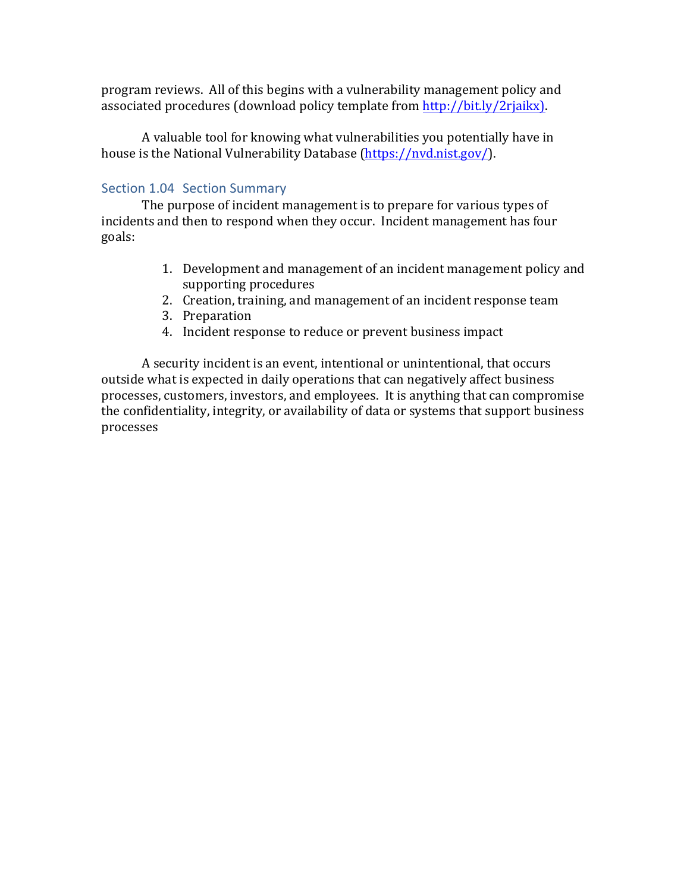program reviews. All of this begins with a vulnerability management policy and associated procedures (download policy template from [http://bit.ly/2rjaikx)](http://bit.ly/2rjaikx).

A valuable tool for knowing what vulnerabilities you potentially have in house is the National Vulnerability Database ([https://nvd.nist.gov/](https://nvd.nist.gov/)).

### Section 1.04 Section Summary

The purpose of incident management is to prepare for various types of incidents and then to respond when they occur. Incident management has four goals:

1. Development and management of an incident management policy and supporting procedures
2. Creation, training, and management of an incident response team
3. Preparation
4. Incident response to reduce or prevent business impact

A security incident is an event, intentional or unintentional, that occurs outside what is expected in daily operations that can negatively affect business processes, customers, investors, and employees. It is anything that can compromise the confidentiality, integrity, or availability of data or systems that support business processes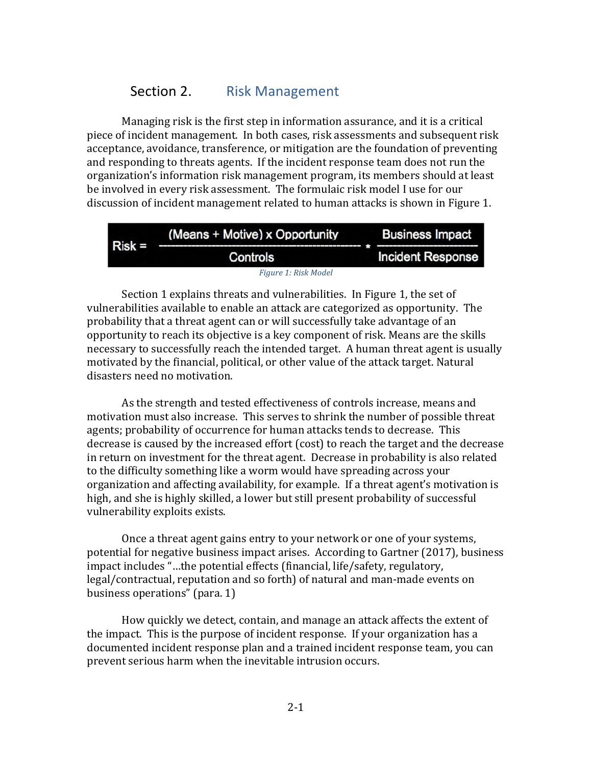## Section 2. Risk Management

Managing risk is the first step in information assurance, and it is a critical piece of incident management. In both cases, risk assessments and subsequent risk acceptance, avoidance, transference, or mitigation are the foundation of preventing and responding to threats agents. If the incident response team does not run the organization's information risk management program, its members should at least be involved in every risk assessment. The formulaic risk model I use for our discussion of incident management related to human attacks is shown in Figure 1.

$$\text{Risk} = \frac{(\text{Means} + \text{Motive}) \times \text{Opportunity}}{\text{Controls}} * \frac{\text{Business Impact}}{\text{Incident Response}}$$

*Figure 1: Risk Model*

Section 1 explains threats and vulnerabilities. In Figure 1, the set of vulnerabilities available to enable an attack are categorized as opportunity. The probability that a threat agent can or will successfully take advantage of an opportunity to reach its objective is a key component of risk. Means are the skills necessary to successfully reach the intended target. A human threat agent is usually motivated by the financial, political, or other value of the attack target. Natural disasters need no motivation.

As the strength and tested effectiveness of controls increase, means and motivation must also increase. This serves to shrink the number of possible threat agents; probability of occurrence for human attacks tends to decrease. This decrease is caused by the increased effort (cost) to reach the target and the decrease in return on investment for the threat agent. Decrease in probability is also related to the difficulty something like a worm would have spreading across your organization and affecting availability, for example. If a threat agent's motivation is high, and she is highly skilled, a lower but still present probability of successful vulnerability exploits exists.

Once a threat agent gains entry to your network or one of your systems, potential for negative business impact arises. According to Gartner (2017), business impact includes "…the potential effects (financial, life/safety, regulatory, legal/contractual, reputation and so forth) of natural and man-made events on business operations" (para. 1)

How quickly we detect, contain, and manage an attack affects the extent of the impact. This is the purpose of incident response. If your organization has a documented incident response plan and a trained incident response team, you can prevent serious harm when the inevitable intrusion occurs.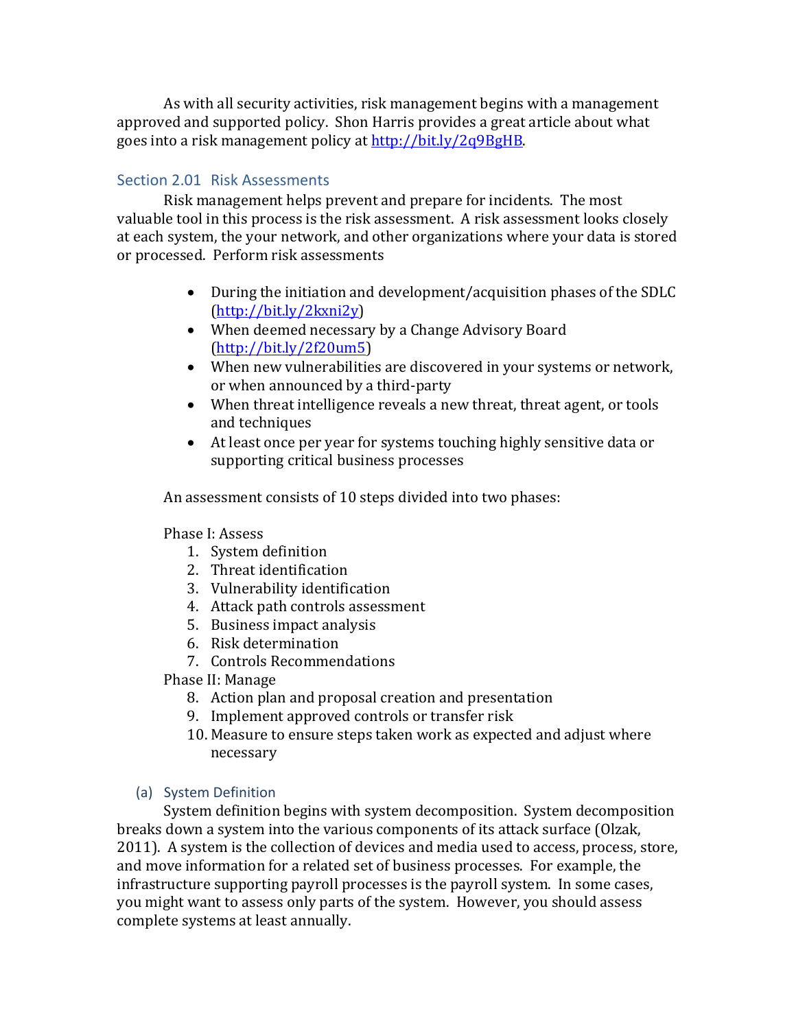As with all security activities, risk management begins with a management approved and supported policy. Shon Harris provides a great article about what goes into a risk management policy at http://bit.ly/2q9BgHB.

## Section 2.01 Risk Assessments

Risk management helps prevent and prepare for incidents. The most valuable tool in this process is the risk assessment. A risk assessment looks closely at each system, the your network, and other organizations where your data is stored or processed. Perform risk assessments

- During the initiation and development/acquisition phases of the SDLC (http://bit.ly/2kxni2y)
- When deemed necessary by a Change Advisory Board (http://bit.ly/2f20um5)
- When new vulnerabilities are discovered in your systems or network, or when announced by a third-party
- When threat intelligence reveals a new threat, threat agent, or tools and techniques
- At least once per year for systems touching highly sensitive data or supporting critical business processes

An assessment consists of 10 steps divided into two phases:

Phase I: Assess

1. System definition
2. Threat identification
3. Vulnerability identification
4. Attack path controls assessment
5. Business impact analysis
6. Risk determination
7. Controls Recommendations

Phase II: Manage

8. Action plan and proposal creation and presentation
9. Implement approved controls or transfer risk
10. Measure to ensure steps taken work as expected and adjust where necessary

### (a) System Definition

System definition begins with system decomposition. System decomposition breaks down a system into the various components of its attack surface (Olzak, 2011). A system is the collection of devices and media used to access, process, store, and move information for a related set of business processes. For example, the infrastructure supporting payroll processes is the payroll system. In some cases, you might want to assess only parts of the system. However, you should assess complete systems at least annually.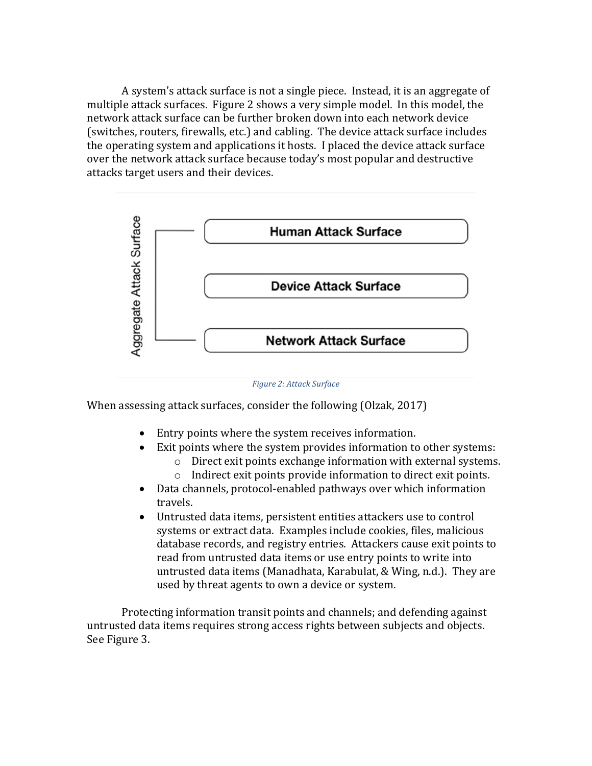A system's attack surface is not a single piece. Instead, it is an aggregate of multiple attack surfaces. Figure 2 shows a very simple model. In this model, the network attack surface can be further broken down into each network device (switches, routers, firewalls, etc.) and cabling. The device attack surface includes the operating system and applications it hosts. I placed the device attack surface over the network attack surface because today's most popular and destructive attacks target users and their devices.

Aggregate Attack Surface

Human Attack Surface

Device Attack Surface

Network Attack Surface

*Figure 2: Attack Surface*

When assessing attack surfaces, consider the following (Olzak, 2017)

- Entry points where the system receives information.
- Exit points where the system provides information to other systems:
  - Direct exit points exchange information with external systems.
  - Indirect exit points provide information to direct exit points.
- Data channels, protocol-enabled pathways over which information travels.
- Untrusted data items, persistent entities attackers use to control systems or extract data. Examples include cookies, files, malicious database records, and registry entries. Attackers cause exit points to read from untrusted data items or use entry points to write into untrusted data items (Manadhata, Karabulat, & Wing, n.d.). They are used by threat agents to own a device or system.

Protecting information transit points and channels; and defending against untrusted data items requires strong access rights between subjects and objects. See Figure 3.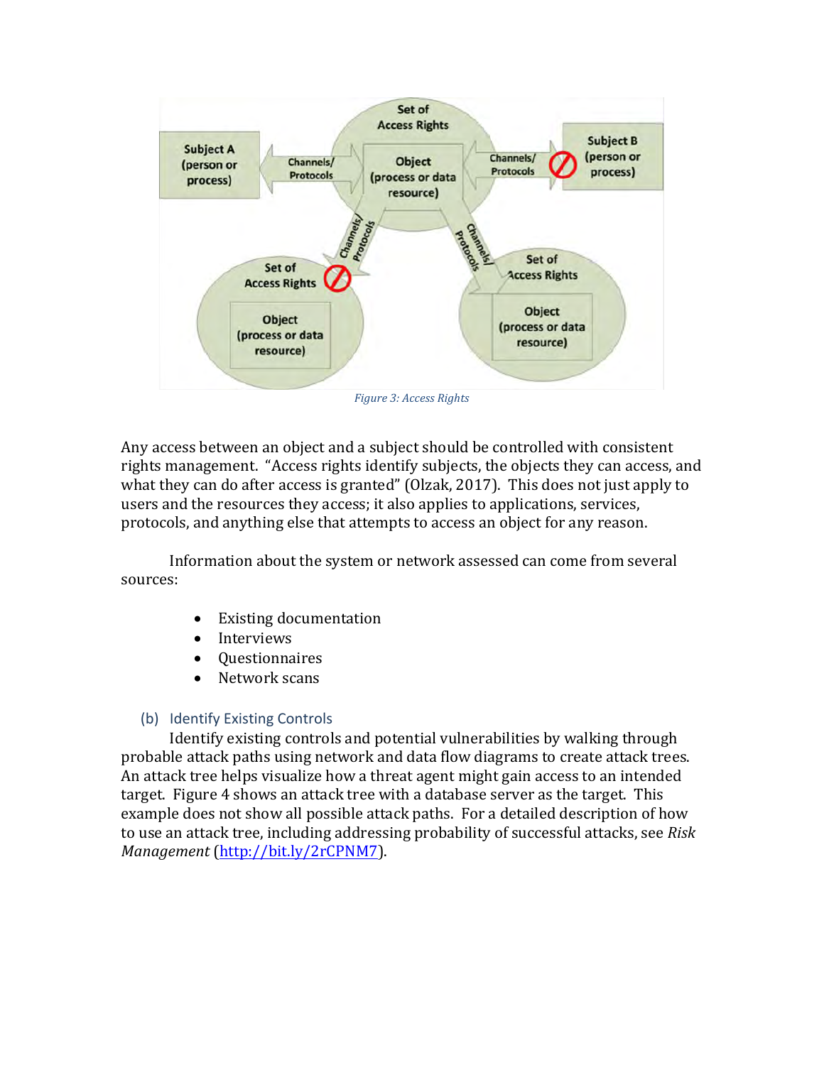Set of Access Rights

Subject A (person or process)

Channels/ Protocols

Object (process or data resource)

Channels/ Protocols

Subject B (person or process)

Channels/ Protocols

Channels/ Protocols

Set of Access Rights

Object (process or data resource)

Set of Access Rights

Object (process or data resource)

*Figure 3: Access Rights*

Any access between an object and a subject should be controlled with consistent rights management. "Access rights identify subjects, the objects they can access, and what they can do after access is granted" (Olzak, 2017). This does not just apply to users and the resources they access; it also applies to applications, services, protocols, and anything else that attempts to access an object for any reason.

Information about the system or network assessed can come from several sources:

- Existing documentation
- Interviews
- Questionnaires
- Network scans

### (b) Identify Existing Controls

Identify existing controls and potential vulnerabilities by walking through probable attack paths using network and data flow diagrams to create attack trees. An attack tree helps visualize how a threat agent might gain access to an intended target. Figure 4 shows an attack tree with a database server as the target. This example does not show all possible attack paths. For a detailed description of how to use an attack tree, including addressing probability of successful attacks, see *Risk Management* (http://bit.ly/2rCPNM7).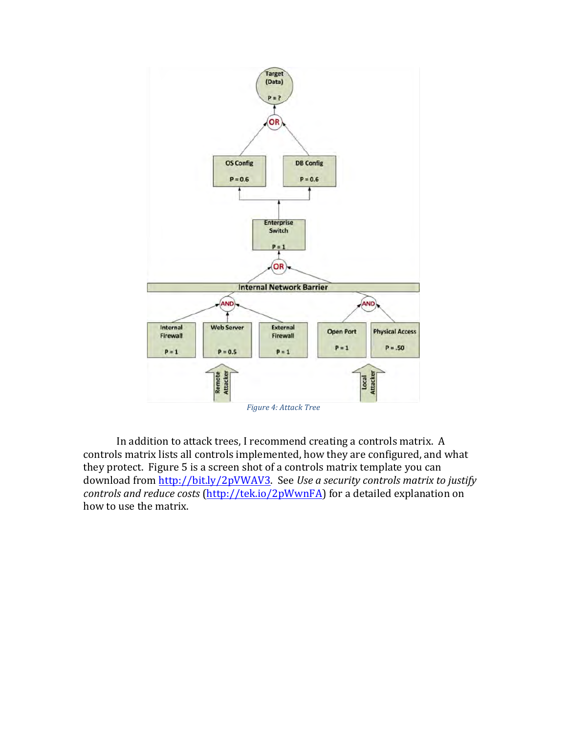Target (Data)

P = ?

OR

OS Config

P = 0.6

DB Config

P = 0.6

Enterprise Switch

P = 1

OR

Internal Network Barrier

AND

Internal Firewall

P = 1

Web Server

P = 0.5

External Firewall

P = 1

AND

Open Port

P = 1

Physical Access

P = .50

Remote Attacker

Local Attacker

*Figure 4: Attack Tree*

In addition to attack trees, I recommend creating a controls matrix. A controls matrix lists all controls implemented, how they are configured, and what they protect. Figure 5 is a screen shot of a controls matrix template you can download from [http://bit.ly/2pVWAV3](http://bit.ly/2pVWAV3). See *Use a security controls matrix to justify controls and reduce costs* ([http://tek.io/2pWwnFA](http://tek.io/2pWwnFA)) for a detailed explanation on how to use the matrix.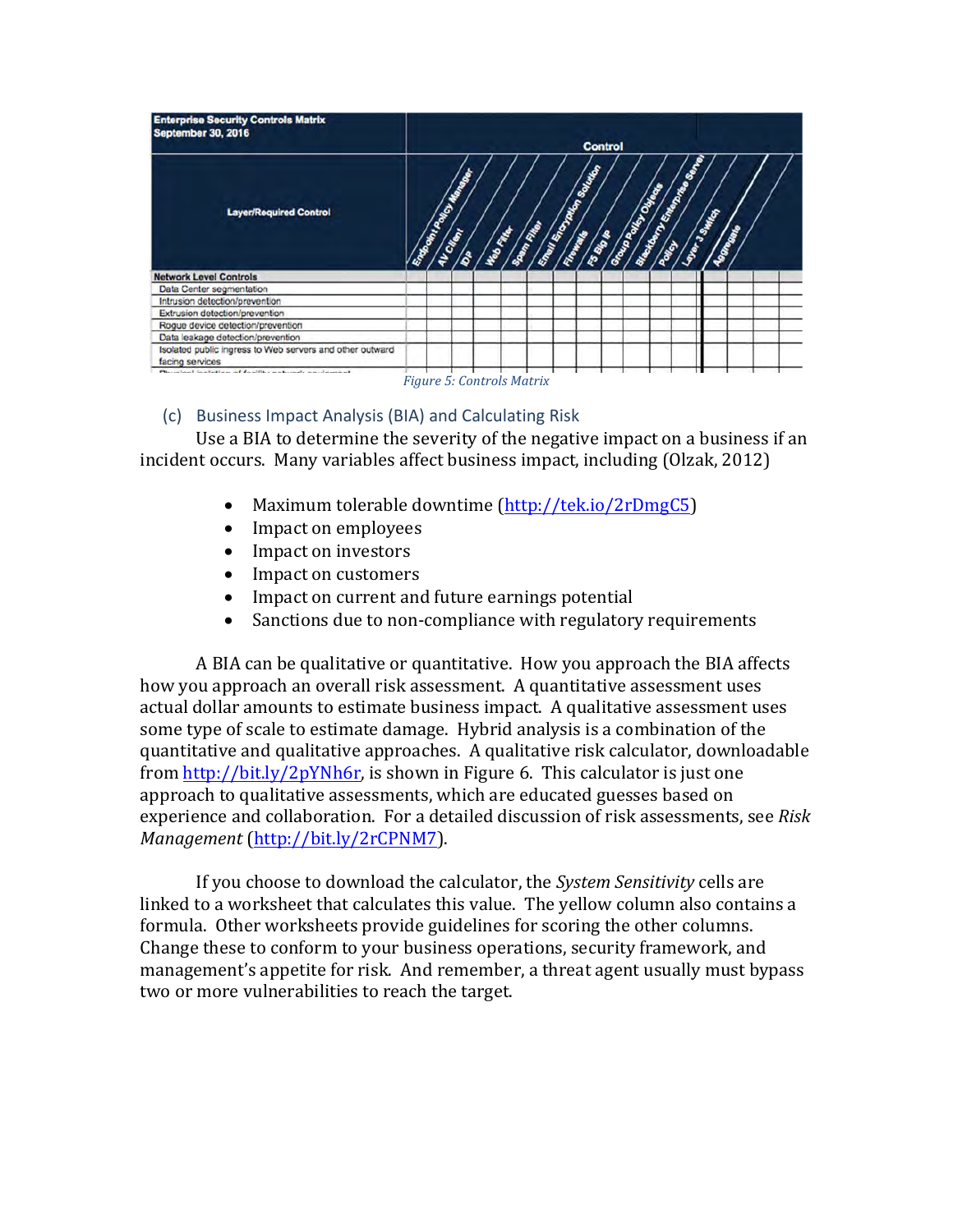| Enterprise Security Controls Matrix September 30, 2016 | Control | | | | | | | | | | | | | | | |
|---|---|---|---|---|---|---|---|---|---|---|---|---|---|---|---|---|
| Layer/Required Control | Endpoint Policy Manager | AV Client | IDP | Web Filter | Spam Filter | Email Encryption Solution | Firewalls | F5 Big IP | Group Policy Objects | Blackberry Enterprise Server | Policy | Layer 3 Switch | Aggregate | | | |
| **Network Level Controls** | | | | | | | | | | | | | | | | |
| Data Center segmentation | | | | | | | | | | | | | | | | |
| Intrusion detection/prevention | | | | | | | | | | | | | | | | |
| Extrusion detection/prevention | | | | | | | | | | | | | | | | |
| Rogue device detection/prevention | | | | | | | | | | | | | | | | |
| Data leakage detection/prevention | | | | | | | | | | | | | | | | |
| Isolated public ingress to Web servers and other outward facing services | | | | | | | | | | | | | | | | |

*Figure 5: Controls Matrix*

### (c) Business Impact Analysis (BIA) and Calculating Risk

Use a BIA to determine the severity of the negative impact on a business if an incident occurs. Many variables affect business impact, including (Olzak, 2012)

- Maximum tolerable downtime (http://tek.io/2rDmgC5)
- Impact on employees
- Impact on investors
- Impact on customers
- Impact on current and future earnings potential
- Sanctions due to non-compliance with regulatory requirements

A BIA can be qualitative or quantitative. How you approach the BIA affects how you approach an overall risk assessment. A quantitative assessment uses actual dollar amounts to estimate business impact. A qualitative assessment uses some type of scale to estimate damage. Hybrid analysis is a combination of the quantitative and qualitative approaches. A qualitative risk calculator, downloadable from http://bit.ly/2pYNh6r, is shown in Figure 6. This calculator is just one approach to qualitative assessments, which are educated guesses based on experience and collaboration. For a detailed discussion of risk assessments, see *Risk Management* (http://bit.ly/2rCPNM7).

If you choose to download the calculator, the *System Sensitivity* cells are linked to a worksheet that calculates this value. The yellow column also contains a formula. Other worksheets provide guidelines for scoring the other columns. Change these to conform to your business operations, security framework, and management's appetite for risk. And remember, a threat agent usually must bypass two or more vulnerabilities to reach the target.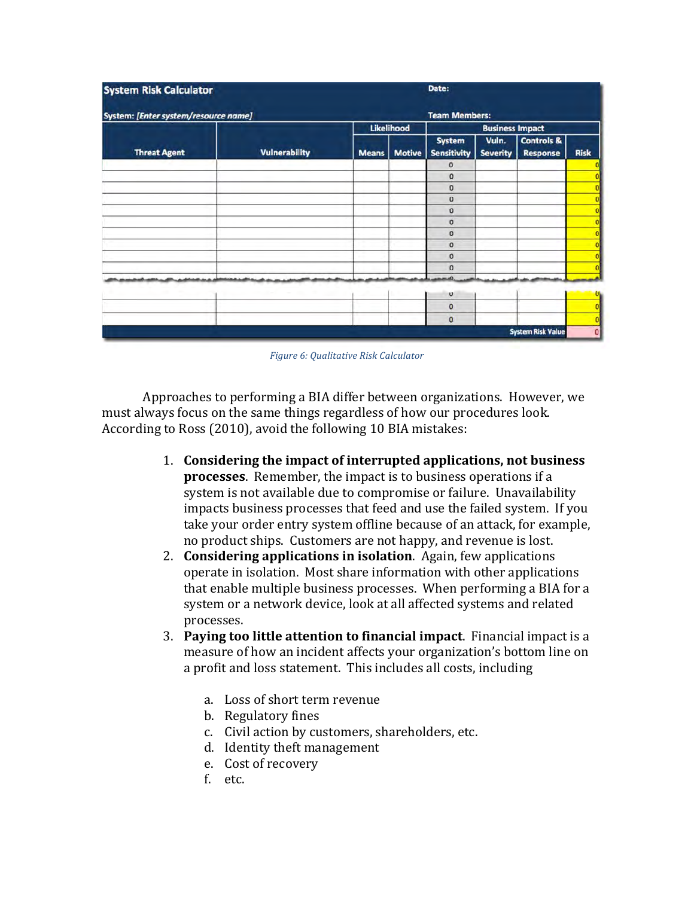| System Risk Calculator | | | | Date: | | | |
|---|---|---|---|---|---|---|---|
| System: *[Enter system/resource name]* | | | | Team Members: | | | |
| | | Likelihood | | Business Impact | | | |
| Threat Agent | Vulnerability | Means | Motive | System Sensitivity | Vuln. Severity | Controls & Response | Risk |
| | | | | 0 | | | 0 |
| | | | | 0 | | | 0 |
| | | | | 0 | | | 0 |
| | | | | 0 | | | 0 |
| | | | | 0 | | | 0 |
| | | | | 0 | | | 0 |
| | | | | 0 | | | 0 |
| | | | | 0 | | | 0 |
| | | | | 0 | | | 0 |
| | | | | 0 | | | 0 |
| | | | | 0 | | | 0 |
| | | | | 0 | | | 0 |
| | | | | 0 | | | 0 |
| | | | | | | System Risk Value | 0 |

*Figure 6: Qualitative Risk Calculator*

Approaches to performing a BIA differ between organizations. However, we must always focus on the same things regardless of how our procedures look. According to Ross (2010), avoid the following 10 BIA mistakes:

1. **Considering the impact of interrupted applications, not business processes**. Remember, the impact is to business operations if a system is not available due to compromise or failure. Unavailability impacts business processes that feed and use the failed system. If you take your order entry system offline because of an attack, for example, no product ships. Customers are not happy, and revenue is lost.
2. **Considering applications in isolation**. Again, few applications operate in isolation. Most share information with other applications that enable multiple business processes. When performing a BIA for a system or a network device, look at all affected systems and related processes.
3. **Paying too little attention to financial impact**. Financial impact is a measure of how an incident affects your organization's bottom line on a profit and loss statement. This includes all costs, including
   a. Loss of short term revenue
   b. Regulatory fines
   c. Civil action by customers, shareholders, etc.
   d. Identity theft management
   e. Cost of recovery
   f. etc.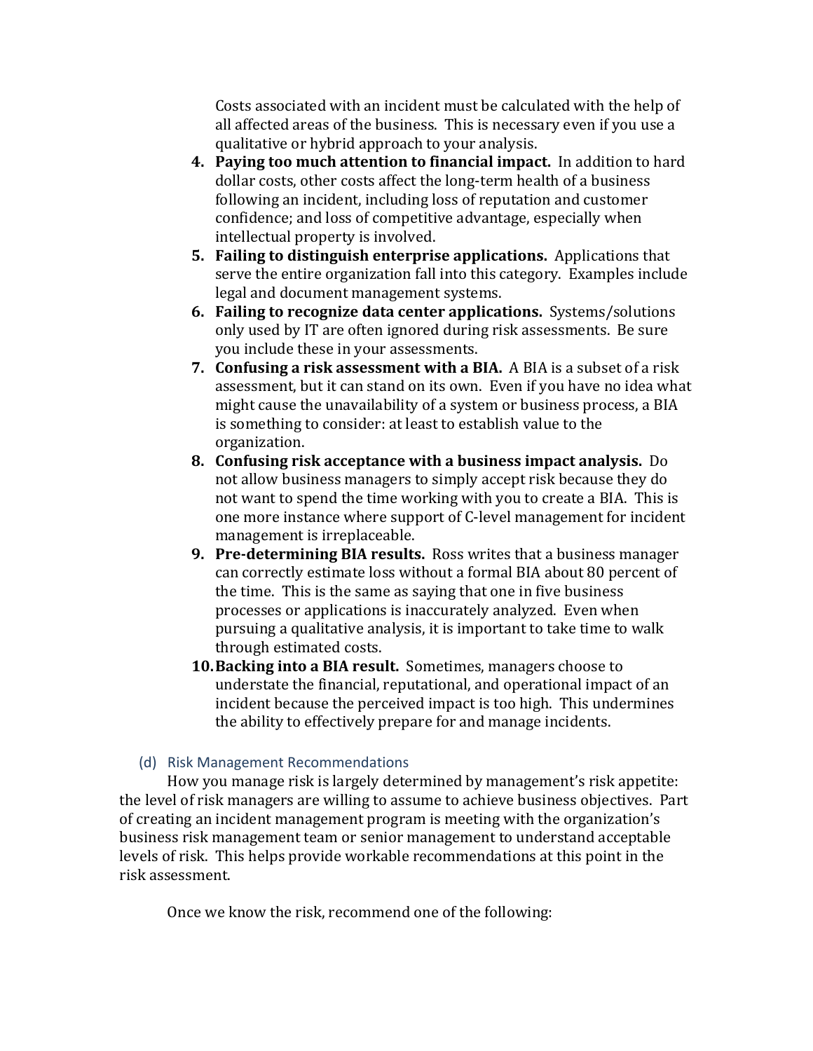Costs associated with an incident must be calculated with the help of all affected areas of the business. This is necessary even if you use a qualitative or hybrid approach to your analysis.

4. **Paying too much attention to financial impact.** In addition to hard dollar costs, other costs affect the long-term health of a business following an incident, including loss of reputation and customer confidence; and loss of competitive advantage, especially when intellectual property is involved.
5. **Failing to distinguish enterprise applications.** Applications that serve the entire organization fall into this category. Examples include legal and document management systems.
6. **Failing to recognize data center applications.** Systems/solutions only used by IT are often ignored during risk assessments. Be sure you include these in your assessments.
7. **Confusing a risk assessment with a BIA.** A BIA is a subset of a risk assessment, but it can stand on its own. Even if you have no idea what might cause the unavailability of a system or business process, a BIA is something to consider: at least to establish value to the organization.
8. **Confusing risk acceptance with a business impact analysis.** Do not allow business managers to simply accept risk because they do not want to spend the time working with you to create a BIA. This is one more instance where support of C-level management for incident management is irreplaceable.
9. **Pre-determining BIA results.** Ross writes that a business manager can correctly estimate loss without a formal BIA about 80 percent of the time. This is the same as saying that one in five business processes or applications is inaccurately analyzed. Even when pursuing a qualitative analysis, it is important to take time to walk through estimated costs.
10. **Backing into a BIA result.** Sometimes, managers choose to understate the financial, reputational, and operational impact of an incident because the perceived impact is too high. This undermines the ability to effectively prepare for and manage incidents.

### (d) Risk Management Recommendations

How you manage risk is largely determined by management's risk appetite: the level of risk managers are willing to assume to achieve business objectives. Part of creating an incident management program is meeting with the organization's business risk management team or senior management to understand acceptable levels of risk. This helps provide workable recommendations at this point in the risk assessment.

Once we know the risk, recommend one of the following: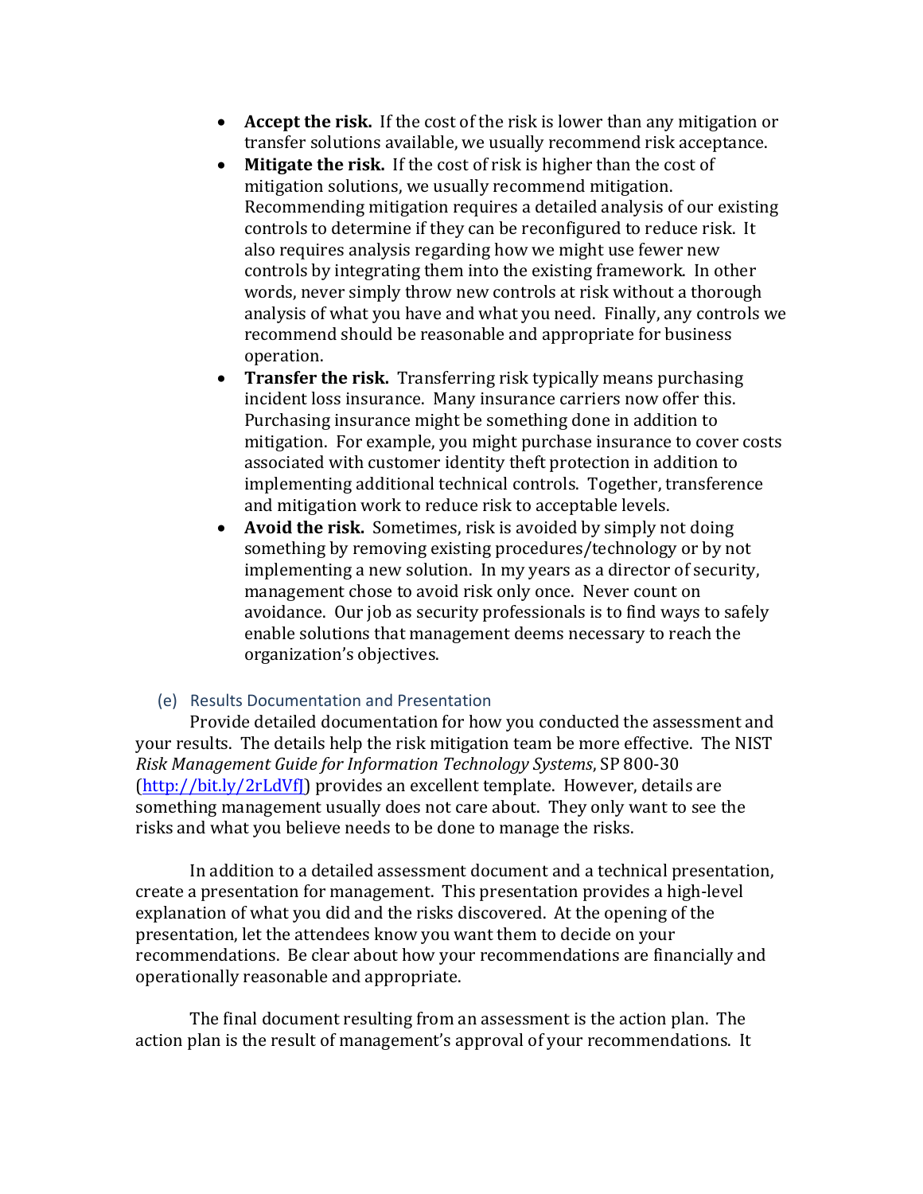- **Accept the risk.** If the cost of the risk is lower than any mitigation or transfer solutions available, we usually recommend risk acceptance.
- **Mitigate the risk.** If the cost of risk is higher than the cost of mitigation solutions, we usually recommend mitigation. Recommending mitigation requires a detailed analysis of our existing controls to determine if they can be reconfigured to reduce risk. It also requires analysis regarding how we might use fewer new controls by integrating them into the existing framework. In other words, never simply throw new controls at risk without a thorough analysis of what you have and what you need. Finally, any controls we recommend should be reasonable and appropriate for business operation.
- **Transfer the risk.** Transferring risk typically means purchasing incident loss insurance. Many insurance carriers now offer this. Purchasing insurance might be something done in addition to mitigation. For example, you might purchase insurance to cover costs associated with customer identity theft protection in addition to implementing additional technical controls. Together, transference and mitigation work to reduce risk to acceptable levels.
- **Avoid the risk.** Sometimes, risk is avoided by simply not doing something by removing existing procedures/technology or by not implementing a new solution. In my years as a director of security, management chose to avoid risk only once. Never count on avoidance. Our job as security professionals is to find ways to safely enable solutions that management deems necessary to reach the organization's objectives.

### (e) Results Documentation and Presentation

Provide detailed documentation for how you conducted the assessment and your results. The details help the risk mitigation team be more effective. The NIST *Risk Management Guide for Information Technology Systems*, SP 800-30 (http://bit.ly/2rLdVfJ) provides an excellent template. However, details are something management usually does not care about. They only want to see the risks and what you believe needs to be done to manage the risks.

In addition to a detailed assessment document and a technical presentation, create a presentation for management. This presentation provides a high-level explanation of what you did and the risks discovered. At the opening of the presentation, let the attendees know you want them to decide on your recommendations. Be clear about how your recommendations are financially and operationally reasonable and appropriate.

The final document resulting from an assessment is the action plan. The action plan is the result of management's approval of your recommendations. It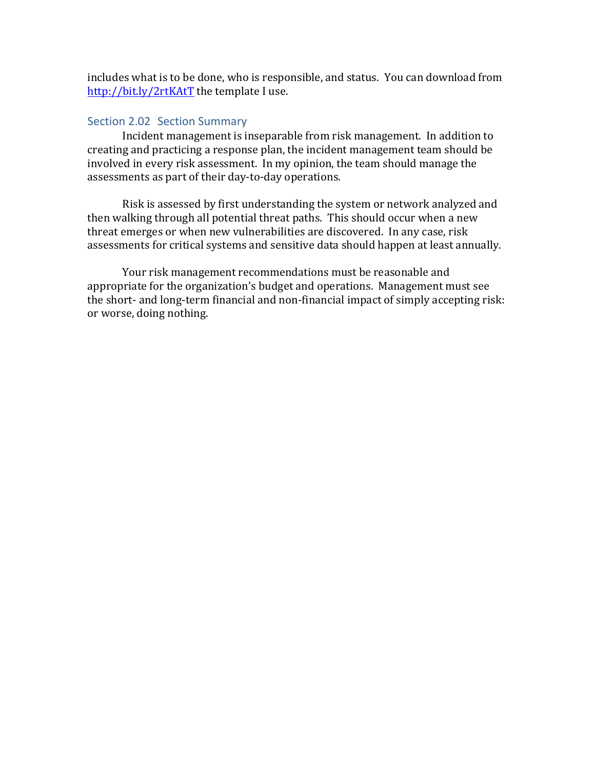includes what is to be done, who is responsible, and status. You can download from [http://bit.ly/2rtKAtT](http://bit.ly/2rtKAtT) the template I use.

### Section 2.02 Section Summary

Incident management is inseparable from risk management. In addition to creating and practicing a response plan, the incident management team should be involved in every risk assessment. In my opinion, the team should manage the assessments as part of their day-to-day operations.

Risk is assessed by first understanding the system or network analyzed and then walking through all potential threat paths. This should occur when a new threat emerges or when new vulnerabilities are discovered. In any case, risk assessments for critical systems and sensitive data should happen at least annually.

Your risk management recommendations must be reasonable and appropriate for the organization's budget and operations. Management must see the short- and long-term financial and non-financial impact of simply accepting risk: or worse, doing nothing.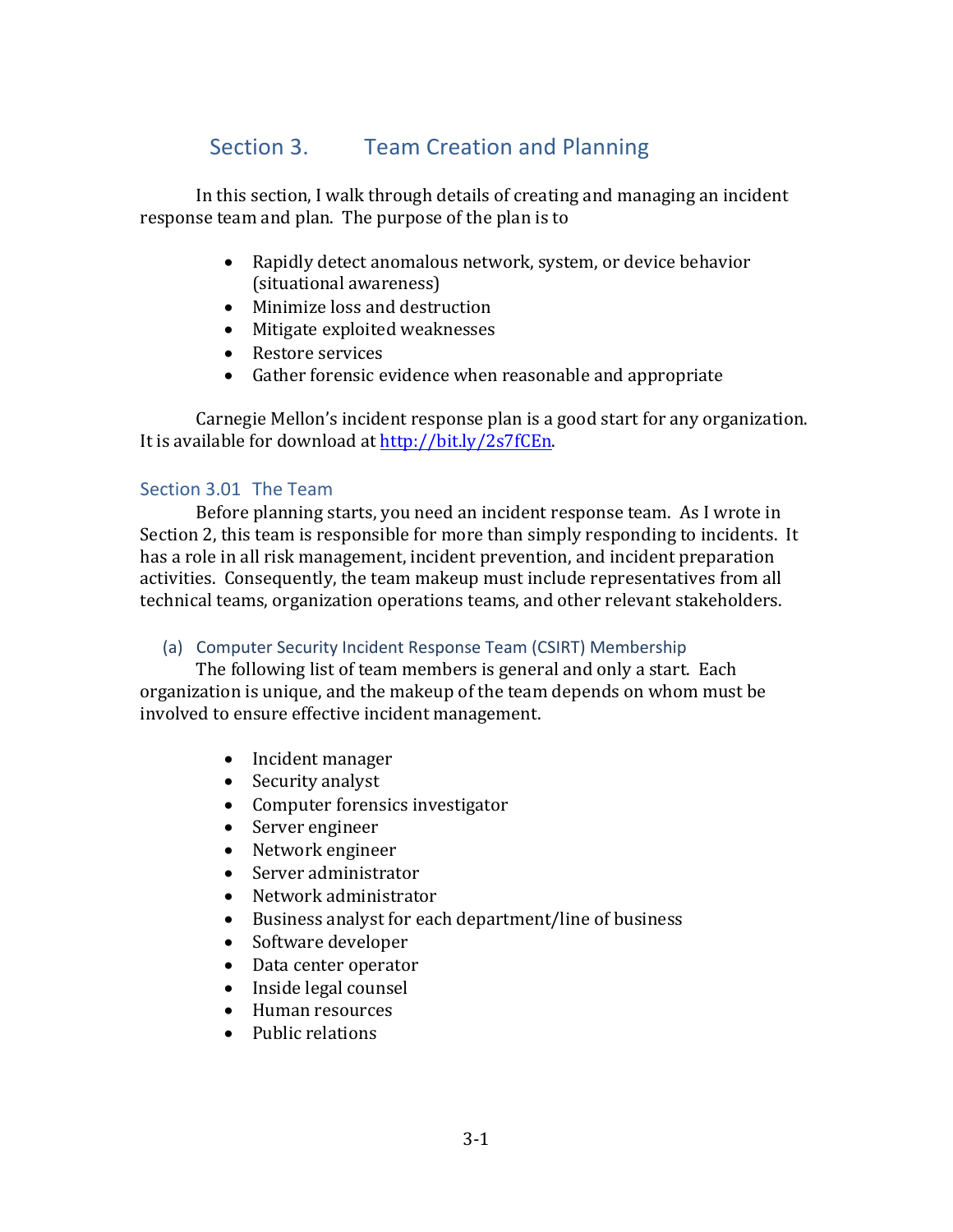# Section 3. Team Creation and Planning

In this section, I walk through details of creating and managing an incident response team and plan. The purpose of the plan is to

- Rapidly detect anomalous network, system, or device behavior (situational awareness)
- Minimize loss and destruction
- Mitigate exploited weaknesses
- Restore services
- Gather forensic evidence when reasonable and appropriate

Carnegie Mellon's incident response plan is a good start for any organization. It is available for download at [http://bit.ly/2s7fCEn](http://bit.ly/2s7fCEn).

## Section 3.01 The Team

Before planning starts, you need an incident response team. As I wrote in Section 2, this team is responsible for more than simply responding to incidents. It has a role in all risk management, incident prevention, and incident preparation activities. Consequently, the team makeup must include representatives from all technical teams, organization operations teams, and other relevant stakeholders.

### (a) Computer Security Incident Response Team (CSIRT) Membership

The following list of team members is general and only a start. Each organization is unique, and the makeup of the team depends on whom must be involved to ensure effective incident management.

- Incident manager
- Security analyst
- Computer forensics investigator
- Server engineer
- Network engineer
- Server administrator
- Network administrator
- Business analyst for each department/line of business
- Software developer
- Data center operator
- Inside legal counsel
- Human resources
- Public relations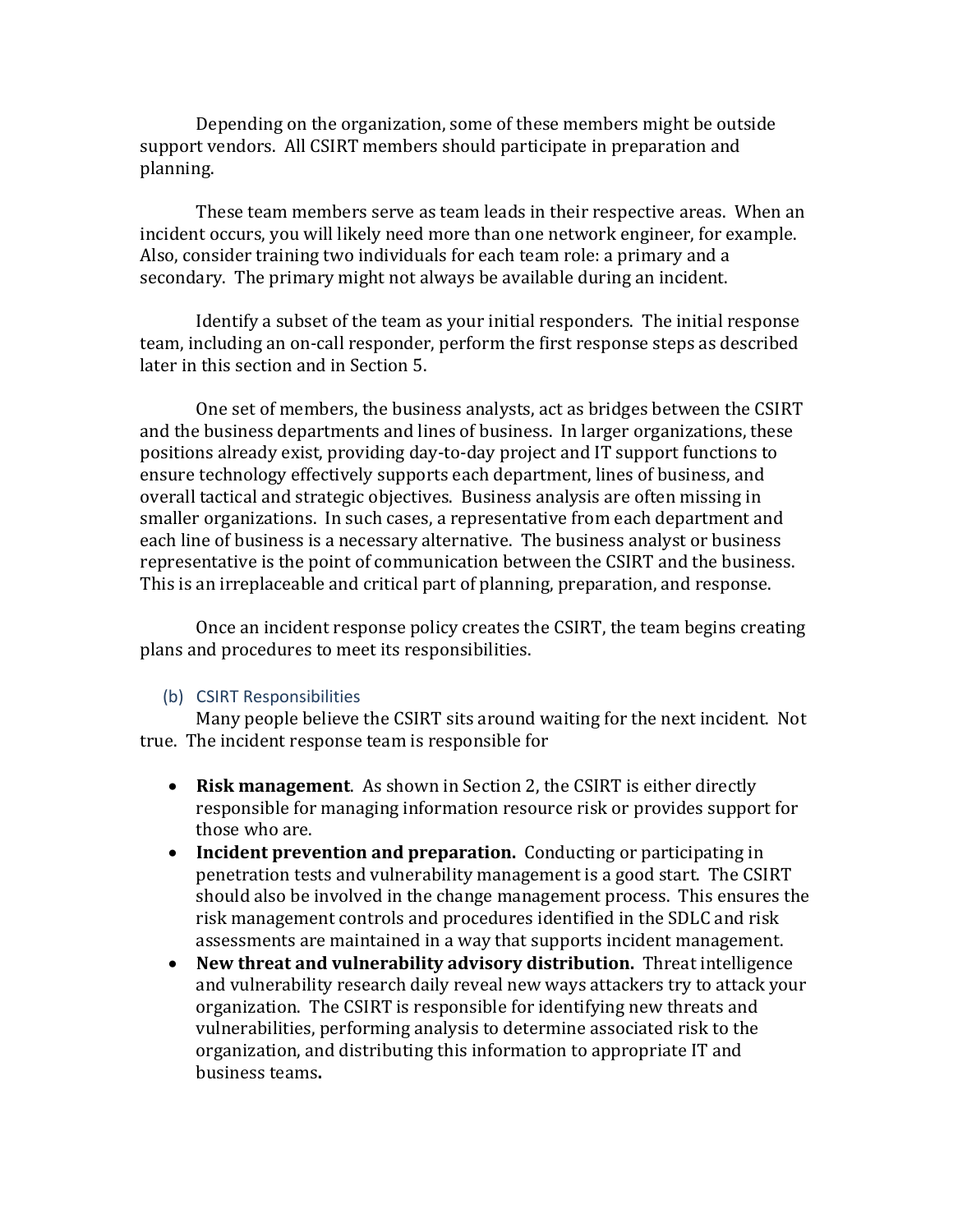Depending on the organization, some of these members might be outside support vendors. All CSIRT members should participate in preparation and planning.

These team members serve as team leads in their respective areas. When an incident occurs, you will likely need more than one network engineer, for example. Also, consider training two individuals for each team role: a primary and a secondary. The primary might not always be available during an incident.

Identify a subset of the team as your initial responders. The initial response team, including an on-call responder, perform the first response steps as described later in this section and in Section 5.

One set of members, the business analysts, act as bridges between the CSIRT and the business departments and lines of business. In larger organizations, these positions already exist, providing day-to-day project and IT support functions to ensure technology effectively supports each department, lines of business, and overall tactical and strategic objectives. Business analysis are often missing in smaller organizations. In such cases, a representative from each department and each line of business is a necessary alternative. The business analyst or business representative is the point of communication between the CSIRT and the business. This is an irreplaceable and critical part of planning, preparation, and response.

Once an incident response policy creates the CSIRT, the team begins creating plans and procedures to meet its responsibilities.

### (b) CSIRT Responsibilities

Many people believe the CSIRT sits around waiting for the next incident. Not true. The incident response team is responsible for

- **Risk management**. As shown in Section 2, the CSIRT is either directly responsible for managing information resource risk or provides support for those who are.
- **Incident prevention and preparation.** Conducting or participating in penetration tests and vulnerability management is a good start. The CSIRT should also be involved in the change management process. This ensures the risk management controls and procedures identified in the SDLC and risk assessments are maintained in a way that supports incident management.
- **New threat and vulnerability advisory distribution.** Threat intelligence and vulnerability research daily reveal new ways attackers try to attack your organization. The CSIRT is responsible for identifying new threats and vulnerabilities, performing analysis to determine associated risk to the organization, and distributing this information to appropriate IT and business teams**.**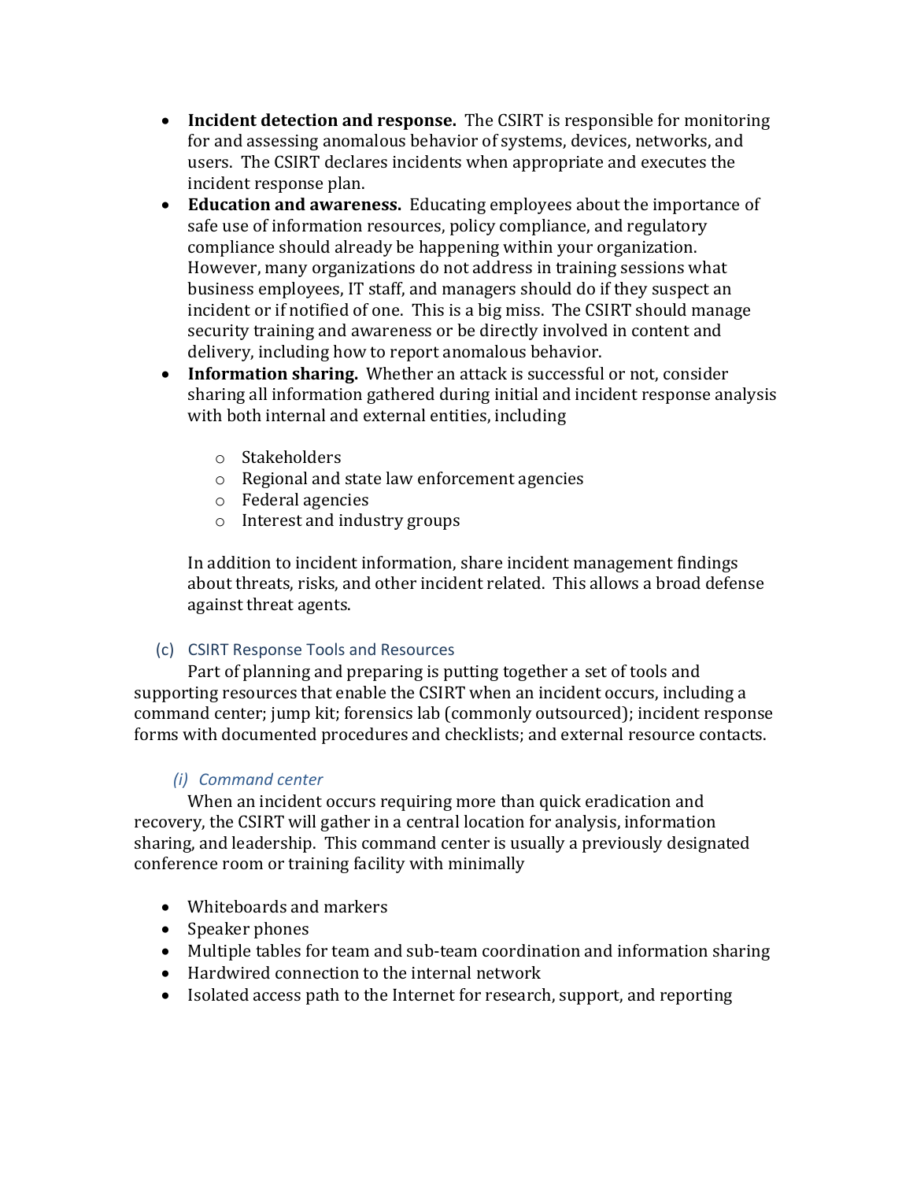- **Incident detection and response.** The CSIRT is responsible for monitoring for and assessing anomalous behavior of systems, devices, networks, and users. The CSIRT declares incidents when appropriate and executes the incident response plan.
- **Education and awareness.** Educating employees about the importance of safe use of information resources, policy compliance, and regulatory compliance should already be happening within your organization. However, many organizations do not address in training sessions what business employees, IT staff, and managers should do if they suspect an incident or if notified of one. This is a big miss. The CSIRT should manage security training and awareness or be directly involved in content and delivery, including how to report anomalous behavior.
- **Information sharing.** Whether an attack is successful or not, consider sharing all information gathered during initial and incident response analysis with both internal and external entities, including

    - Stakeholders
    - Regional and state law enforcement agencies
    - Federal agencies
    - Interest and industry groups

  In addition to incident information, share incident management findings about threats, risks, and other incident related. This allows a broad defense against threat agents.

### (c) CSIRT Response Tools and Resources

Part of planning and preparing is putting together a set of tools and supporting resources that enable the CSIRT when an incident occurs, including a command center; jump kit; forensics lab (commonly outsourced); incident response forms with documented procedures and checklists; and external resource contacts.

#### *(i) Command center*

When an incident occurs requiring more than quick eradication and recovery, the CSIRT will gather in a central location for analysis, information sharing, and leadership. This command center is usually a previously designated conference room or training facility with minimally

- Whiteboards and markers
- Speaker phones
- Multiple tables for team and sub-team coordination and information sharing
- Hardwired connection to the internal network
- Isolated access path to the Internet for research, support, and reporting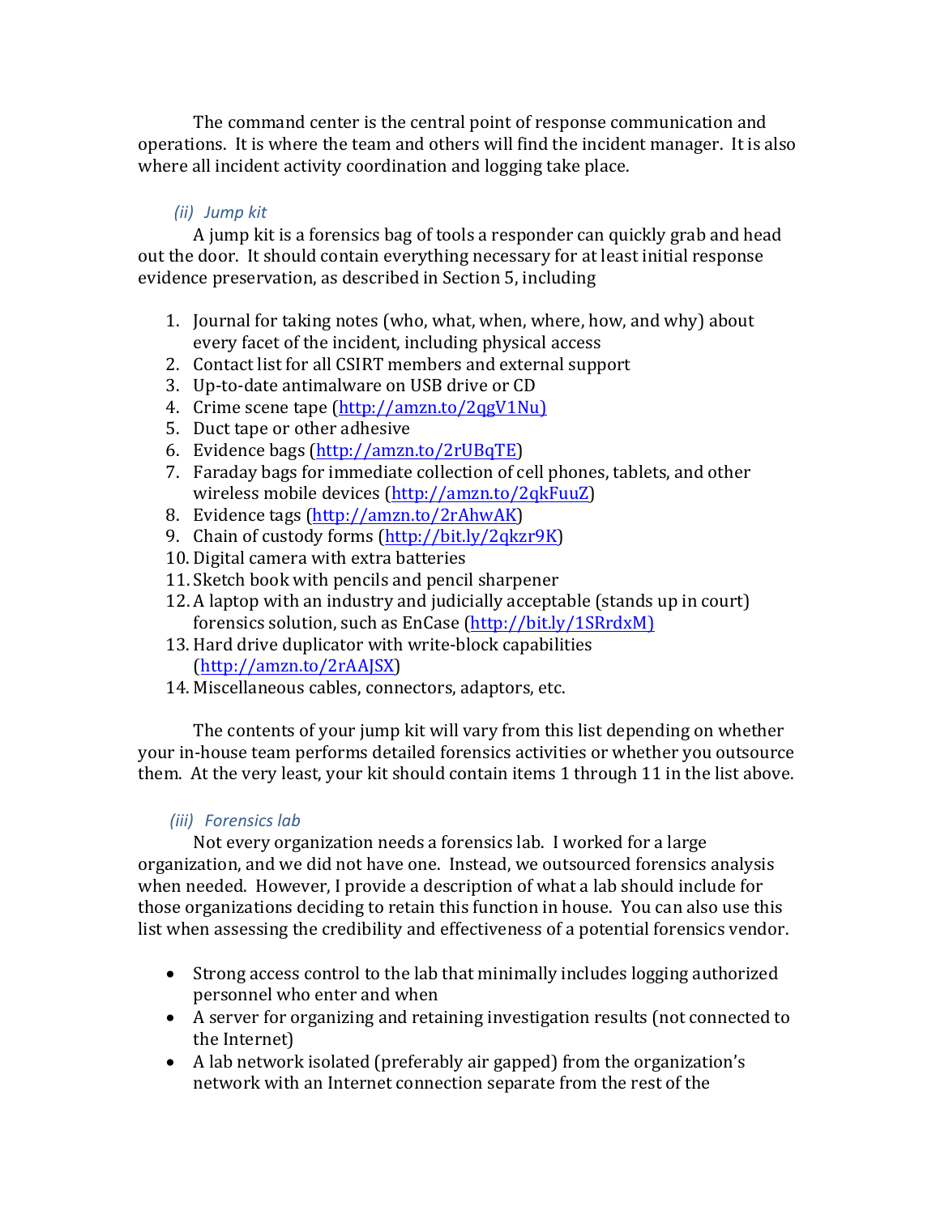The command center is the central point of response communication and operations. It is where the team and others will find the incident manager. It is also where all incident activity coordination and logging take place.

*(ii) Jump kit*

A jump kit is a forensics bag of tools a responder can quickly grab and head out the door. It should contain everything necessary for at least initial response evidence preservation, as described in Section 5, including

1. Journal for taking notes (who, what, when, where, how, and why) about every facet of the incident, including physical access
2. Contact list for all CSIRT members and external support
3. Up-to-date antimalware on USB drive or CD
4. Crime scene tape (http://amzn.to/2qgV1Nu)
5. Duct tape or other adhesive
6. Evidence bags (http://amzn.to/2rUBqTE)
7. Faraday bags for immediate collection of cell phones, tablets, and other wireless mobile devices (http://amzn.to/2qkFuuZ)
8. Evidence tags (http://amzn.to/2rAhwAK)
9. Chain of custody forms (http://bit.ly/2qkzr9K)
10. Digital camera with extra batteries
11. Sketch book with pencils and pencil sharpener
12. A laptop with an industry and judicially acceptable (stands up in court) forensics solution, such as EnCase (http://bit.ly/1SRrdxM)
13. Hard drive duplicator with write-block capabilities (http://amzn.to/2rAAJSX)
14. Miscellaneous cables, connectors, adaptors, etc.

The contents of your jump kit will vary from this list depending on whether your in-house team performs detailed forensics activities or whether you outsource them. At the very least, your kit should contain items 1 through 11 in the list above.

*(iii) Forensics lab*

Not every organization needs a forensics lab. I worked for a large organization, and we did not have one. Instead, we outsourced forensics analysis when needed. However, I provide a description of what a lab should include for those organizations deciding to retain this function in house. You can also use this list when assessing the credibility and effectiveness of a potential forensics vendor.

- Strong access control to the lab that minimally includes logging authorized personnel who enter and when
- A server for organizing and retaining investigation results (not connected to the Internet)
- A lab network isolated (preferably air gapped) from the organization's network with an Internet connection separate from the rest of the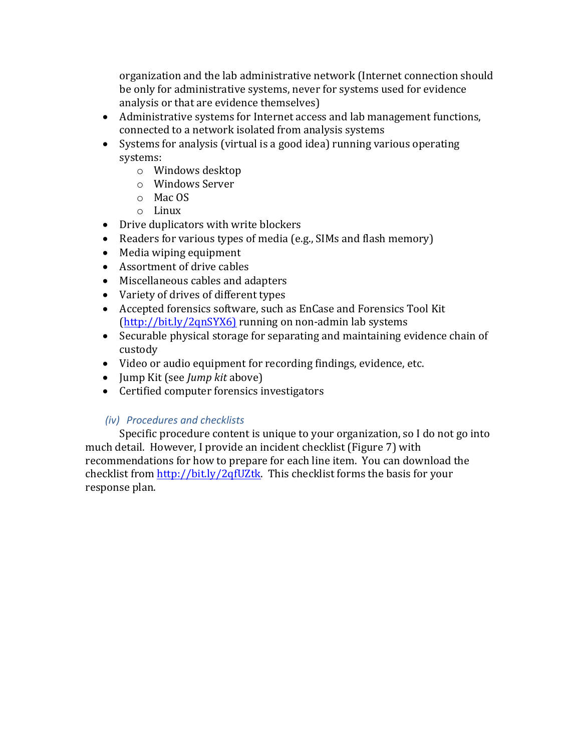organization and the lab administrative network (Internet connection should be only for administrative systems, never for systems used for evidence analysis or that are evidence themselves)

- Administrative systems for Internet access and lab management functions, connected to a network isolated from analysis systems
- Systems for analysis (virtual is a good idea) running various operating systems:
  - Windows desktop
  - Windows Server
  - Mac OS
  - Linux
- Drive duplicators with write blockers
- Readers for various types of media (e.g., SIMs and flash memory)
- Media wiping equipment
- Assortment of drive cables
- Miscellaneous cables and adapters
- Variety of drives of different types
- Accepted forensics software, such as EnCase and Forensics Tool Kit (http://bit.ly/2qnSYX6) running on non-admin lab systems
- Securable physical storage for separating and maintaining evidence chain of custody
- Video or audio equipment for recording findings, evidence, etc.
- Jump Kit (see *Jump kit* above)
- Certified computer forensics investigators

### *(iv) Procedures and checklists*

Specific procedure content is unique to your organization, so I do not go into much detail. However, I provide an incident checklist (Figure 7) with recommendations for how to prepare for each line item. You can download the checklist from http://bit.ly/2qfUZtk. This checklist forms the basis for your response plan.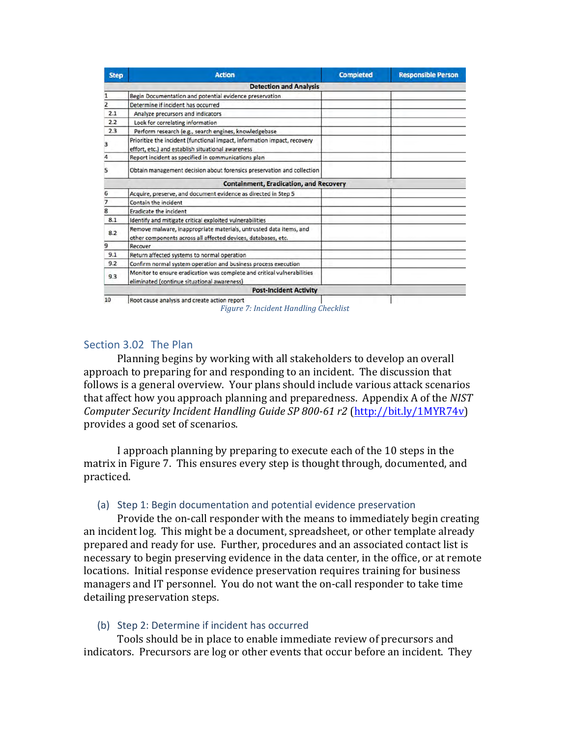| Step | Action | Completed | Responsible Person |
|---|---|---|---|
| | **Detection and Analysis** | | |
| 1 | Begin Documentation and potential evidence preservation | | |
| 2 | Determine if incident has occurred | | |
| 2.1 | Analyze precursors and indicators | | |
| 2.2 | Look for correlating information | | |
| 2.3 | Perform research (e.g., search engines, knowledgebase | | |
| 3 | Prioritize the incident (functional impact, information impact, recovery effort, etc.) and establish situational awareness | | |
| 4 | Report incident as specified in communications plan | | |
| 5 | Obtain management decision about forensics preservation and collection | | |
| | **Containment, Eradication, and Recovery** | | |
| 6 | Acquire, preserve, and document evidence as directed in Step 5 | | |
| 7 | Contain the incident | | |
| 8 | Eradicate the incident | | |
| 8.1 | Identify and mitigate critical exploited vulnerabilities | | |
| 8.2 | Remove malware, inappropriate materials, untrusted data items, and other components across all affected devices, databases, etc. | | |
| 9 | Recover | | |
| 9.1 | Return affected systems to normal operation | | |
| 9.2 | Confirm normal system operation and business process execution | | |
| 9.3 | Monitor to ensure eradication was complete and critical vulnerabilities eliminated (continue situational awareness) | | |
| | **Post-Incident Activity** | | |
| 10 | Root cause analysis and create action report | | |

*Figure 7: Incident Handling Checklist*

## Section 3.02 The Plan

Planning begins by working with all stakeholders to develop an overall approach to preparing for and responding to an incident. The discussion that follows is a general overview. Your plans should include various attack scenarios that affect how you approach planning and preparedness. Appendix A of the *NIST Computer Security Incident Handling Guide SP 800-61 r2* (http://bit.ly/1MYR74v) provides a good set of scenarios.

I approach planning by preparing to execute each of the 10 steps in the matrix in Figure 7. This ensures every step is thought through, documented, and practiced.

### (a) Step 1: Begin documentation and potential evidence preservation

Provide the on-call responder with the means to immediately begin creating an incident log. This might be a document, spreadsheet, or other template already prepared and ready for use. Further, procedures and an associated contact list is necessary to begin preserving evidence in the data center, in the office, or at remote locations. Initial response evidence preservation requires training for business managers and IT personnel. You do not want the on-call responder to take time detailing preservation steps.

### (b) Step 2: Determine if incident has occurred

Tools should be in place to enable immediate review of precursors and indicators. Precursors are log or other events that occur before an incident. They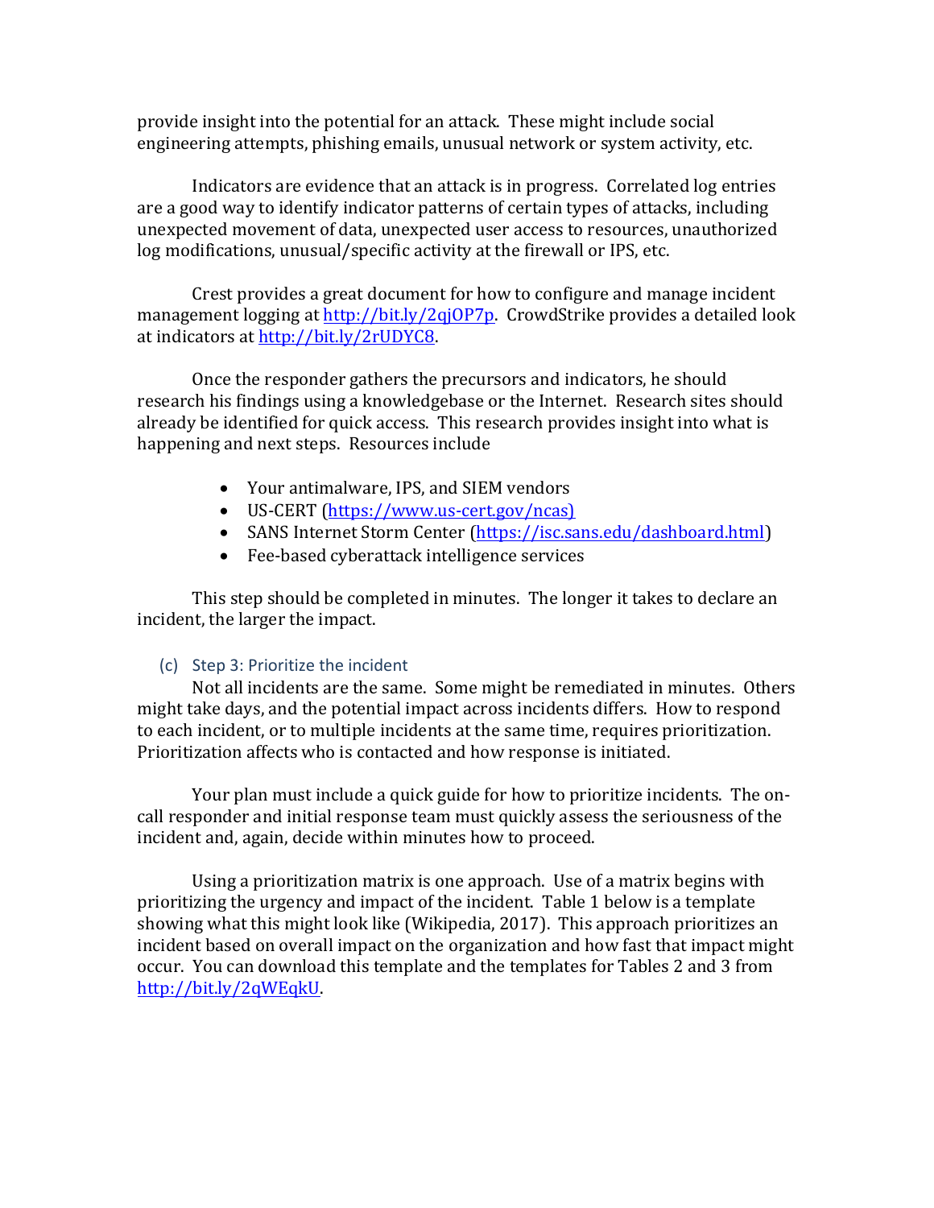provide insight into the potential for an attack. These might include social engineering attempts, phishing emails, unusual network or system activity, etc.

Indicators are evidence that an attack is in progress. Correlated log entries are a good way to identify indicator patterns of certain types of attacks, including unexpected movement of data, unexpected user access to resources, unauthorized log modifications, unusual/specific activity at the firewall or IPS, etc.

Crest provides a great document for how to configure and manage incident management logging at [http://bit.ly/2qjOP7p](http://bit.ly/2qjOP7p). CrowdStrike provides a detailed look at indicators at [http://bit.ly/2rUDYC8](http://bit.ly/2rUDYC8).

Once the responder gathers the precursors and indicators, he should research his findings using a knowledgebase or the Internet. Research sites should already be identified for quick access. This research provides insight into what is happening and next steps. Resources include

- Your antimalware, IPS, and SIEM vendors
- US-CERT ([https://www.us-cert.gov/ncas](https://www.us-cert.gov/ncas))
- SANS Internet Storm Center ([https://isc.sans.edu/dashboard.html](https://isc.sans.edu/dashboard.html))
- Fee-based cyberattack intelligence services

This step should be completed in minutes. The longer it takes to declare an incident, the larger the impact.

### (c) Step 3: Prioritize the incident

Not all incidents are the same. Some might be remediated in minutes. Others might take days, and the potential impact across incidents differs. How to respond to each incident, or to multiple incidents at the same time, requires prioritization. Prioritization affects who is contacted and how response is initiated.

Your plan must include a quick guide for how to prioritize incidents. The on-call responder and initial response team must quickly assess the seriousness of the incident and, again, decide within minutes how to proceed.

Using a prioritization matrix is one approach. Use of a matrix begins with prioritizing the urgency and impact of the incident. Table 1 below is a template showing what this might look like (Wikipedia, 2017). This approach prioritizes an incident based on overall impact on the organization and how fast that impact might occur. You can download this template and the templates for Tables 2 and 3 from [http://bit.ly/2qWEqkU](http://bit.ly/2qWEqkU).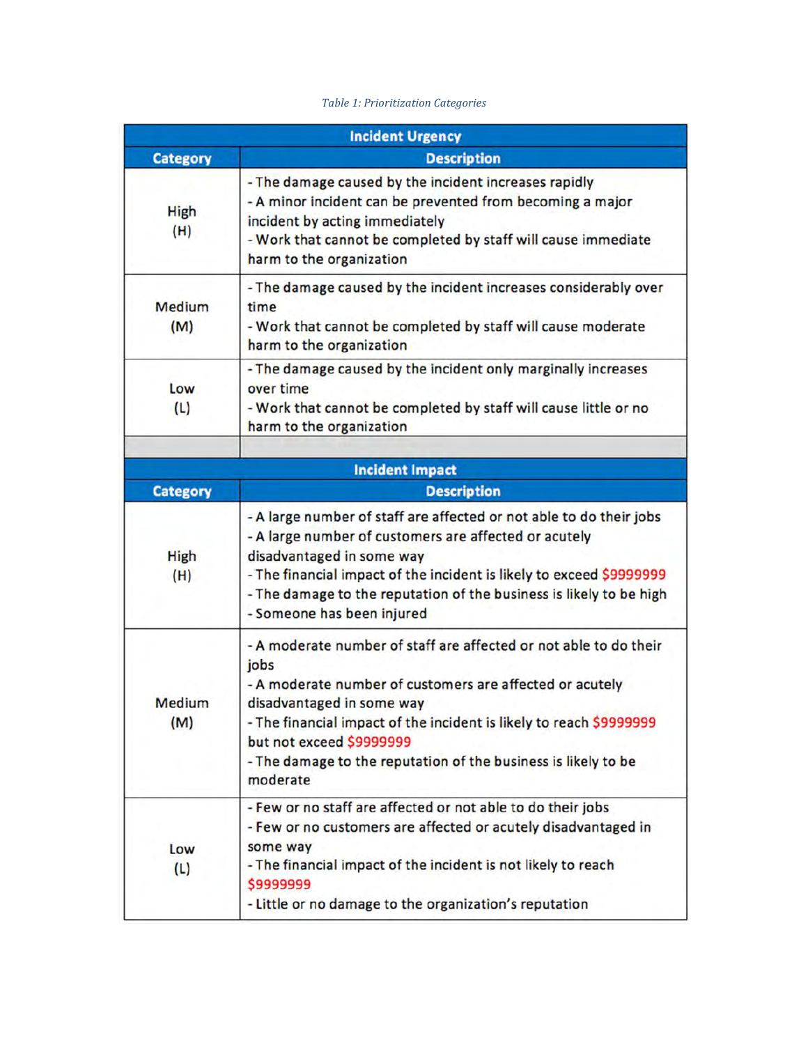*Table 1: Prioritization Categories*

| Incident Urgency | |
|---|---|
| **Category** | **Description** |
| High (H) | - The damage caused by the incident increases rapidly<br>- A minor incident can be prevented from becoming a major incident by acting immediately<br>- Work that cannot be completed by staff will cause immediate harm to the organization |
| Medium (M) | - The damage caused by the incident increases considerably over time<br>- Work that cannot be completed by staff will cause moderate harm to the organization |
| Low (L) | - The damage caused by the incident only marginally increases over time<br>- Work that cannot be completed by staff will cause little or no harm to the organization |

| Incident Impact | |
|---|---|
| **Category** | **Description** |
| High (H) | - A large number of staff are affected or not able to do their jobs<br>- A large number of customers are affected or acutely disadvantaged in some way<br>- The financial impact of the incident is likely to exceed $9999999<br>- The damage to the reputation of the business is likely to be high<br>- Someone has been injured |
| Medium (M) | - A moderate number of staff are affected or not able to do their jobs<br>- A moderate number of customers are affected or acutely disadvantaged in some way<br>- The financial impact of the incident is likely to reach $9999999 but not exceed $9999999<br>- The damage to the reputation of the business is likely to be moderate |
| Low (L) | - Few or no staff are affected or not able to do their jobs<br>- Few or no customers are affected or acutely disadvantaged in some way<br>- The financial impact of the incident is not likely to reach $9999999<br>- Little or no damage to the organization's reputation |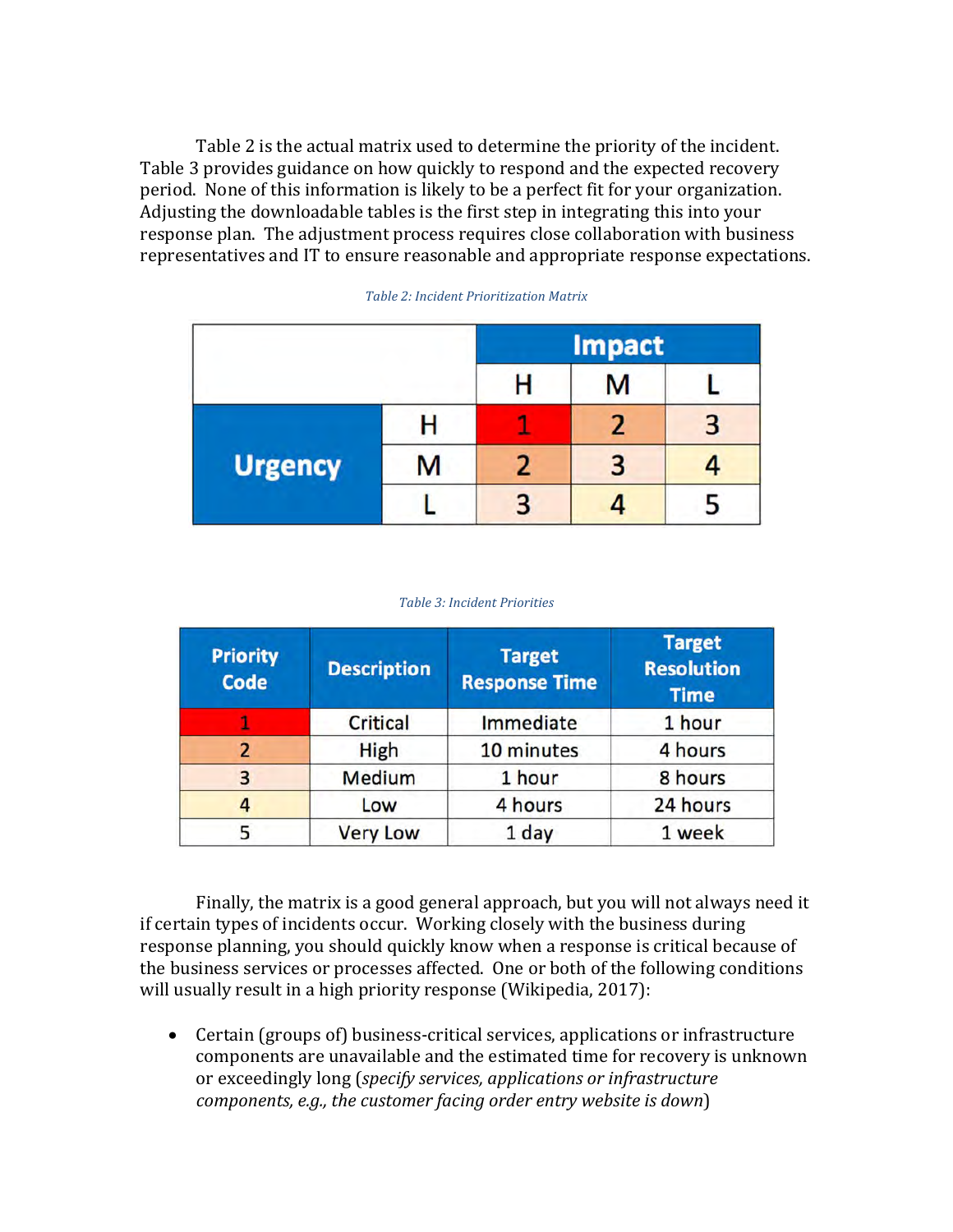Table 2 is the actual matrix used to determine the priority of the incident. Table 3 provides guidance on how quickly to respond and the expected recovery period. None of this information is likely to be a perfect fit for your organization. Adjusting the downloadable tables is the first step in integrating this into your response plan. The adjustment process requires close collaboration with business representatives and IT to ensure reasonable and appropriate response expectations.

*Table 2: Incident Prioritization Matrix*

| | | Impact | | |
|---|---|---|---|---|
| | | H | M | L |
| Urgency | H | 1 | 2 | 3 |
| | M | 2 | 3 | 4 |
| | L | 3 | 4 | 5 |

*Table 3: Incident Priorities*

| Priority Code | Description | Target Response Time | Target Resolution Time |
|---|---|---|---|
| 1 | Critical | Immediate | 1 hour |
| 2 | High | 10 minutes | 4 hours |
| 3 | Medium | 1 hour | 8 hours |
| 4 | Low | 4 hours | 24 hours |
| 5 | Very Low | 1 day | 1 week |

Finally, the matrix is a good general approach, but you will not always need it if certain types of incidents occur. Working closely with the business during response planning, you should quickly know when a response is critical because of the business services or processes affected. One or both of the following conditions will usually result in a high priority response (Wikipedia, 2017):

- Certain (groups of) business-critical services, applications or infrastructure components are unavailable and the estimated time for recovery is unknown or exceedingly long (*specify services, applications or infrastructure components, e.g., the customer facing order entry website is down*)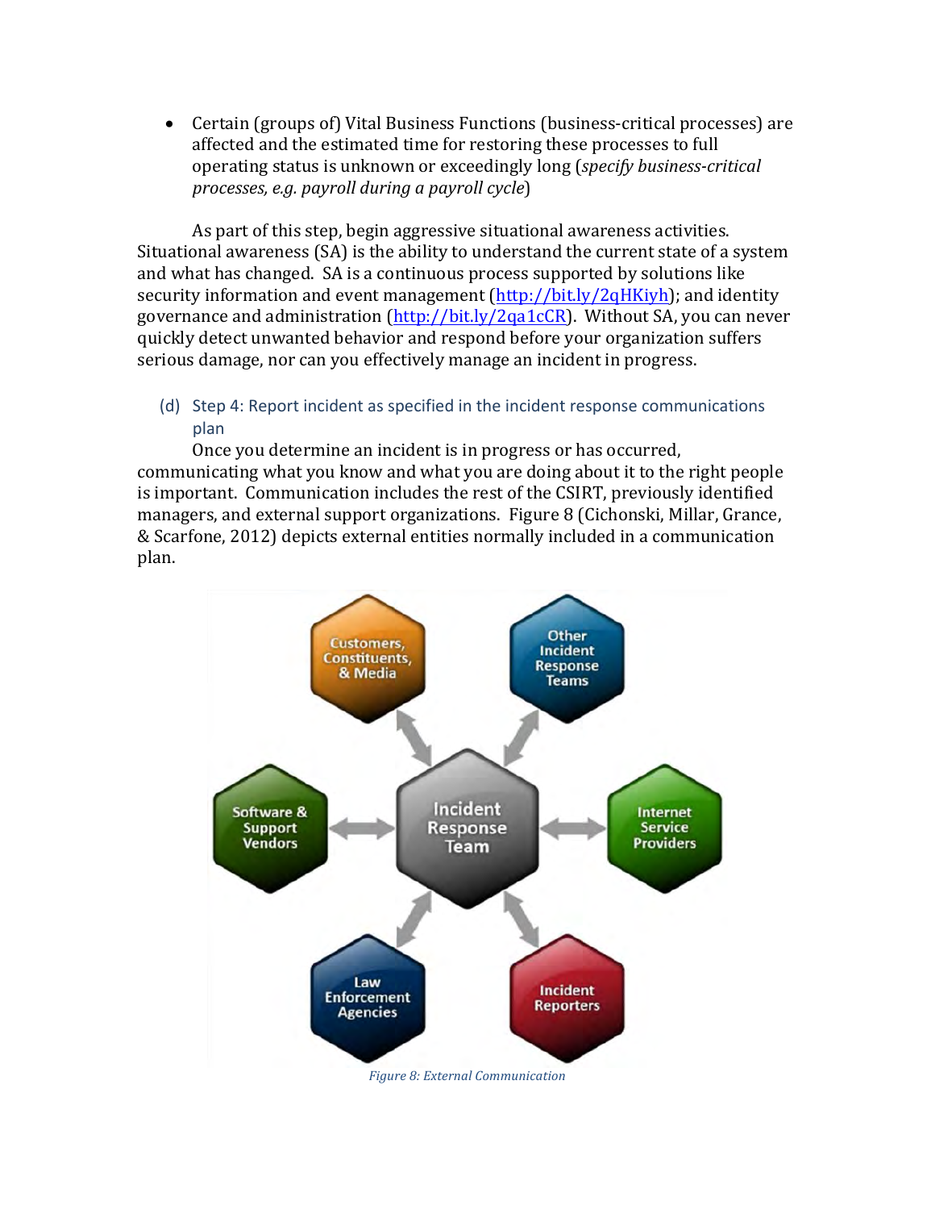- Certain (groups of) Vital Business Functions (business-critical processes) are affected and the estimated time for restoring these processes to full operating status is unknown or exceedingly long (*specify business-critical processes, e.g. payroll during a payroll cycle*)

As part of this step, begin aggressive situational awareness activities. Situational awareness (SA) is the ability to understand the current state of a system and what has changed. SA is a continuous process supported by solutions like security information and event management (http://bit.ly/2qHKiyh); and identity governance and administration (http://bit.ly/2qa1cCR). Without SA, you can never quickly detect unwanted behavior and respond before your organization suffers serious damage, nor can you effectively manage an incident in progress.

### (d) Step 4: Report incident as specified in the incident response communications plan

Once you determine an incident is in progress or has occurred, communicating what you know and what you are doing about it to the right people is important. Communication includes the rest of the CSIRT, previously identified managers, and external support organizations. Figure 8 (Cichonski, Millar, Grance, & Scarfone, 2012) depicts external entities normally included in a communication plan.

*Figure 8: External Communication*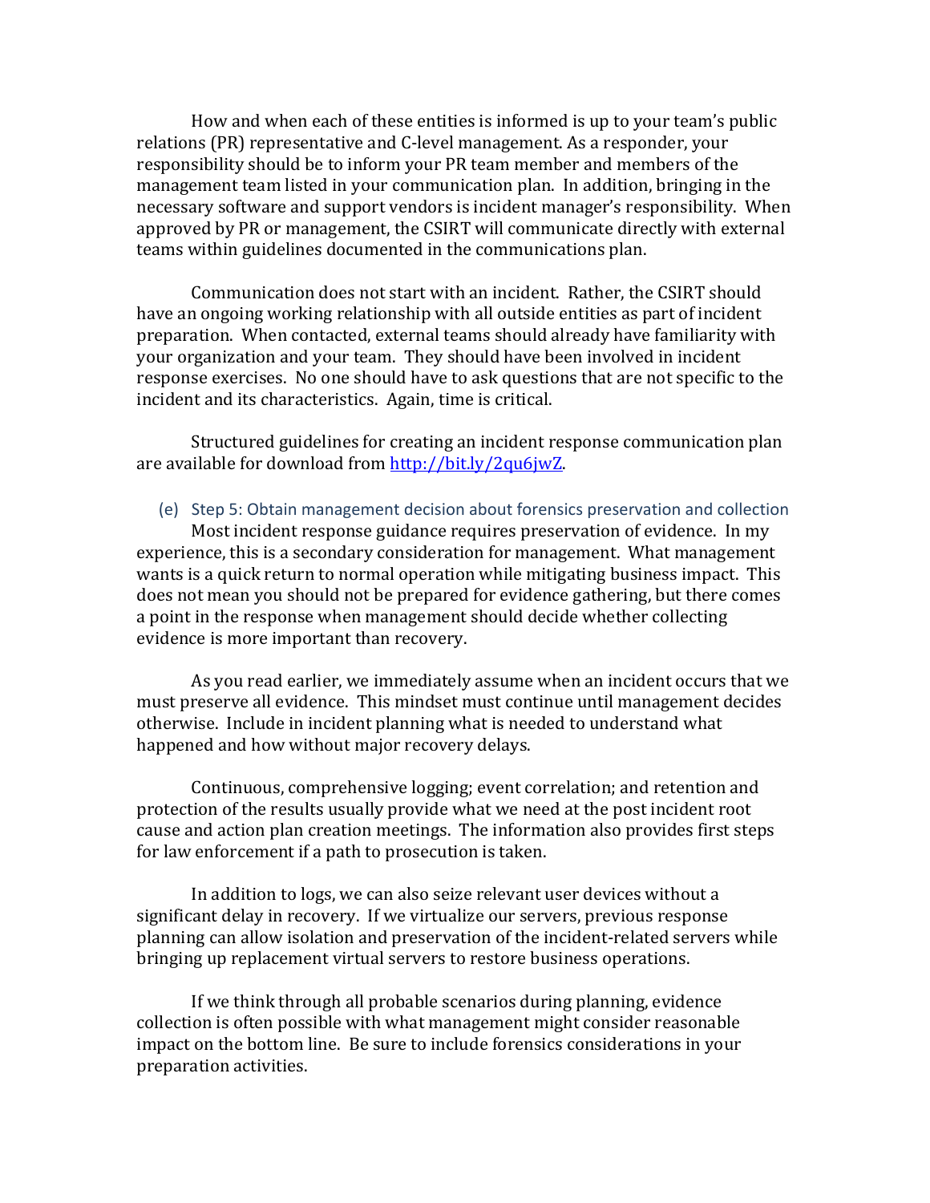How and when each of these entities is informed is up to your team's public relations (PR) representative and C-level management. As a responder, your responsibility should be to inform your PR team member and members of the management team listed in your communication plan. In addition, bringing in the necessary software and support vendors is incident manager's responsibility. When approved by PR or management, the CSIRT will communicate directly with external teams within guidelines documented in the communications plan.

Communication does not start with an incident. Rather, the CSIRT should have an ongoing working relationship with all outside entities as part of incident preparation. When contacted, external teams should already have familiarity with your organization and your team. They should have been involved in incident response exercises. No one should have to ask questions that are not specific to the incident and its characteristics. Again, time is critical.

Structured guidelines for creating an incident response communication plan are available for download from [http://bit.ly/2qu6jwZ](http://bit.ly/2qu6jwZ).

### (e) Step 5: Obtain management decision about forensics preservation and collection

Most incident response guidance requires preservation of evidence. In my experience, this is a secondary consideration for management. What management wants is a quick return to normal operation while mitigating business impact. This does not mean you should not be prepared for evidence gathering, but there comes a point in the response when management should decide whether collecting evidence is more important than recovery.

As you read earlier, we immediately assume when an incident occurs that we must preserve all evidence. This mindset must continue until management decides otherwise. Include in incident planning what is needed to understand what happened and how without major recovery delays.

Continuous, comprehensive logging; event correlation; and retention and protection of the results usually provide what we need at the post incident root cause and action plan creation meetings. The information also provides first steps for law enforcement if a path to prosecution is taken.

In addition to logs, we can also seize relevant user devices without a significant delay in recovery. If we virtualize our servers, previous response planning can allow isolation and preservation of the incident-related servers while bringing up replacement virtual servers to restore business operations.

If we think through all probable scenarios during planning, evidence collection is often possible with what management might consider reasonable impact on the bottom line. Be sure to include forensics considerations in your preparation activities.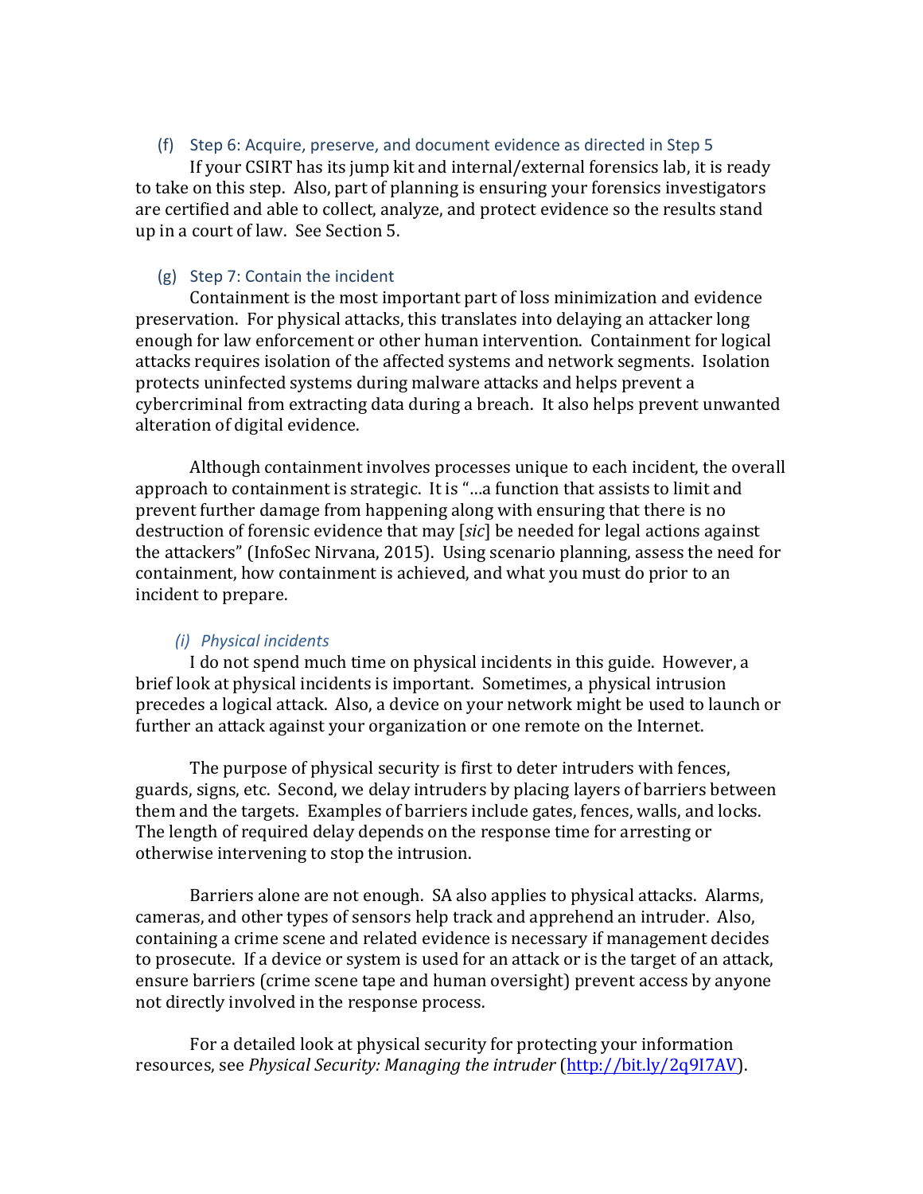### (f) Step 6: Acquire, preserve, and document evidence as directed in Step 5

If your CSIRT has its jump kit and internal/external forensics lab, it is ready to take on this step. Also, part of planning is ensuring your forensics investigators are certified and able to collect, analyze, and protect evidence so the results stand up in a court of law. See Section 5.

### (g) Step 7: Contain the incident

Containment is the most important part of loss minimization and evidence preservation. For physical attacks, this translates into delaying an attacker long enough for law enforcement or other human intervention. Containment for logical attacks requires isolation of the affected systems and network segments. Isolation protects uninfected systems during malware attacks and helps prevent a cybercriminal from extracting data during a breach. It also helps prevent unwanted alteration of digital evidence.

Although containment involves processes unique to each incident, the overall approach to containment is strategic. It is "…a function that assists to limit and prevent further damage from happening along with ensuring that there is no destruction of forensic evidence that may [*sic*] be needed for legal actions against the attackers" (InfoSec Nirvana, 2015). Using scenario planning, assess the need for containment, how containment is achieved, and what you must do prior to an incident to prepare.

#### *(i) Physical incidents*

I do not spend much time on physical incidents in this guide. However, a brief look at physical incidents is important. Sometimes, a physical intrusion precedes a logical attack. Also, a device on your network might be used to launch or further an attack against your organization or one remote on the Internet.

The purpose of physical security is first to deter intruders with fences, guards, signs, etc. Second, we delay intruders by placing layers of barriers between them and the targets. Examples of barriers include gates, fences, walls, and locks. The length of required delay depends on the response time for arresting or otherwise intervening to stop the intrusion.

Barriers alone are not enough. SA also applies to physical attacks. Alarms, cameras, and other types of sensors help track and apprehend an intruder. Also, containing a crime scene and related evidence is necessary if management decides to prosecute. If a device or system is used for an attack or is the target of an attack, ensure barriers (crime scene tape and human oversight) prevent access by anyone not directly involved in the response process.

For a detailed look at physical security for protecting your information resources, see *Physical Security: Managing the intruder* (http://bit.ly/2q9I7AV).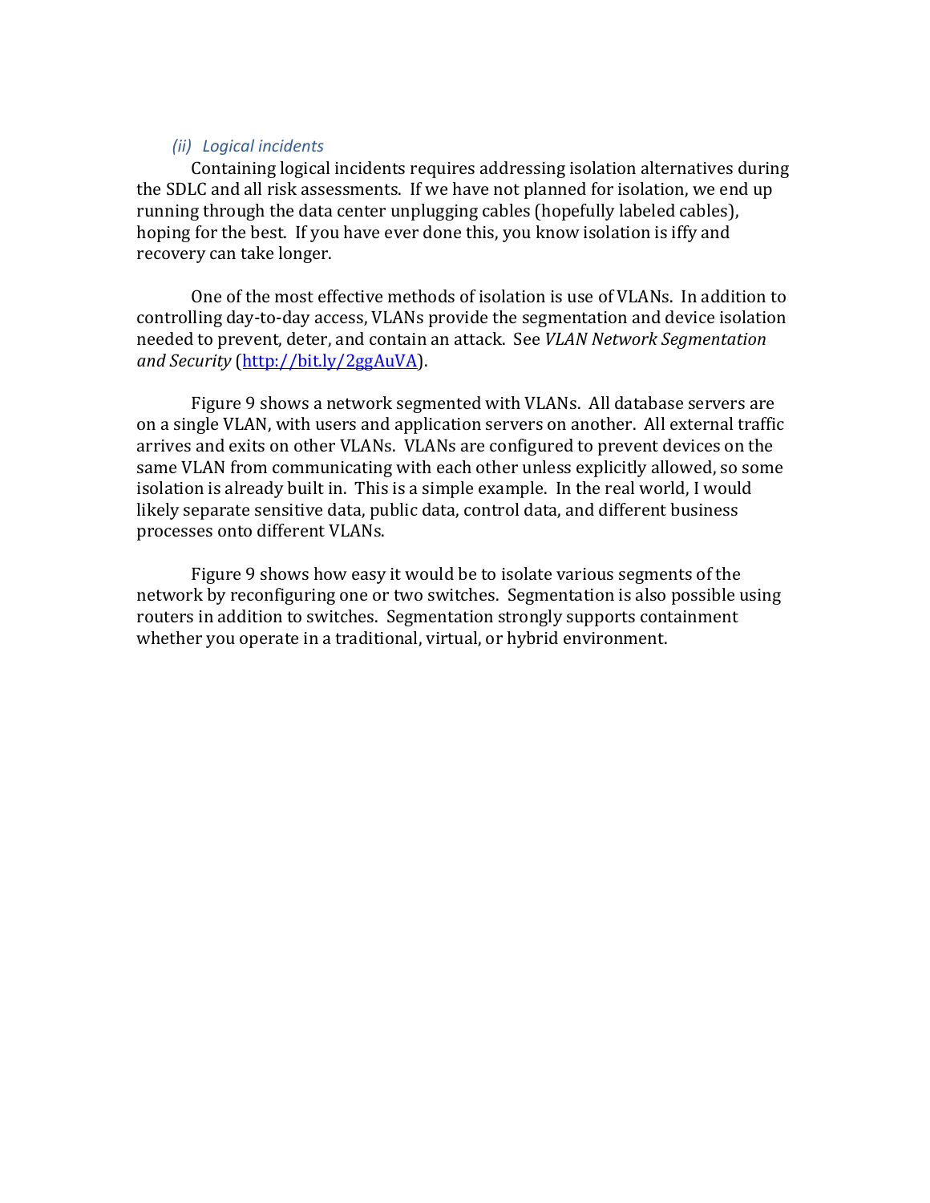### *(ii) Logical incidents*

Containing logical incidents requires addressing isolation alternatives during the SDLC and all risk assessments. If we have not planned for isolation, we end up running through the data center unplugging cables (hopefully labeled cables), hoping for the best. If you have ever done this, you know isolation is iffy and recovery can take longer.

One of the most effective methods of isolation is use of VLANs. In addition to controlling day-to-day access, VLANs provide the segmentation and device isolation needed to prevent, deter, and contain an attack. See *VLAN Network Segmentation and Security* (http://bit.ly/2ggAuVA).

Figure 9 shows a network segmented with VLANs. All database servers are on a single VLAN, with users and application servers on another. All external traffic arrives and exits on other VLANs. VLANs are configured to prevent devices on the same VLAN from communicating with each other unless explicitly allowed, so some isolation is already built in. This is a simple example. In the real world, I would likely separate sensitive data, public data, control data, and different business processes onto different VLANs.

Figure 9 shows how easy it would be to isolate various segments of the network by reconfiguring one or two switches. Segmentation is also possible using routers in addition to switches. Segmentation strongly supports containment whether you operate in a traditional, virtual, or hybrid environment.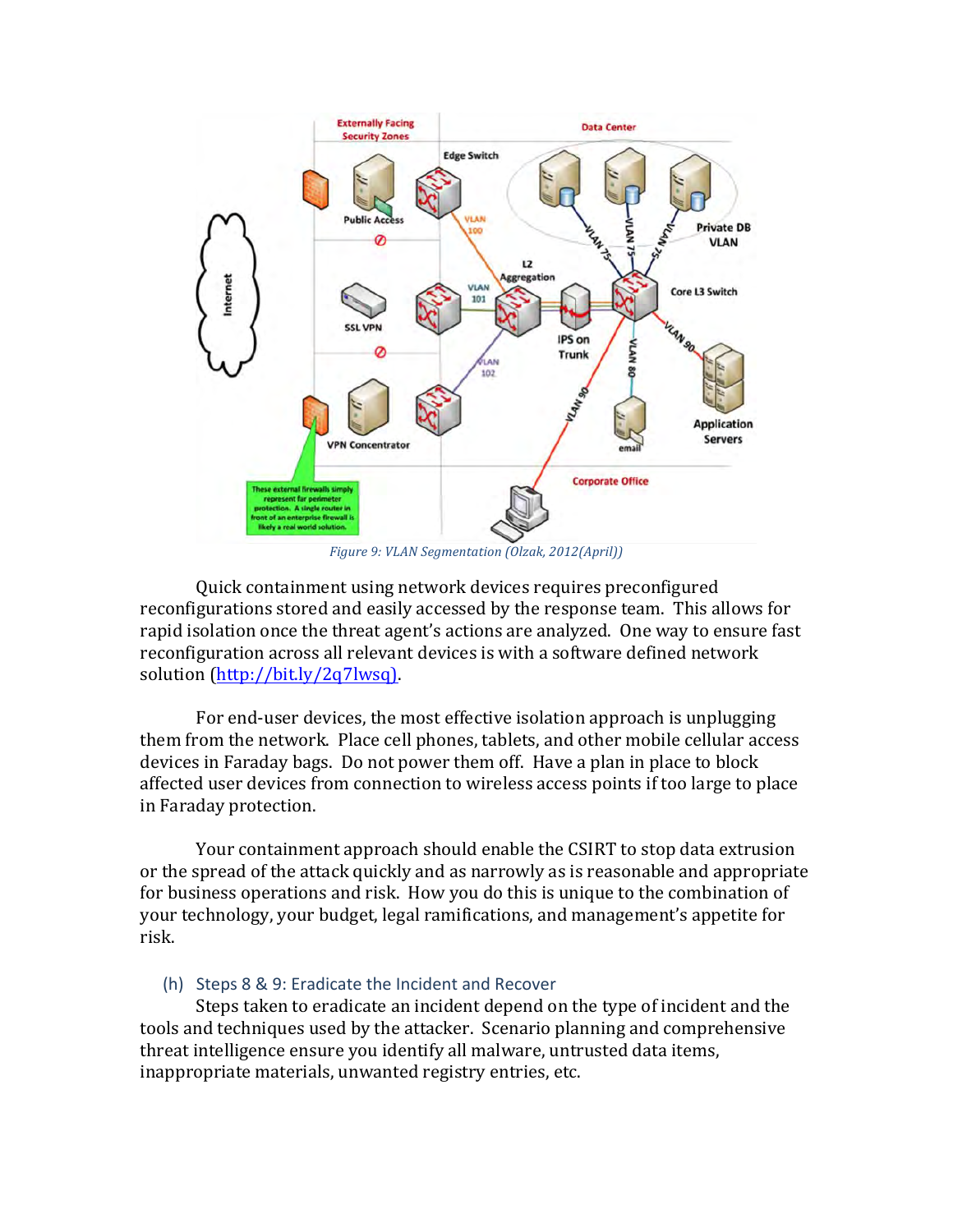Externally Facing Security Zones

Data Center

Edge Switch

Public Access

VLAN 100

L2 Aggregation

VLAN 101

VLAN 75

VLAN 75

VLAN 75

Private DB VLAN

Core L3 Switch

Internet

SSL VPN

IPS on Trunk

VLAN 90

VLAN 102

VLAN 80

VLAN 90

Application Servers

email

VPN Concentrator

Corporate Office

These external firewalls simply represent far perimeter protection. A single router in front of an enterprise firewall is likely a real world solution.

*Figure 9: VLAN Segmentation (Olzak, 2012(April))*

Quick containment using network devices requires preconfigured reconfigurations stored and easily accessed by the response team. This allows for rapid isolation once the threat agent's actions are analyzed. One way to ensure fast reconfiguration across all relevant devices is with a software defined network solution ([http://bit.ly/2q7lwsq](http://bit.ly/2q7lwsq)).

For end-user devices, the most effective isolation approach is unplugging them from the network. Place cell phones, tablets, and other mobile cellular access devices in Faraday bags. Do not power them off. Have a plan in place to block affected user devices from connection to wireless access points if too large to place in Faraday protection.

Your containment approach should enable the CSIRT to stop data extrusion or the spread of the attack quickly and as narrowly as is reasonable and appropriate for business operations and risk. How you do this is unique to the combination of your technology, your budget, legal ramifications, and management's appetite for risk.

### (h) Steps 8 & 9: Eradicate the Incident and Recover

Steps taken to eradicate an incident depend on the type of incident and the tools and techniques used by the attacker. Scenario planning and comprehensive threat intelligence ensure you identify all malware, untrusted data items, inappropriate materials, unwanted registry entries, etc.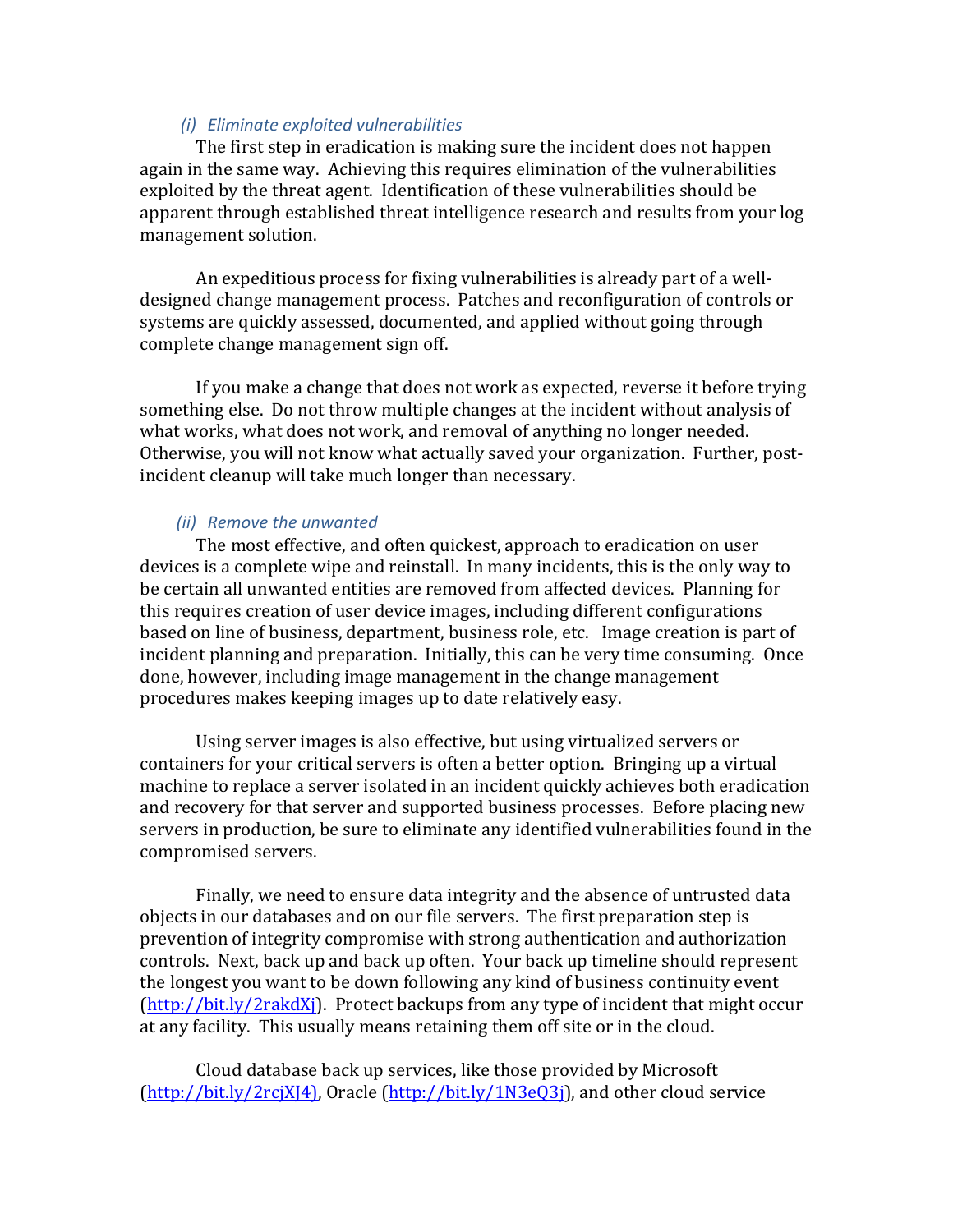### *(i) Eliminate exploited vulnerabilities*

The first step in eradication is making sure the incident does not happen again in the same way. Achieving this requires elimination of the vulnerabilities exploited by the threat agent. Identification of these vulnerabilities should be apparent through established threat intelligence research and results from your log management solution.

An expeditious process for fixing vulnerabilities is already part of a well-designed change management process. Patches and reconfiguration of controls or systems are quickly assessed, documented, and applied without going through complete change management sign off.

If you make a change that does not work as expected, reverse it before trying something else. Do not throw multiple changes at the incident without analysis of what works, what does not work, and removal of anything no longer needed. Otherwise, you will not know what actually saved your organization. Further, post-incident cleanup will take much longer than necessary.

### *(ii) Remove the unwanted*

The most effective, and often quickest, approach to eradication on user devices is a complete wipe and reinstall. In many incidents, this is the only way to be certain all unwanted entities are removed from affected devices. Planning for this requires creation of user device images, including different configurations based on line of business, department, business role, etc. Image creation is part of incident planning and preparation. Initially, this can be very time consuming. Once done, however, including image management in the change management procedures makes keeping images up to date relatively easy.

Using server images is also effective, but using virtualized servers or containers for your critical servers is often a better option. Bringing up a virtual machine to replace a server isolated in an incident quickly achieves both eradication and recovery for that server and supported business processes. Before placing new servers in production, be sure to eliminate any identified vulnerabilities found in the compromised servers.

Finally, we need to ensure data integrity and the absence of untrusted data objects in our databases and on our file servers. The first preparation step is prevention of integrity compromise with strong authentication and authorization controls. Next, back up and back up often. Your back up timeline should represent the longest you want to be down following any kind of business continuity event (http://bit.ly/2rakdXj). Protect backups from any type of incident that might occur at any facility. This usually means retaining them off site or in the cloud.

Cloud database back up services, like those provided by Microsoft (http://bit.ly/2rcjXJ4), Oracle (http://bit.ly/1N3eQ3j), and other cloud service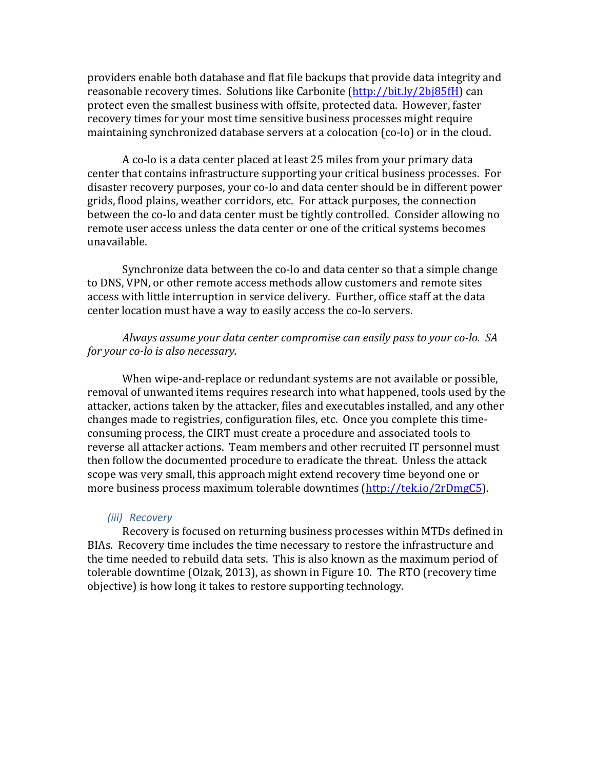providers enable both database and flat file backups that provide data integrity and reasonable recovery times. Solutions like Carbonite (http://bit.ly/2bj85fH) can protect even the smallest business with offsite, protected data. However, faster recovery times for your most time sensitive business processes might require maintaining synchronized database servers at a colocation (co-lo) or in the cloud.

A co-lo is a data center placed at least 25 miles from your primary data center that contains infrastructure supporting your critical business processes. For disaster recovery purposes, your co-lo and data center should be in different power grids, flood plains, weather corridors, etc. For attack purposes, the connection between the co-lo and data center must be tightly controlled. Consider allowing no remote user access unless the data center or one of the critical systems becomes unavailable.

Synchronize data between the co-lo and data center so that a simple change to DNS, VPN, or other remote access methods allow customers and remote sites access with little interruption in service delivery. Further, office staff at the data center location must have a way to easily access the co-lo servers.

*Always assume your data center compromise can easily pass to your co-lo. SA for your co-lo is also necessary.*

When wipe-and-replace or redundant systems are not available or possible, removal of unwanted items requires research into what happened, tools used by the attacker, actions taken by the attacker, files and executables installed, and any other changes made to registries, configuration files, etc. Once you complete this time-consuming process, the CIRT must create a procedure and associated tools to reverse all attacker actions. Team members and other recruited IT personnel must then follow the documented procedure to eradicate the threat. Unless the attack scope was very small, this approach might extend recovery time beyond one or more business process maximum tolerable downtimes (http://tek.io/2rDmgC5).

### *(iii) Recovery*

Recovery is focused on returning business processes within MTDs defined in BIAs. Recovery time includes the time necessary to restore the infrastructure and the time needed to rebuild data sets. This is also known as the maximum period of tolerable downtime (Olzak, 2013), as shown in Figure 10. The RTO (recovery time objective) is how long it takes to restore supporting technology.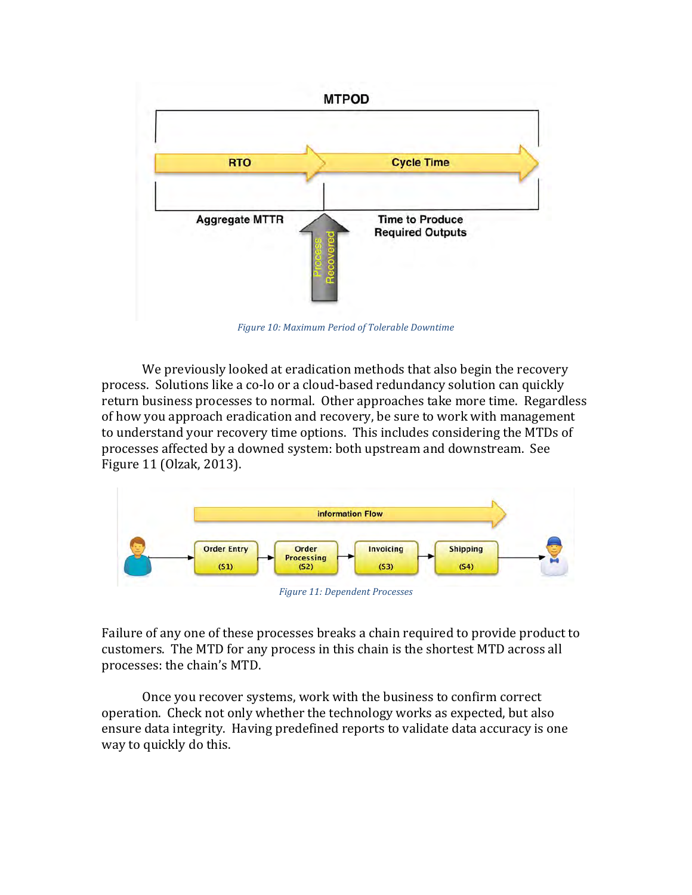MTPOD

RTO

Cycle Time

Aggregate MTTR

Process Recovered

Time to Produce Required Outputs

*Figure 10: Maximum Period of Tolerable Downtime*

We previously looked at eradication methods that also begin the recovery process. Solutions like a co-lo or a cloud-based redundancy solution can quickly return business processes to normal. Other approaches take more time. Regardless of how you approach eradication and recovery, be sure to work with management to understand your recovery time options. This includes considering the MTDs of processes affected by a downed system: both upstream and downstream. See Figure 11 (Olzak, 2013).

information Flow

Order Entry (S1)

Order Processing (S2)

Invoicing (S3)

Shipping (S4)

*Figure 11: Dependent Processes*

Failure of any one of these processes breaks a chain required to provide product to customers. The MTD for any process in this chain is the shortest MTD across all processes: the chain's MTD.

Once you recover systems, work with the business to confirm correct operation. Check not only whether the technology works as expected, but also ensure data integrity. Having predefined reports to validate data accuracy is one way to quickly do this.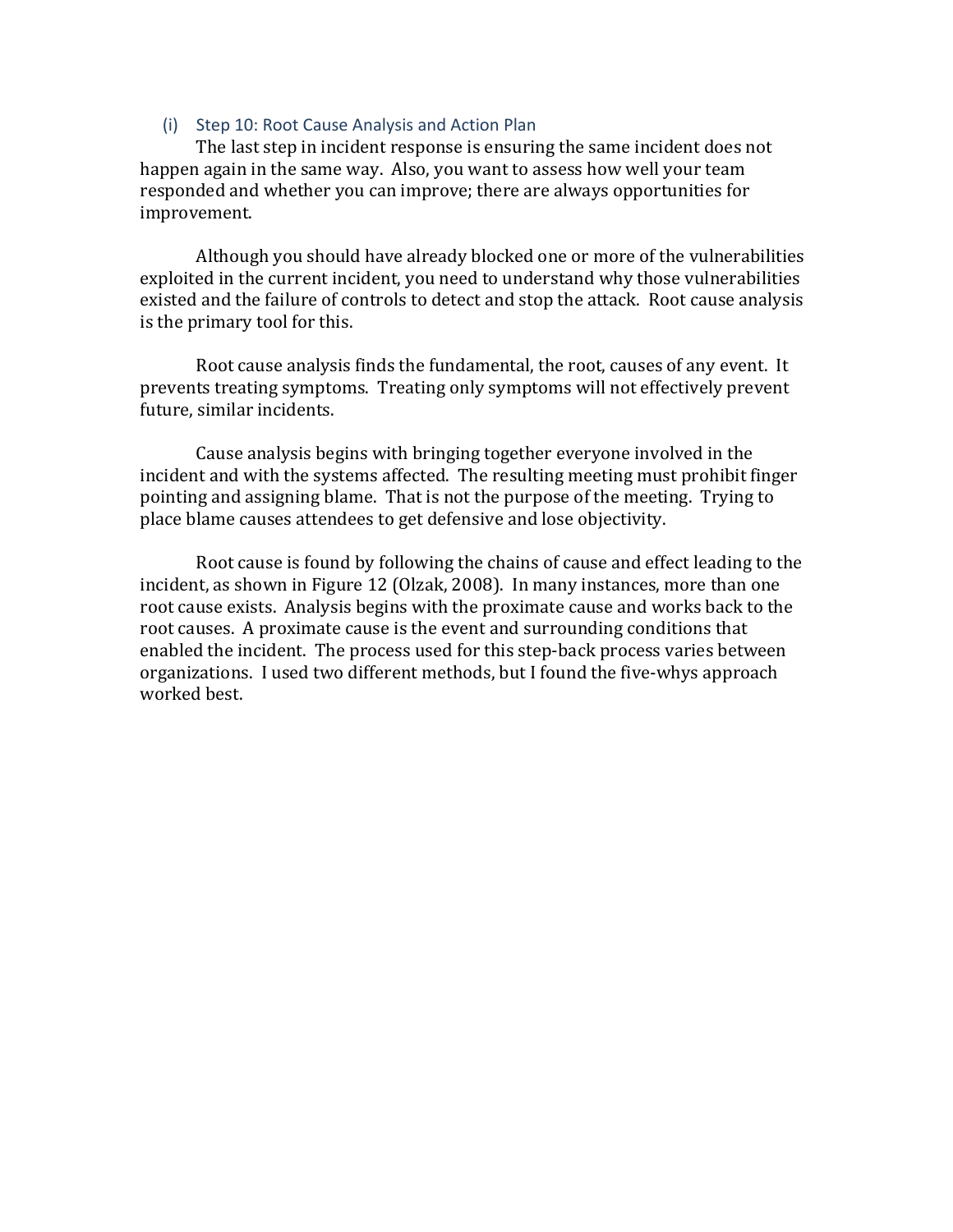### (i) Step 10: Root Cause Analysis and Action Plan

The last step in incident response is ensuring the same incident does not happen again in the same way. Also, you want to assess how well your team responded and whether you can improve; there are always opportunities for improvement.

Although you should have already blocked one or more of the vulnerabilities exploited in the current incident, you need to understand why those vulnerabilities existed and the failure of controls to detect and stop the attack. Root cause analysis is the primary tool for this.

Root cause analysis finds the fundamental, the root, causes of any event. It prevents treating symptoms. Treating only symptoms will not effectively prevent future, similar incidents.

Cause analysis begins with bringing together everyone involved in the incident and with the systems affected. The resulting meeting must prohibit finger pointing and assigning blame. That is not the purpose of the meeting. Trying to place blame causes attendees to get defensive and lose objectivity.

Root cause is found by following the chains of cause and effect leading to the incident, as shown in Figure 12 (Olzak, 2008). In many instances, more than one root cause exists. Analysis begins with the proximate cause and works back to the root causes. A proximate cause is the event and surrounding conditions that enabled the incident. The process used for this step-back process varies between organizations. I used two different methods, but I found the five-whys approach worked best.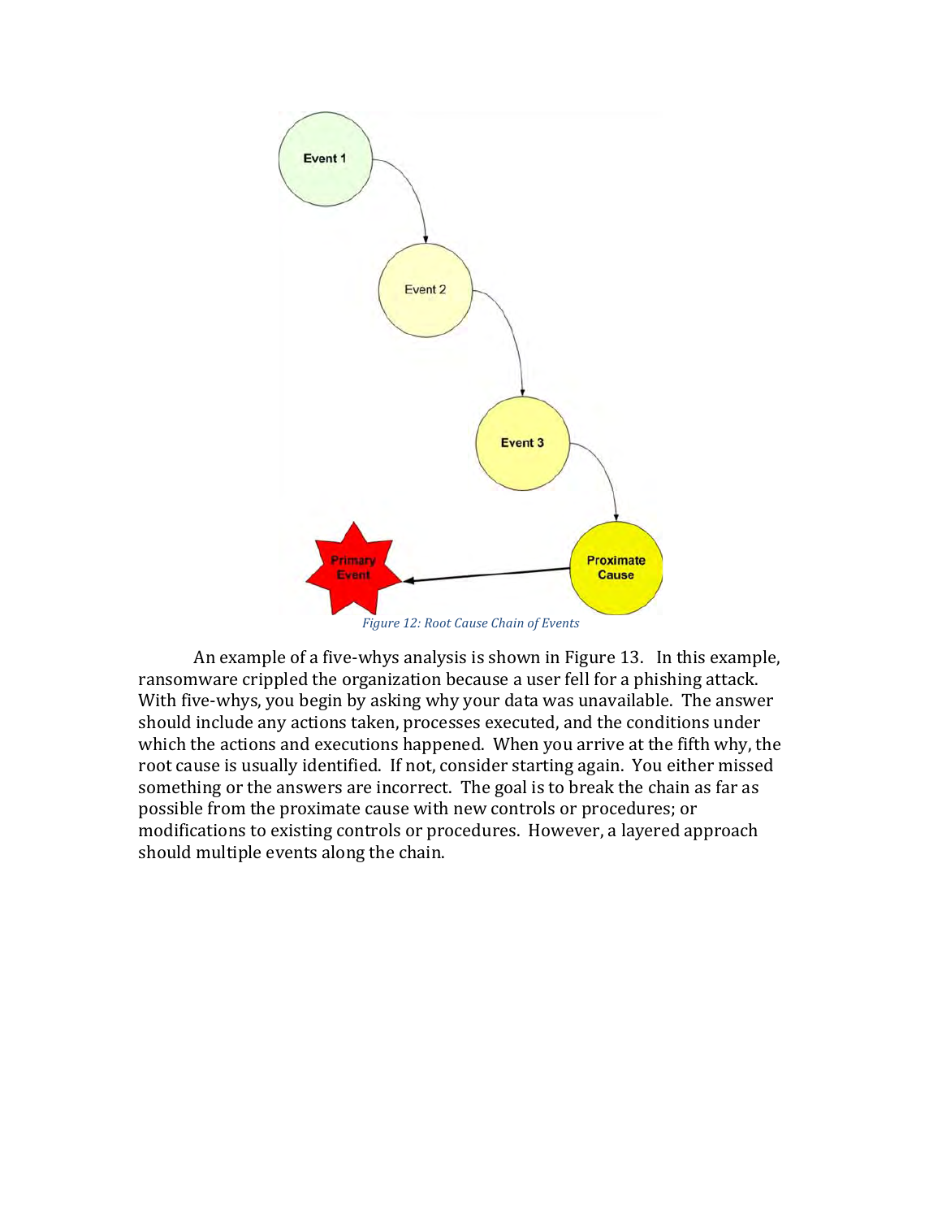Event 1

Event 2

Event 3

Proximate Cause

Primary Event

*Figure 12: Root Cause Chain of Events*

An example of a five-whys analysis is shown in Figure 13. In this example, ransomware crippled the organization because a user fell for a phishing attack. With five-whys, you begin by asking why your data was unavailable. The answer should include any actions taken, processes executed, and the conditions under which the actions and executions happened. When you arrive at the fifth why, the root cause is usually identified. If not, consider starting again. You either missed something or the answers are incorrect. The goal is to break the chain as far as possible from the proximate cause with new controls or procedures; or modifications to existing controls or procedures. However, a layered approach should multiple events along the chain.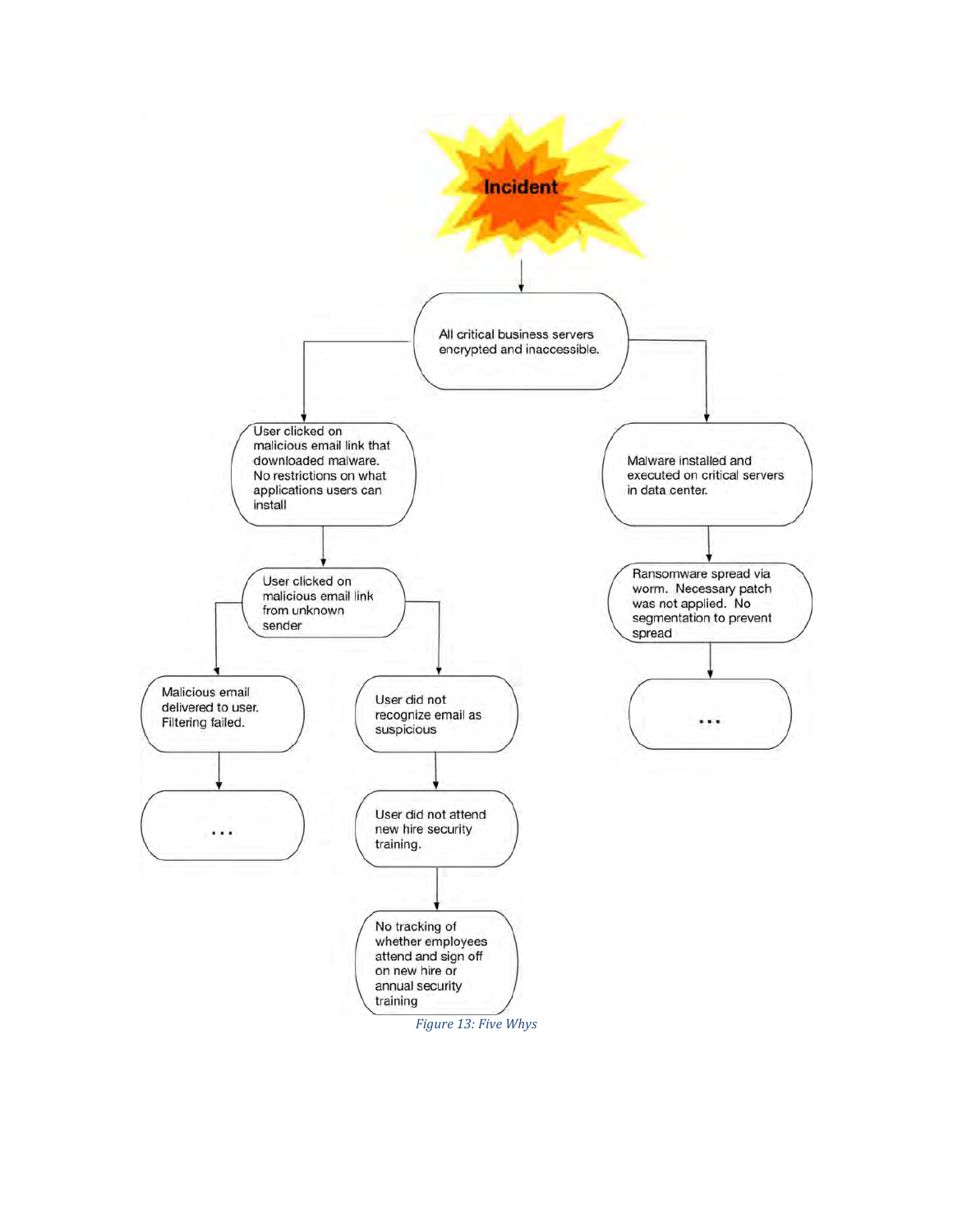Incident

All critical business servers encrypted and inaccessible.

User clicked on malicious email link that downloaded malware. No restrictions on what applications users can install

User clicked on malicious email link from unknown sender

Malicious email delivered to user. Filtering failed.

. . .

User did not recognize email as suspicious

User did not attend new hire security training.

No tracking of whether employees attend and sign off on new hire or annual security training

Malware installed and executed on critical servers in data center.

Ransomware spread via worm. Necessary patch was not applied. No segmentation to prevent spread

. . .

*Figure 13: Five Whys*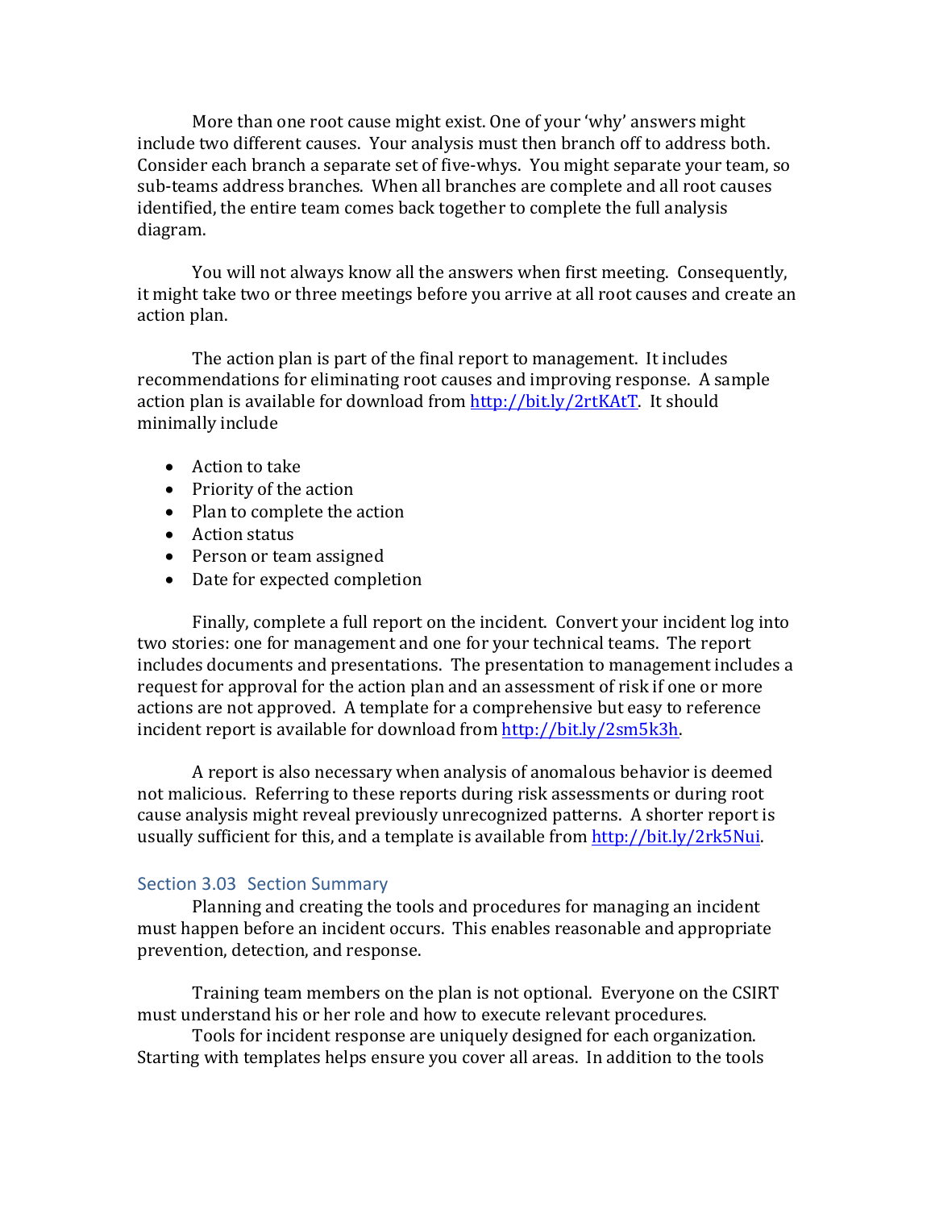More than one root cause might exist. One of your 'why' answers might include two different causes. Your analysis must then branch off to address both. Consider each branch a separate set of five-whys. You might separate your team, so sub-teams address branches. When all branches are complete and all root causes identified, the entire team comes back together to complete the full analysis diagram.

You will not always know all the answers when first meeting. Consequently, it might take two or three meetings before you arrive at all root causes and create an action plan.

The action plan is part of the final report to management. It includes recommendations for eliminating root causes and improving response. A sample action plan is available for download from http://bit.ly/2rtKAtT. It should minimally include

- Action to take
- Priority of the action
- Plan to complete the action
- Action status
- Person or team assigned
- Date for expected completion

Finally, complete a full report on the incident. Convert your incident log into two stories: one for management and one for your technical teams. The report includes documents and presentations. The presentation to management includes a request for approval for the action plan and an assessment of risk if one or more actions are not approved. A template for a comprehensive but easy to reference incident report is available for download from http://bit.ly/2sm5k3h.

A report is also necessary when analysis of anomalous behavior is deemed not malicious. Referring to these reports during risk assessments or during root cause analysis might reveal previously unrecognized patterns. A shorter report is usually sufficient for this, and a template is available from http://bit.ly/2rk5Nui.

### Section 3.03 Section Summary

Planning and creating the tools and procedures for managing an incident must happen before an incident occurs. This enables reasonable and appropriate prevention, detection, and response.

Training team members on the plan is not optional. Everyone on the CSIRT must understand his or her role and how to execute relevant procedures.

Tools for incident response are uniquely designed for each organization. Starting with templates helps ensure you cover all areas. In addition to the tools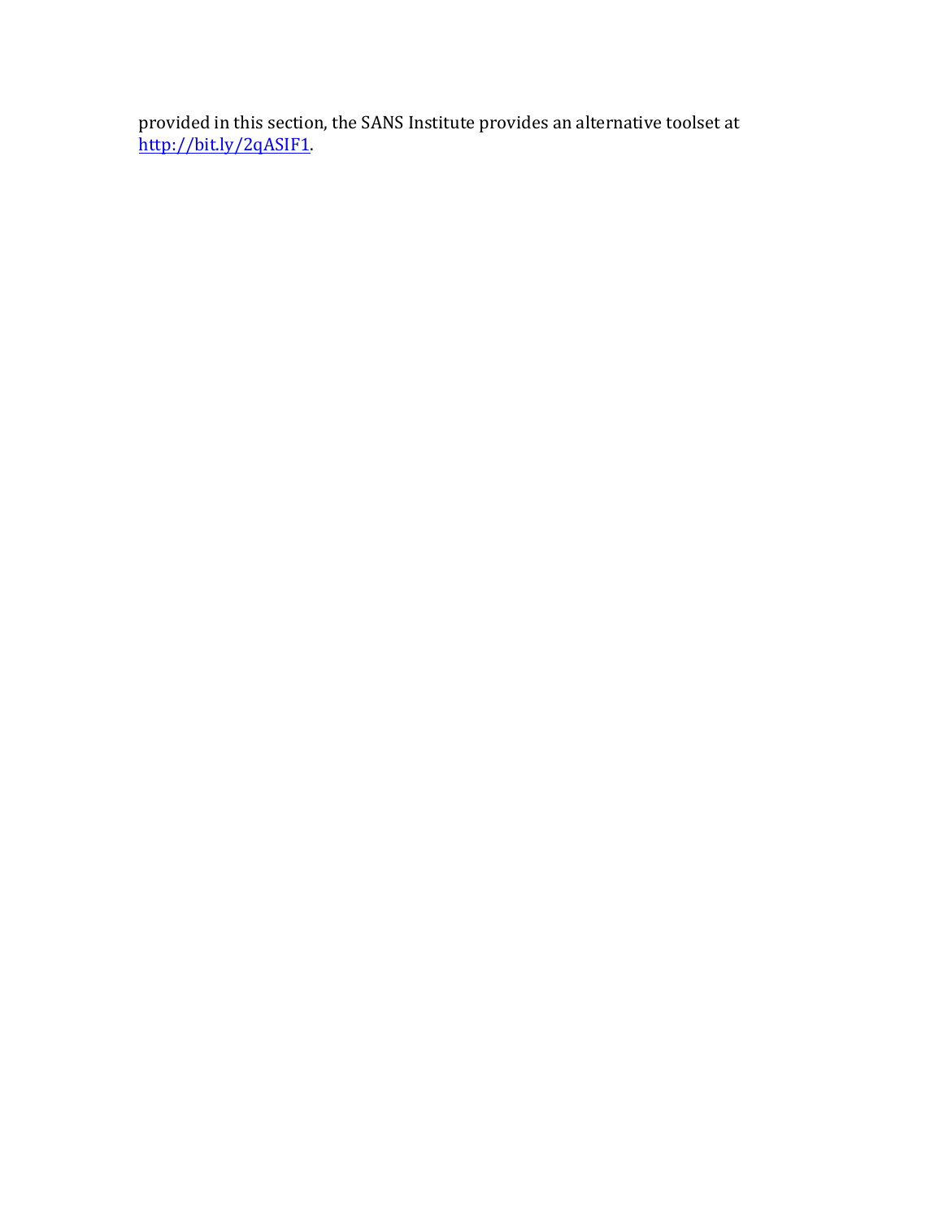provided in this section, the SANS Institute provides an alternative toolset at http://bit.ly/2qASIF1.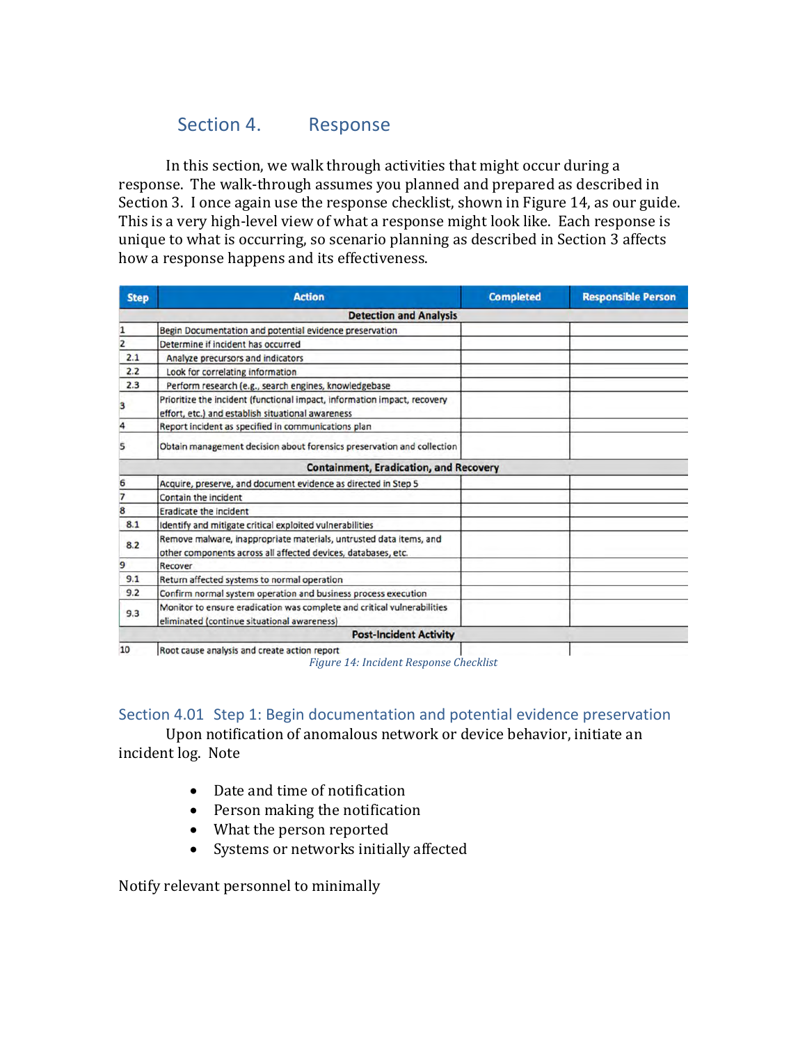## Section 4. Response

In this section, we walk through activities that might occur during a response. The walk-through assumes you planned and prepared as described in Section 3. I once again use the response checklist, shown in Figure 14, as our guide. This is a very high-level view of what a response might look like. Each response is unique to what is occurring, so scenario planning as described in Section 3 affects how a response happens and its effectiveness.

| Step | Action | Completed | Responsible Person |
|---|---|---|---|
| | **Detection and Analysis** | | |
| 1 | Begin Documentation and potential evidence preservation | | |
| 2 | Determine if incident has occurred | | |
| 2.1 | Analyze precursors and indicators | | |
| 2.2 | Look for correlating information | | |
| 2.3 | Perform research (e.g., search engines, knowledgebase | | |
| 3 | Prioritize the incident (functional impact, information impact, recovery effort, etc.) and establish situational awareness | | |
| 4 | Report incident as specified in communications plan | | |
| 5 | Obtain management decision about forensics preservation and collection | | |
| | **Containment, Eradication, and Recovery** | | |
| 6 | Acquire, preserve, and document evidence as directed in Step 5 | | |
| 7 | Contain the incident | | |
| 8 | Eradicate the incident | | |
| 8.1 | Identify and mitigate critical exploited vulnerabilities | | |
| 8.2 | Remove malware, inappropriate materials, untrusted data items, and other components across all affected devices, databases, etc. | | |
| 9 | Recover | | |
| 9.1 | Return affected systems to normal operation | | |
| 9.2 | Confirm normal system operation and business process execution | | |
| 9.3 | Monitor to ensure eradication was complete and critical vulnerabilities eliminated (continue situational awareness) | | |
| | **Post-Incident Activity** | | |
| 10 | Root cause analysis and create action report | | |

*Figure 14: Incident Response Checklist*

### Section 4.01 Step 1: Begin documentation and potential evidence preservation

Upon notification of anomalous network or device behavior, initiate an incident log. Note

- Date and time of notification
- Person making the notification
- What the person reported
- Systems or networks initially affected

Notify relevant personnel to minimally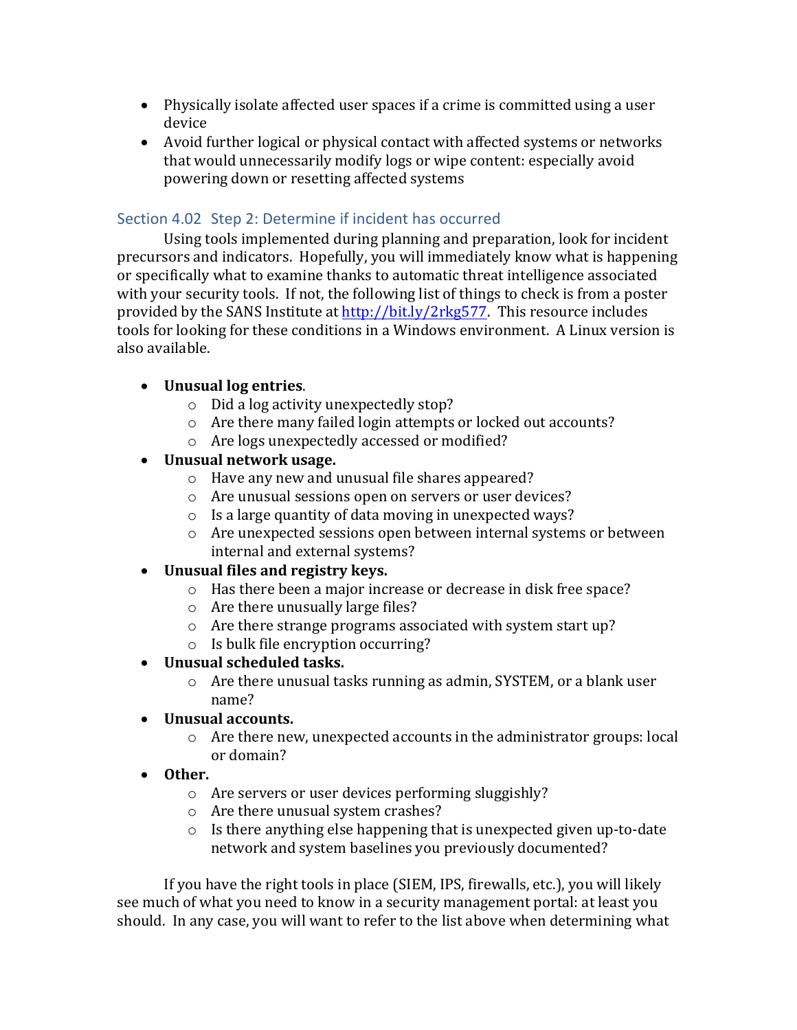- Physically isolate affected user spaces if a crime is committed using a user device
- Avoid further logical or physical contact with affected systems or networks that would unnecessarily modify logs or wipe content: especially avoid powering down or resetting affected systems

### Section 4.02 Step 2: Determine if incident has occurred

Using tools implemented during planning and preparation, look for incident precursors and indicators. Hopefully, you will immediately know what is happening or specifically what to examine thanks to automatic threat intelligence associated with your security tools. If not, the following list of things to check is from a poster provided by the SANS Institute at http://bit.ly/2rkg577. This resource includes tools for looking for these conditions in a Windows environment. A Linux version is also available.

- **Unusual log entries**.
  - Did a log activity unexpectedly stop?
  - Are there many failed login attempts or locked out accounts?
  - Are logs unexpectedly accessed or modified?
- **Unusual network usage.**
  - Have any new and unusual file shares appeared?
  - Are unusual sessions open on servers or user devices?
  - Is a large quantity of data moving in unexpected ways?
  - Are unexpected sessions open between internal systems or between internal and external systems?
- **Unusual files and registry keys.**
  - Has there been a major increase or decrease in disk free space?
  - Are there unusually large files?
  - Are there strange programs associated with system start up?
  - Is bulk file encryption occurring?
- **Unusual scheduled tasks.**
  - Are there unusual tasks running as admin, SYSTEM, or a blank user name?
- **Unusual accounts.**
  - Are there new, unexpected accounts in the administrator groups: local or domain?
- **Other.**
  - Are servers or user devices performing sluggishly?
  - Are there unusual system crashes?
  - Is there anything else happening that is unexpected given up-to-date network and system baselines you previously documented?

If you have the right tools in place (SIEM, IPS, firewalls, etc.), you will likely see much of what you need to know in a security management portal: at least you should. In any case, you will want to refer to the list above when determining what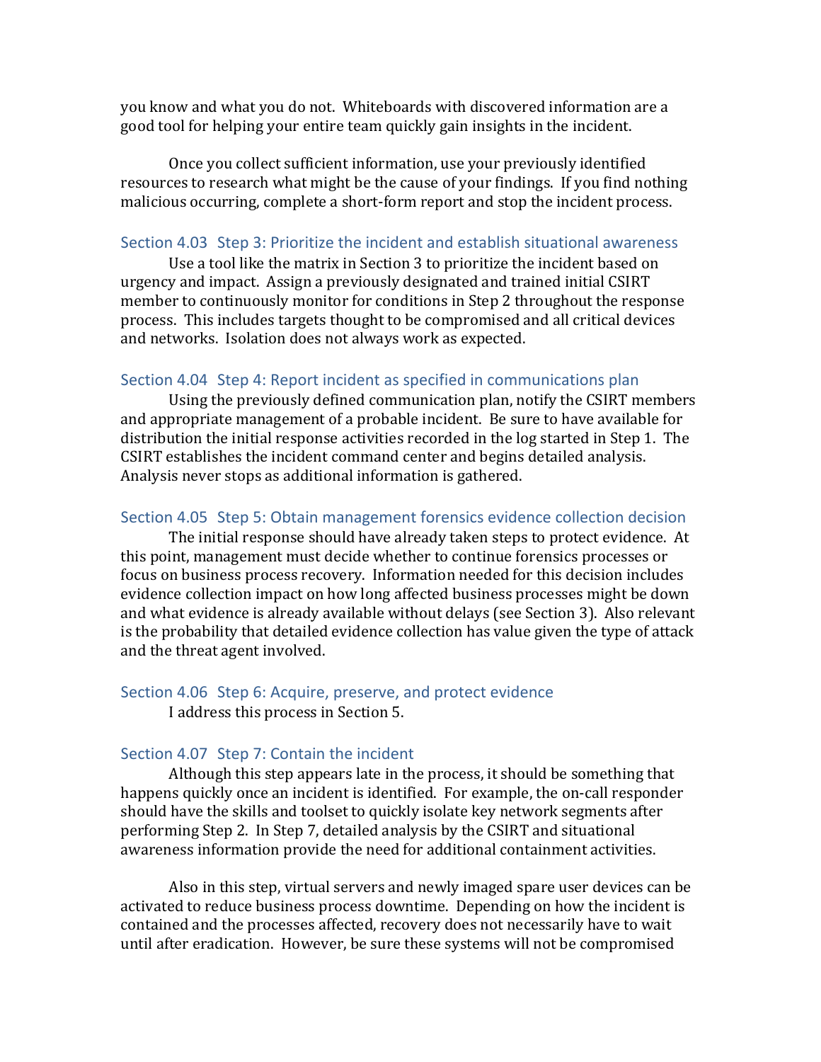you know and what you do not. Whiteboards with discovered information are a good tool for helping your entire team quickly gain insights in the incident.

Once you collect sufficient information, use your previously identified resources to research what might be the cause of your findings. If you find nothing malicious occurring, complete a short-form report and stop the incident process.

### Section 4.03 Step 3: Prioritize the incident and establish situational awareness

Use a tool like the matrix in Section 3 to prioritize the incident based on urgency and impact. Assign a previously designated and trained initial CSIRT member to continuously monitor for conditions in Step 2 throughout the response process. This includes targets thought to be compromised and all critical devices and networks. Isolation does not always work as expected.

### Section 4.04 Step 4: Report incident as specified in communications plan

Using the previously defined communication plan, notify the CSIRT members and appropriate management of a probable incident. Be sure to have available for distribution the initial response activities recorded in the log started in Step 1. The CSIRT establishes the incident command center and begins detailed analysis. Analysis never stops as additional information is gathered.

### Section 4.05 Step 5: Obtain management forensics evidence collection decision

The initial response should have already taken steps to protect evidence. At this point, management must decide whether to continue forensics processes or focus on business process recovery. Information needed for this decision includes evidence collection impact on how long affected business processes might be down and what evidence is already available without delays (see Section 3). Also relevant is the probability that detailed evidence collection has value given the type of attack and the threat agent involved.

### Section 4.06 Step 6: Acquire, preserve, and protect evidence

I address this process in Section 5.

### Section 4.07 Step 7: Contain the incident

Although this step appears late in the process, it should be something that happens quickly once an incident is identified. For example, the on-call responder should have the skills and toolset to quickly isolate key network segments after performing Step 2. In Step 7, detailed analysis by the CSIRT and situational awareness information provide the need for additional containment activities.

Also in this step, virtual servers and newly imaged spare user devices can be activated to reduce business process downtime. Depending on how the incident is contained and the processes affected, recovery does not necessarily have to wait until after eradication. However, be sure these systems will not be compromised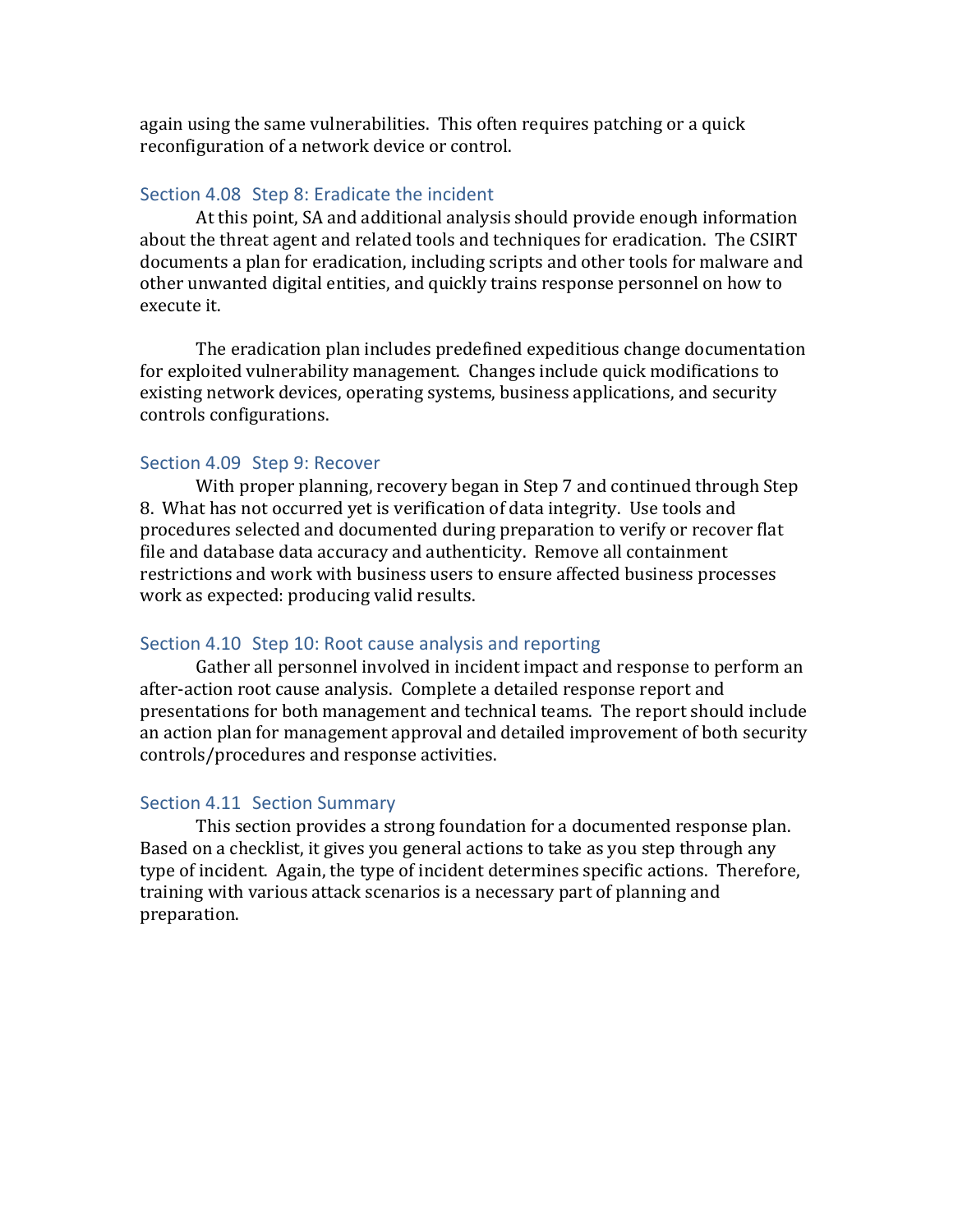again using the same vulnerabilities. This often requires patching or a quick reconfiguration of a network device or control.

### Section 4.08 Step 8: Eradicate the incident

At this point, SA and additional analysis should provide enough information about the threat agent and related tools and techniques for eradication. The CSIRT documents a plan for eradication, including scripts and other tools for malware and other unwanted digital entities, and quickly trains response personnel on how to execute it.

The eradication plan includes predefined expeditious change documentation for exploited vulnerability management. Changes include quick modifications to existing network devices, operating systems, business applications, and security controls configurations.

### Section 4.09 Step 9: Recover

With proper planning, recovery began in Step 7 and continued through Step 8. What has not occurred yet is verification of data integrity. Use tools and procedures selected and documented during preparation to verify or recover flat file and database data accuracy and authenticity. Remove all containment restrictions and work with business users to ensure affected business processes work as expected: producing valid results.

### Section 4.10 Step 10: Root cause analysis and reporting

Gather all personnel involved in incident impact and response to perform an after-action root cause analysis. Complete a detailed response report and presentations for both management and technical teams. The report should include an action plan for management approval and detailed improvement of both security controls/procedures and response activities.

### Section 4.11 Section Summary

This section provides a strong foundation for a documented response plan. Based on a checklist, it gives you general actions to take as you step through any type of incident. Again, the type of incident determines specific actions. Therefore, training with various attack scenarios is a necessary part of planning and preparation.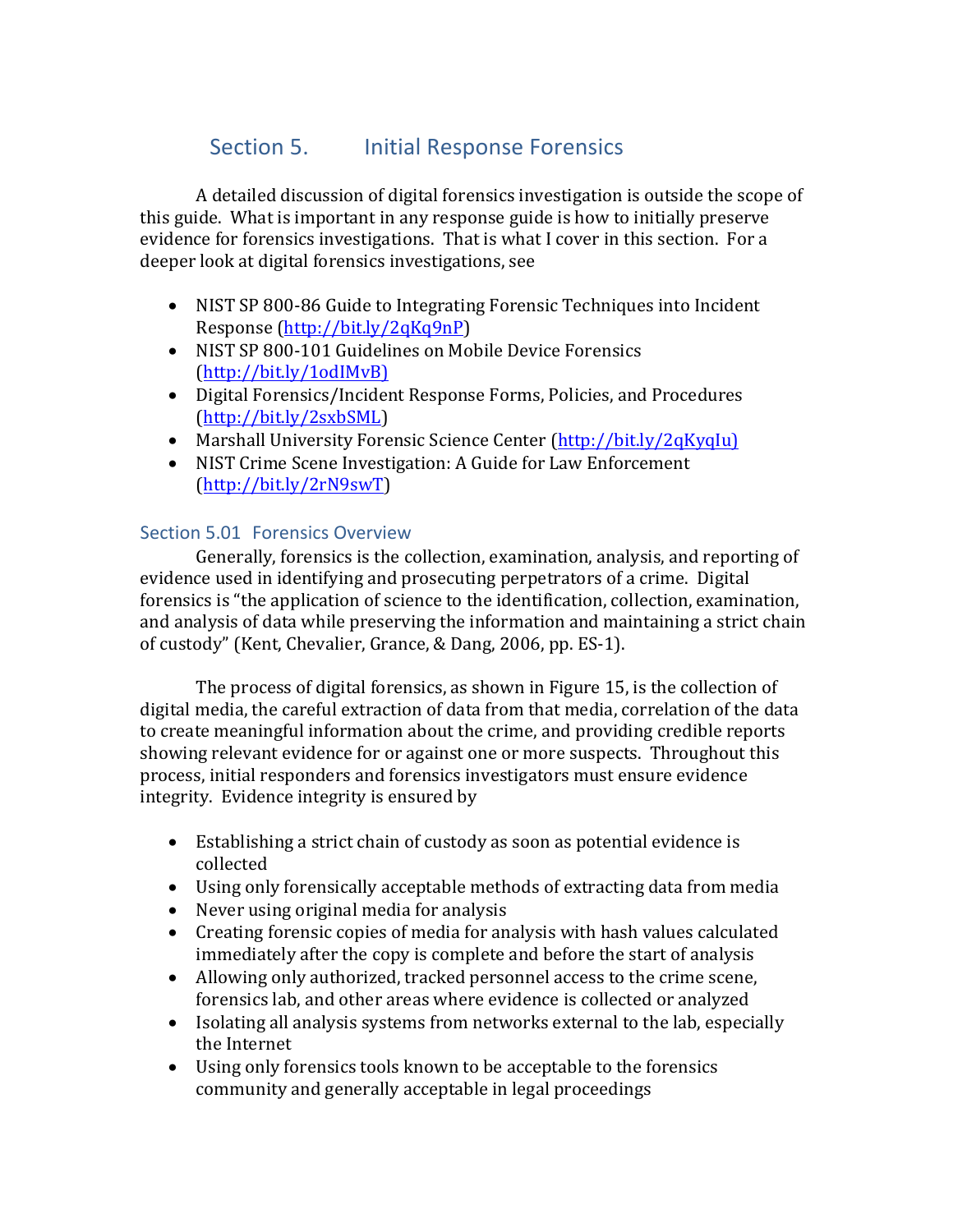# Section 5. Initial Response Forensics

A detailed discussion of digital forensics investigation is outside the scope of this guide. What is important in any response guide is how to initially preserve evidence for forensics investigations. That is what I cover in this section. For a deeper look at digital forensics investigations, see

- NIST SP 800-86 Guide to Integrating Forensic Techniques into Incident Response (http://bit.ly/2qKq9nP)
- NIST SP 800-101 Guidelines on Mobile Device Forensics (http://bit.ly/1odIMvB)
- Digital Forensics/Incident Response Forms, Policies, and Procedures (http://bit.ly/2sxbSML)
- Marshall University Forensic Science Center (http://bit.ly/2qKyqIu)
- NIST Crime Scene Investigation: A Guide for Law Enforcement (http://bit.ly/2rN9swT)

## Section 5.01 Forensics Overview

Generally, forensics is the collection, examination, analysis, and reporting of evidence used in identifying and prosecuting perpetrators of a crime. Digital forensics is "the application of science to the identification, collection, examination, and analysis of data while preserving the information and maintaining a strict chain of custody" (Kent, Chevalier, Grance, & Dang, 2006, pp. ES-1).

The process of digital forensics, as shown in Figure 15, is the collection of digital media, the careful extraction of data from that media, correlation of the data to create meaningful information about the crime, and providing credible reports showing relevant evidence for or against one or more suspects. Throughout this process, initial responders and forensics investigators must ensure evidence integrity. Evidence integrity is ensured by

- Establishing a strict chain of custody as soon as potential evidence is collected
- Using only forensically acceptable methods of extracting data from media
- Never using original media for analysis
- Creating forensic copies of media for analysis with hash values calculated immediately after the copy is complete and before the start of analysis
- Allowing only authorized, tracked personnel access to the crime scene, forensics lab, and other areas where evidence is collected or analyzed
- Isolating all analysis systems from networks external to the lab, especially the Internet
- Using only forensics tools known to be acceptable to the forensics community and generally acceptable in legal proceedings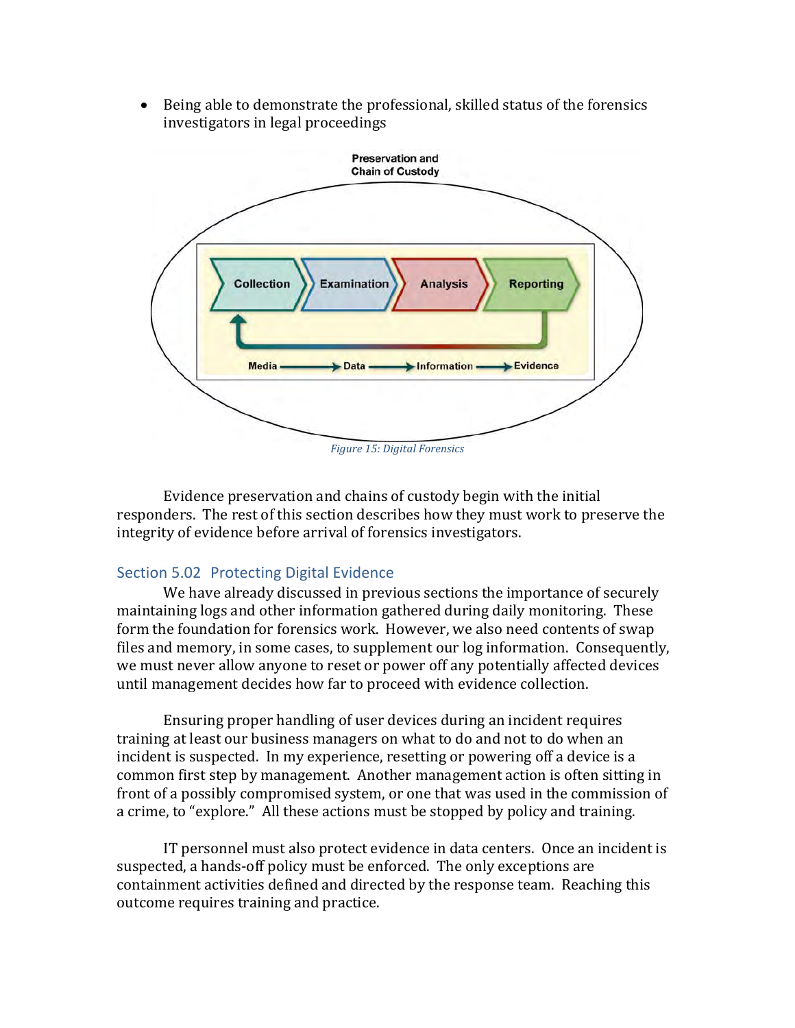- Being able to demonstrate the professional, skilled status of the forensics investigators in legal proceedings

Preservation and Chain of Custody

Collection
Examination
Analysis
Reporting

Media → Data → Information → Evidence

*Figure 15: Digital Forensics*

Evidence preservation and chains of custody begin with the initial responders. The rest of this section describes how they must work to preserve the integrity of evidence before arrival of forensics investigators.

## Section 5.02 Protecting Digital Evidence

We have already discussed in previous sections the importance of securely maintaining logs and other information gathered during daily monitoring. These form the foundation for forensics work. However, we also need contents of swap files and memory, in some cases, to supplement our log information. Consequently, we must never allow anyone to reset or power off any potentially affected devices until management decides how far to proceed with evidence collection.

Ensuring proper handling of user devices during an incident requires training at least our business managers on what to do and not to do when an incident is suspected. In my experience, resetting or powering off a device is a common first step by management. Another management action is often sitting in front of a possibly compromised system, or one that was used in the commission of a crime, to "explore." All these actions must be stopped by policy and training.

IT personnel must also protect evidence in data centers. Once an incident is suspected, a hands-off policy must be enforced. The only exceptions are containment activities defined and directed by the response team. Reaching this outcome requires training and practice.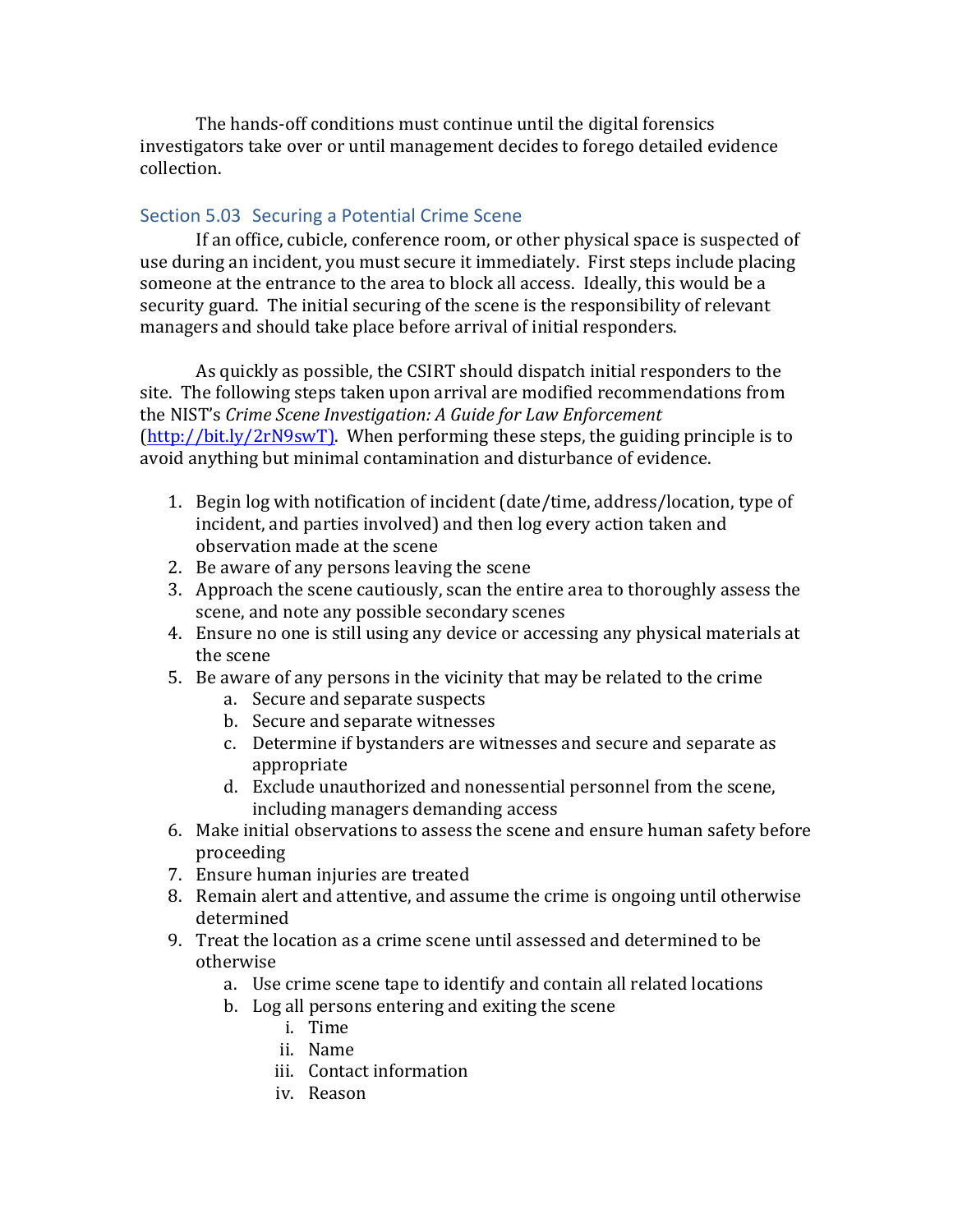The hands-off conditions must continue until the digital forensics investigators take over or until management decides to forego detailed evidence collection.

### Section 5.03 Securing a Potential Crime Scene

If an office, cubicle, conference room, or other physical space is suspected of use during an incident, you must secure it immediately. First steps include placing someone at the entrance to the area to block all access. Ideally, this would be a security guard. The initial securing of the scene is the responsibility of relevant managers and should take place before arrival of initial responders.

As quickly as possible, the CSIRT should dispatch initial responders to the site. The following steps taken upon arrival are modified recommendations from the NIST's *Crime Scene Investigation: A Guide for Law Enforcement* ([http://bit.ly/2rN9swT](http://bit.ly/2rN9swT)). When performing these steps, the guiding principle is to avoid anything but minimal contamination and disturbance of evidence.

1. Begin log with notification of incident (date/time, address/location, type of incident, and parties involved) and then log every action taken and observation made at the scene
2. Be aware of any persons leaving the scene
3. Approach the scene cautiously, scan the entire area to thoroughly assess the scene, and note any possible secondary scenes
4. Ensure no one is still using any device or accessing any physical materials at the scene
5. Be aware of any persons in the vicinity that may be related to the crime
    a. Secure and separate suspects
    b. Secure and separate witnesses
    c. Determine if bystanders are witnesses and secure and separate as appropriate
    d. Exclude unauthorized and nonessential personnel from the scene, including managers demanding access
6. Make initial observations to assess the scene and ensure human safety before proceeding
7. Ensure human injuries are treated
8. Remain alert and attentive, and assume the crime is ongoing until otherwise determined
9. Treat the location as a crime scene until assessed and determined to be otherwise
    a. Use crime scene tape to identify and contain all related locations
    b. Log all persons entering and exiting the scene
        i. Time
        ii. Name
        iii. Contact information
        iv. Reason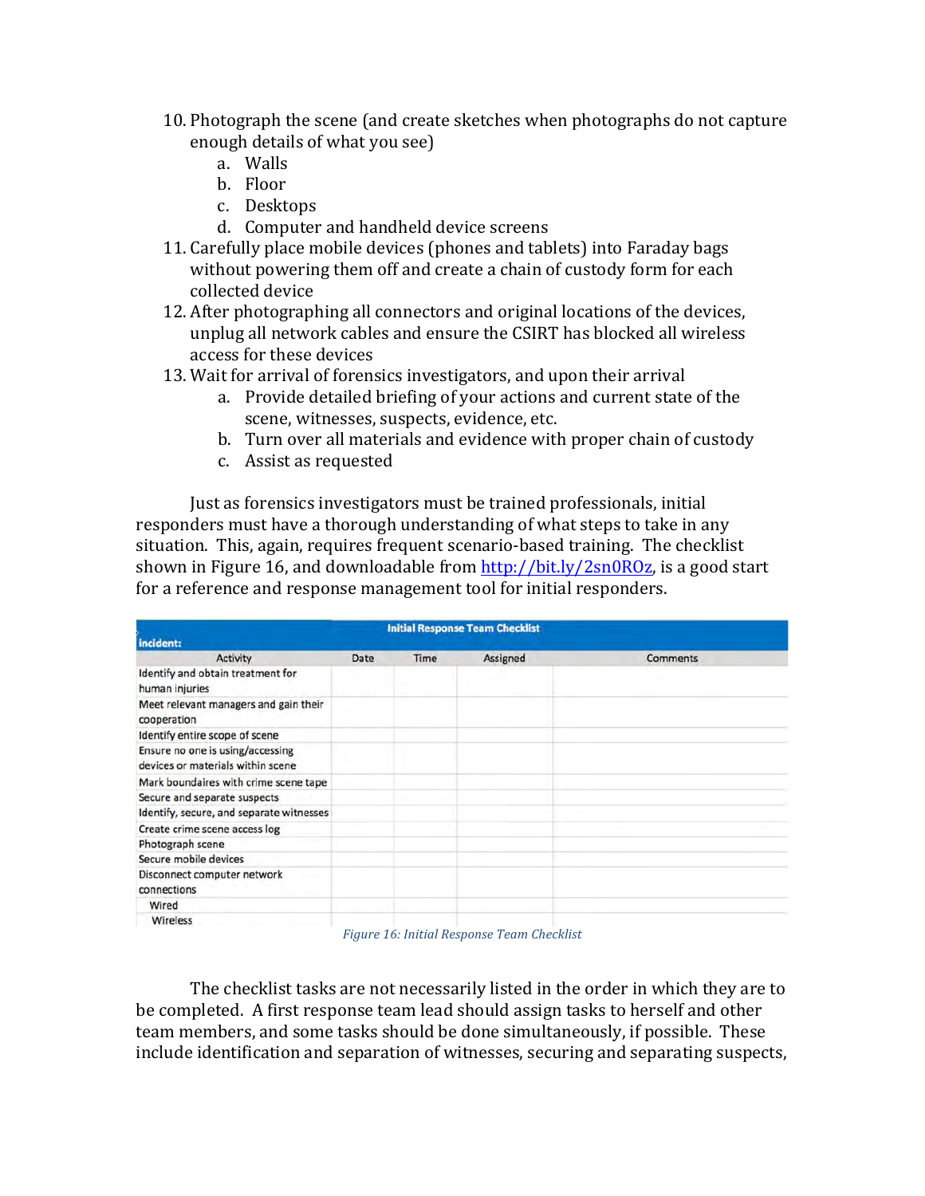10. Photograph the scene (and create sketches when photographs do not capture enough details of what you see)
    a. Walls
    b. Floor
    c. Desktops
    d. Computer and handheld device screens
11. Carefully place mobile devices (phones and tablets) into Faraday bags without powering them off and create a chain of custody form for each collected device
12. After photographing all connectors and original locations of the devices, unplug all network cables and ensure the CSIRT has blocked all wireless access for these devices
13. Wait for arrival of forensics investigators, and upon their arrival
    a. Provide detailed briefing of your actions and current state of the scene, witnesses, suspects, evidence, etc.
    b. Turn over all materials and evidence with proper chain of custody
    c. Assist as requested

Just as forensics investigators must be trained professionals, initial responders must have a thorough understanding of what steps to take in any situation. This, again, requires frequent scenario-based training. The checklist shown in Figure 16, and downloadable from http://bit.ly/2sn0ROz, is a good start for a reference and response management tool for initial responders.

| Incident: | Initial Response Team Checklist | | | |
|---|---|---|---|---|
| **Activity** | **Date** | **Time** | **Assigned** | **Comments** |
| Identify and obtain treatment for human injuries | | | | |
| Meet relevant managers and gain their cooperation | | | | |
| Identify entire scope of scene | | | | |
| Ensure no one is using/accessing devices or materials within scene | | | | |
| Mark boundaires with crime scene tape | | | | |
| Secure and separate suspects | | | | |
| Identify, secure, and separate witnesses | | | | |
| Create crime scene access log | | | | |
| Photograph scene | | | | |
| Secure mobile devices | | | | |
| Disconnect computer network connections | | | | |
| Wired | | | | |
| Wireless | | | | |

*Figure 16: Initial Response Team Checklist*

The checklist tasks are not necessarily listed in the order in which they are to be completed. A first response team lead should assign tasks to herself and other team members, and some tasks should be done simultaneously, if possible. These include identification and separation of witnesses, securing and separating suspects,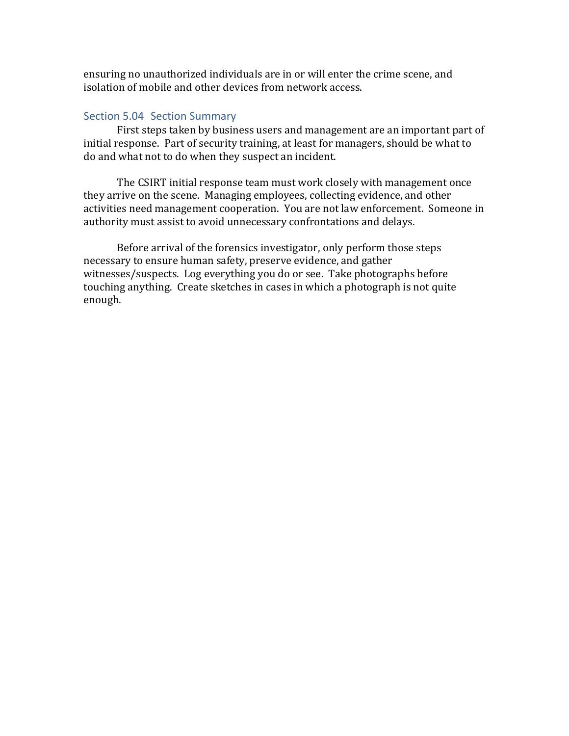ensuring no unauthorized individuals are in or will enter the crime scene, and isolation of mobile and other devices from network access.

## Section 5.04 Section Summary

First steps taken by business users and management are an important part of initial response. Part of security training, at least for managers, should be what to do and what not to do when they suspect an incident.

The CSIRT initial response team must work closely with management once they arrive on the scene. Managing employees, collecting evidence, and other activities need management cooperation. You are not law enforcement. Someone in authority must assist to avoid unnecessary confrontations and delays.

Before arrival of the forensics investigator, only perform those steps necessary to ensure human safety, preserve evidence, and gather witnesses/suspects. Log everything you do or see. Take photographs before touching anything. Create sketches in cases in which a photograph is not quite enough.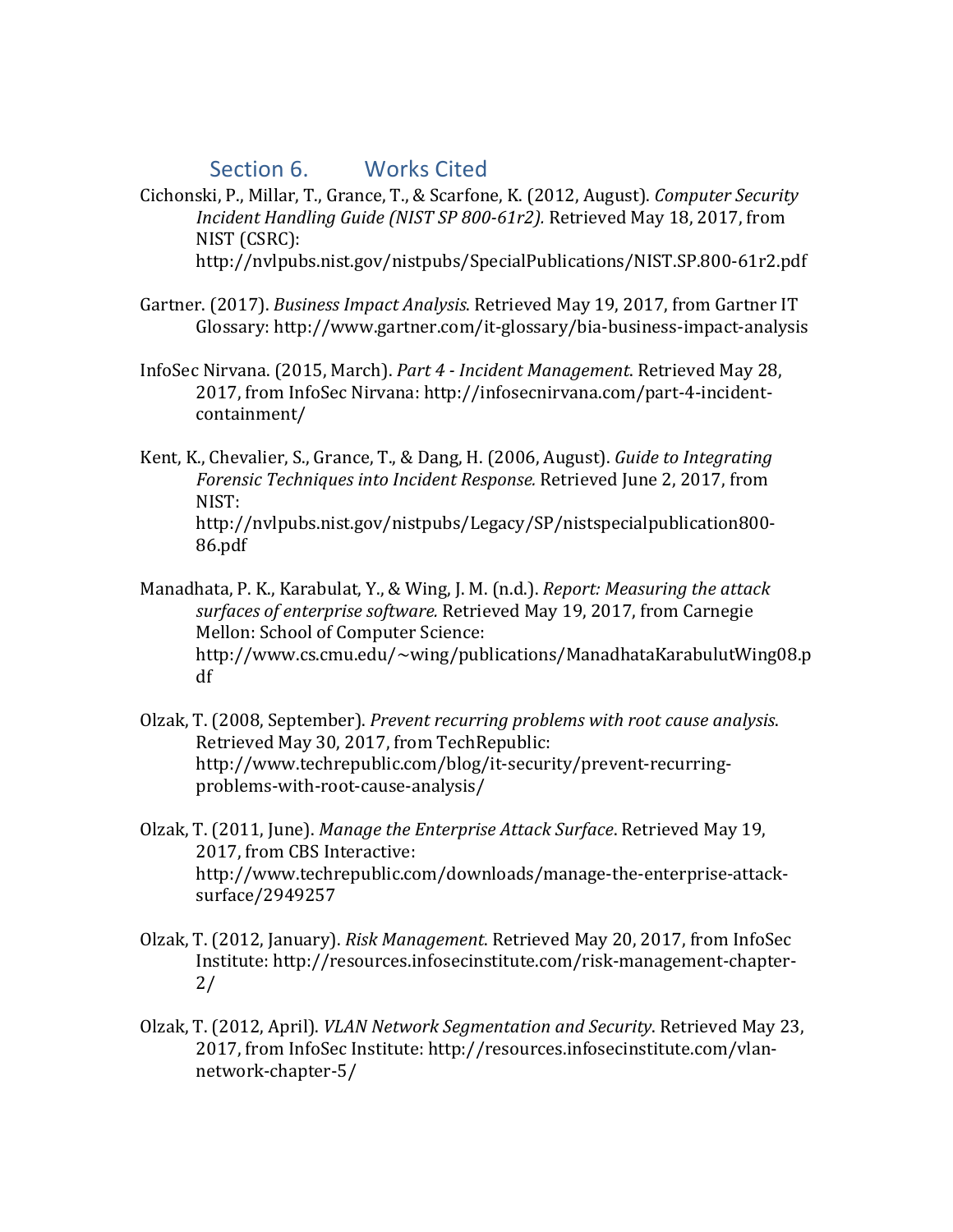## Section 6. Works Cited

Cichonski, P., Millar, T., Grance, T., & Scarfone, K. (2012, August). *Computer Security Incident Handling Guide (NIST SP 800-61r2).* Retrieved May 18, 2017, from NIST (CSRC): http://nvlpubs.nist.gov/nistpubs/SpecialPublications/NIST.SP.800-61r2.pdf

Gartner. (2017). *Business Impact Analysis*. Retrieved May 19, 2017, from Gartner IT Glossary: http://www.gartner.com/it-glossary/bia-business-impact-analysis

InfoSec Nirvana. (2015, March). *Part 4 - Incident Management*. Retrieved May 28, 2017, from InfoSec Nirvana: http://infosecnirvana.com/part-4-incident-containment/

Kent, K., Chevalier, S., Grance, T., & Dang, H. (2006, August). *Guide to Integrating Forensic Techniques into Incident Response.* Retrieved June 2, 2017, from NIST: http://nvlpubs.nist.gov/nistpubs/Legacy/SP/nistspecialpublication800-86.pdf

Manadhata, P. K., Karabulat, Y., & Wing, J. M. (n.d.). *Report: Measuring the attack surfaces of enterprise software.* Retrieved May 19, 2017, from Carnegie Mellon: School of Computer Science: http://www.cs.cmu.edu/~wing/publications/ManadhataKarabulutWing08.pdf

Olzak, T. (2008, September). *Prevent recurring problems with root cause analysis*. Retrieved May 30, 2017, from TechRepublic: http://www.techrepublic.com/blog/it-security/prevent-recurring-problems-with-root-cause-analysis/

Olzak, T. (2011, June). *Manage the Enterprise Attack Surface*. Retrieved May 19, 2017, from CBS Interactive: http://www.techrepublic.com/downloads/manage-the-enterprise-attack-surface/2949257

Olzak, T. (2012, January). *Risk Management*. Retrieved May 20, 2017, from InfoSec Institute: http://resources.infosecinstitute.com/risk-management-chapter-2/

Olzak, T. (2012, April). *VLAN Network Segmentation and Security*. Retrieved May 23, 2017, from InfoSec Institute: http://resources.infosecinstitute.com/vlan-network-chapter-5/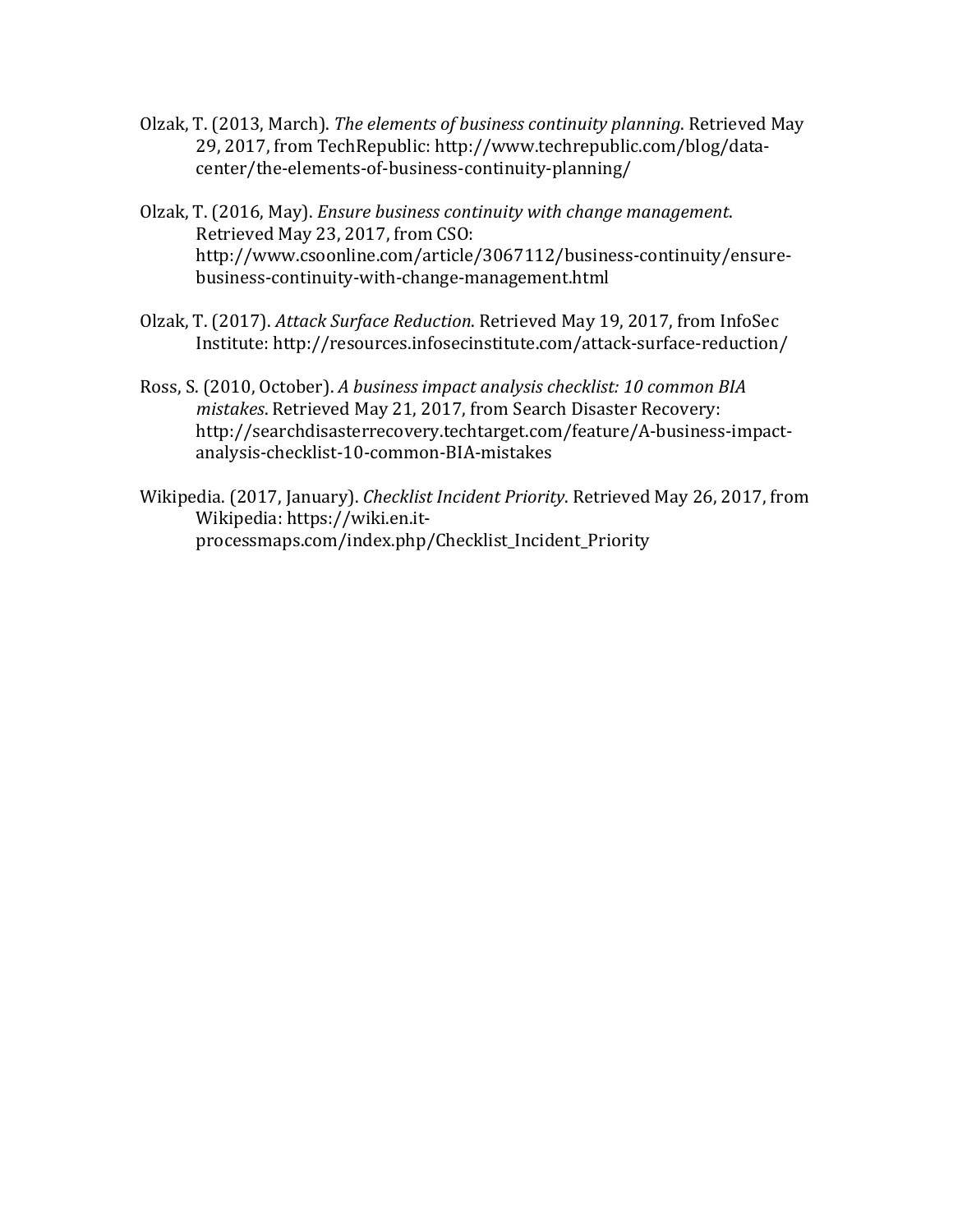Olzak, T. (2013, March). *The elements of business continuity planning*. Retrieved May 29, 2017, from TechRepublic: http://www.techrepublic.com/blog/data-center/the-elements-of-business-continuity-planning/

Olzak, T. (2016, May). *Ensure business continuity with change management*. Retrieved May 23, 2017, from CSO: http://www.csoonline.com/article/3067112/business-continuity/ensure-business-continuity-with-change-management.html

Olzak, T. (2017). *Attack Surface Reduction*. Retrieved May 19, 2017, from InfoSec Institute: http://resources.infosecinstitute.com/attack-surface-reduction/

Ross, S. (2010, October). *A business impact analysis checklist: 10 common BIA mistakes*. Retrieved May 21, 2017, from Search Disaster Recovery: http://searchdisasterrecovery.techtarget.com/feature/A-business-impact-analysis-checklist-10-common-BIA-mistakes

Wikipedia. (2017, January). *Checklist Incident Priority*. Retrieved May 26, 2017, from Wikipedia: https://wiki.en.it-processmaps.com/index.php/Checklist_Incident_Priority